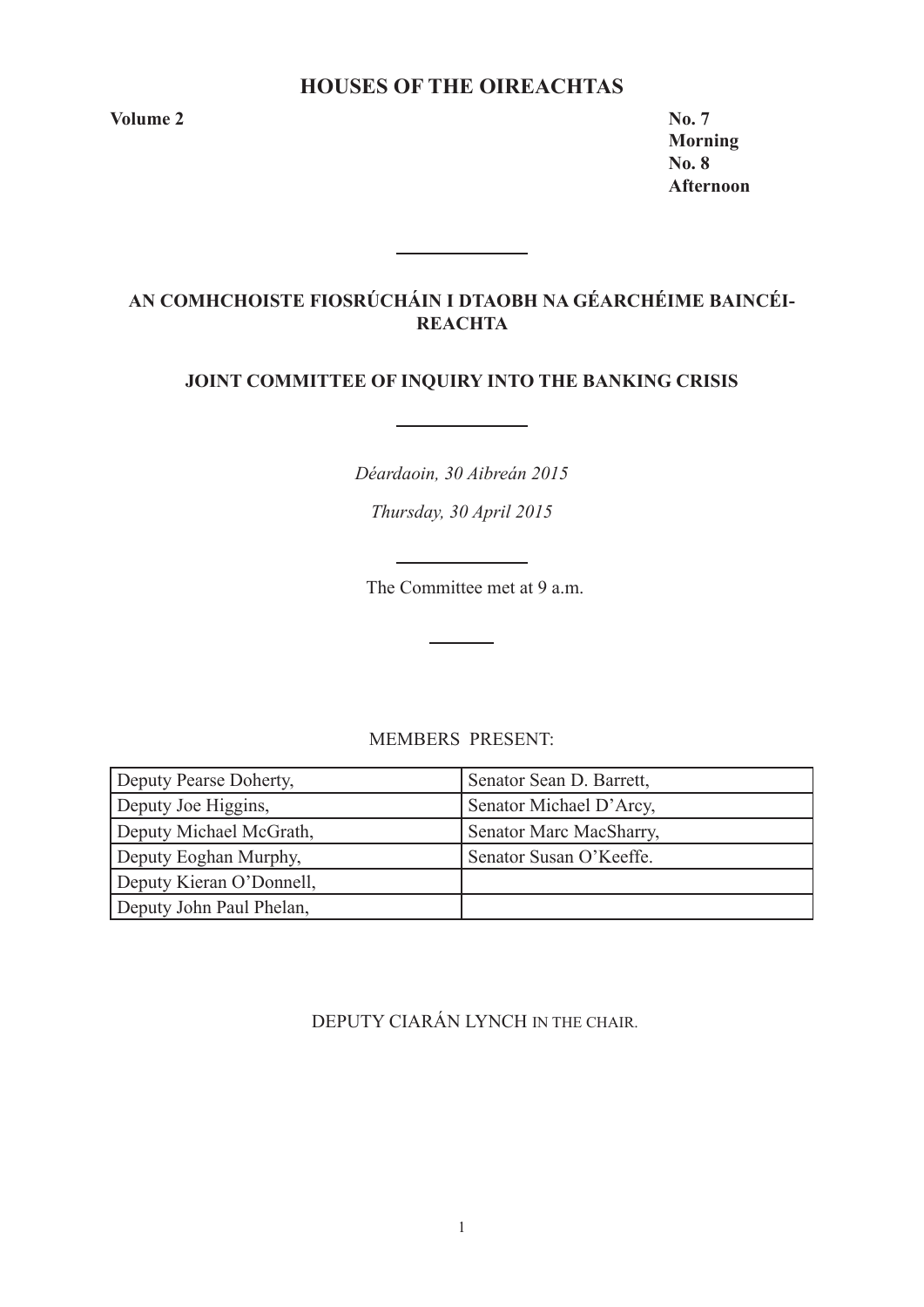# HOUSES OF THE OIREACHTAS

**Volume 2**

**No. 7**
**Morning**
**No. 8**
**Afternoon**

## AN COMHCHOISTE FIOSRÚCHÁIN I DTAOBH NA GÉARCHÉIME BAINCÉIREACHTA

## JOINT COMMITTEE OF INQUIRY INTO THE BANKING CRISIS

*Déardaoin, 30 Aibreán 2015*

*Thursday, 30 April 2015*

The Committee met at 9 a.m.

MEMBERS PRESENT:

| | |
|---|---|
| Deputy Pearse Doherty, | Senator Sean D. Barrett, |
| Deputy Joe Higgins, | Senator Michael D'Arcy, |
| Deputy Michael McGrath, | Senator Marc MacSharry, |
| Deputy Eoghan Murphy, | Senator Susan O'Keeffe. |
| Deputy Kieran O'Donnell, | |
| Deputy John Paul Phelan, | |

DEPUTY CIARÁN LYNCH IN THE CHAIR.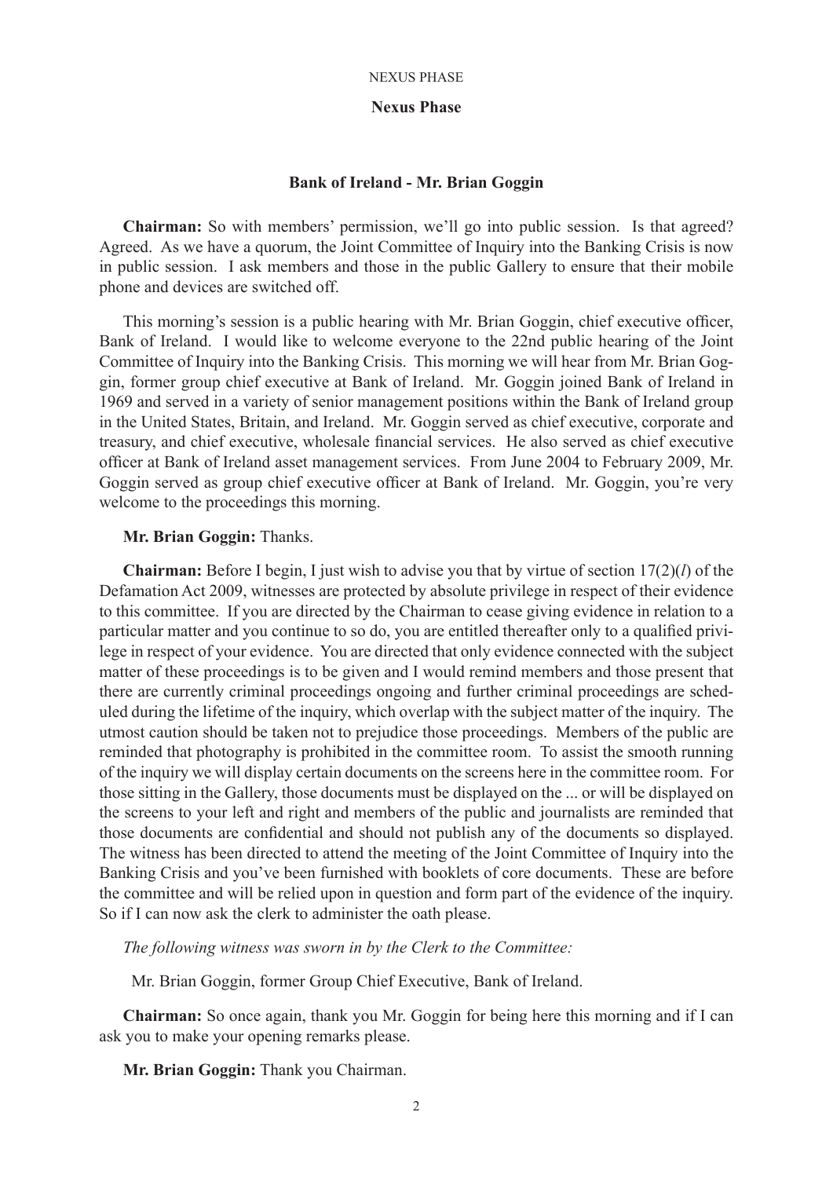## Nexus Phase

### Bank of Ireland - Mr. Brian Goggin

**Chairman:** So with members' permission, we'll go into public session. Is that agreed? Agreed. As we have a quorum, the Joint Committee of Inquiry into the Banking Crisis is now in public session. I ask members and those in the public Gallery to ensure that their mobile phone and devices are switched off.

This morning's session is a public hearing with Mr. Brian Goggin, chief executive officer, Bank of Ireland. I would like to welcome everyone to the 22nd public hearing of the Joint Committee of Inquiry into the Banking Crisis. This morning we will hear from Mr. Brian Goggin, former group chief executive at Bank of Ireland. Mr. Goggin joined Bank of Ireland in 1969 and served in a variety of senior management positions within the Bank of Ireland group in the United States, Britain, and Ireland. Mr. Goggin served as chief executive, corporate and treasury, and chief executive, wholesale financial services. He also served as chief executive officer at Bank of Ireland asset management services. From June 2004 to February 2009, Mr. Goggin served as group chief executive officer at Bank of Ireland. Mr. Goggin, you're very welcome to the proceedings this morning.

**Mr. Brian Goggin:** Thanks.

**Chairman:** Before I begin, I just wish to advise you that by virtue of section 17(2)(*l*) of the Defamation Act 2009, witnesses are protected by absolute privilege in respect of their evidence to this committee. If you are directed by the Chairman to cease giving evidence in relation to a particular matter and you continue to so do, you are entitled thereafter only to a qualified privilege in respect of your evidence. You are directed that only evidence connected with the subject matter of these proceedings is to be given and I would remind members and those present that there are currently criminal proceedings ongoing and further criminal proceedings are scheduled during the lifetime of the inquiry, which overlap with the subject matter of the inquiry. The utmost caution should be taken not to prejudice those proceedings. Members of the public are reminded that photography is prohibited in the committee room. To assist the smooth running of the inquiry we will display certain documents on the screens here in the committee room. For those sitting in the Gallery, those documents must be displayed on the ... or will be displayed on the screens to your left and right and members of the public and journalists are reminded that those documents are confidential and should not publish any of the documents so displayed. The witness has been directed to attend the meeting of the Joint Committee of Inquiry into the Banking Crisis and you've been furnished with booklets of core documents. These are before the committee and will be relied upon in question and form part of the evidence of the inquiry. So if I can now ask the clerk to administer the oath please.

*The following witness was sworn in by the Clerk to the Committee:*

Mr. Brian Goggin, former Group Chief Executive, Bank of Ireland.

**Chairman:** So once again, thank you Mr. Goggin for being here this morning and if I can ask you to make your opening remarks please.

**Mr. Brian Goggin:** Thank you Chairman.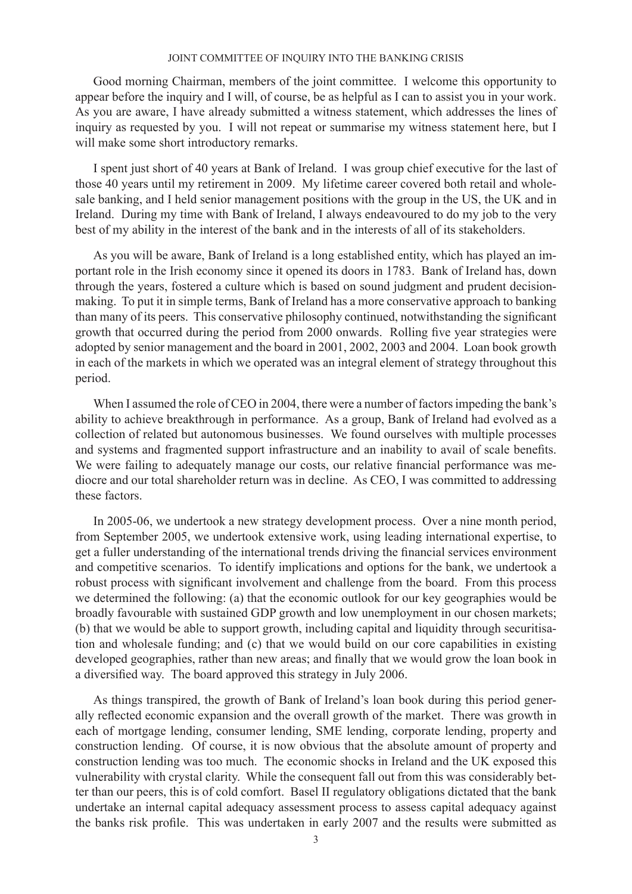Good morning Chairman, members of the joint committee. I welcome this opportunity to appear before the inquiry and I will, of course, be as helpful as I can to assist you in your work. As you are aware, I have already submitted a witness statement, which addresses the lines of inquiry as requested by you. I will not repeat or summarise my witness statement here, but I will make some short introductory remarks.

I spent just short of 40 years at Bank of Ireland. I was group chief executive for the last of those 40 years until my retirement in 2009. My lifetime career covered both retail and wholesale banking, and I held senior management positions with the group in the US, the UK and in Ireland. During my time with Bank of Ireland, I always endeavoured to do my job to the very best of my ability in the interest of the bank and in the interests of all of its stakeholders.

As you will be aware, Bank of Ireland is a long established entity, which has played an important role in the Irish economy since it opened its doors in 1783. Bank of Ireland has, down through the years, fostered a culture which is based on sound judgment and prudent decision-making. To put it in simple terms, Bank of Ireland has a more conservative approach to banking than many of its peers. This conservative philosophy continued, notwithstanding the significant growth that occurred during the period from 2000 onwards. Rolling five year strategies were adopted by senior management and the board in 2001, 2002, 2003 and 2004. Loan book growth in each of the markets in which we operated was an integral element of strategy throughout this period.

When I assumed the role of CEO in 2004, there were a number of factors impeding the bank's ability to achieve breakthrough in performance. As a group, Bank of Ireland had evolved as a collection of related but autonomous businesses. We found ourselves with multiple processes and systems and fragmented support infrastructure and an inability to avail of scale benefits. We were failing to adequately manage our costs, our relative financial performance was mediocre and our total shareholder return was in decline. As CEO, I was committed to addressing these factors.

In 2005-06, we undertook a new strategy development process. Over a nine month period, from September 2005, we undertook extensive work, using leading international expertise, to get a fuller understanding of the international trends driving the financial services environment and competitive scenarios. To identify implications and options for the bank, we undertook a robust process with significant involvement and challenge from the board. From this process we determined the following: (a) that the economic outlook for our key geographies would be broadly favourable with sustained GDP growth and low unemployment in our chosen markets; (b) that we would be able to support growth, including capital and liquidity through securitisation and wholesale funding; and (c) that we would build on our core capabilities in existing developed geographies, rather than new areas; and finally that we would grow the loan book in a diversified way. The board approved this strategy in July 2006.

As things transpired, the growth of Bank of Ireland's loan book during this period generally reflected economic expansion and the overall growth of the market. There was growth in each of mortgage lending, consumer lending, SME lending, corporate lending, property and construction lending. Of course, it is now obvious that the absolute amount of property and construction lending was too much. The economic shocks in Ireland and the UK exposed this vulnerability with crystal clarity. While the consequent fall out from this was considerably better than our peers, this is of cold comfort. Basel II regulatory obligations dictated that the bank undertake an internal capital adequacy assessment process to assess capital adequacy against the banks risk profile. This was undertaken in early 2007 and the results were submitted as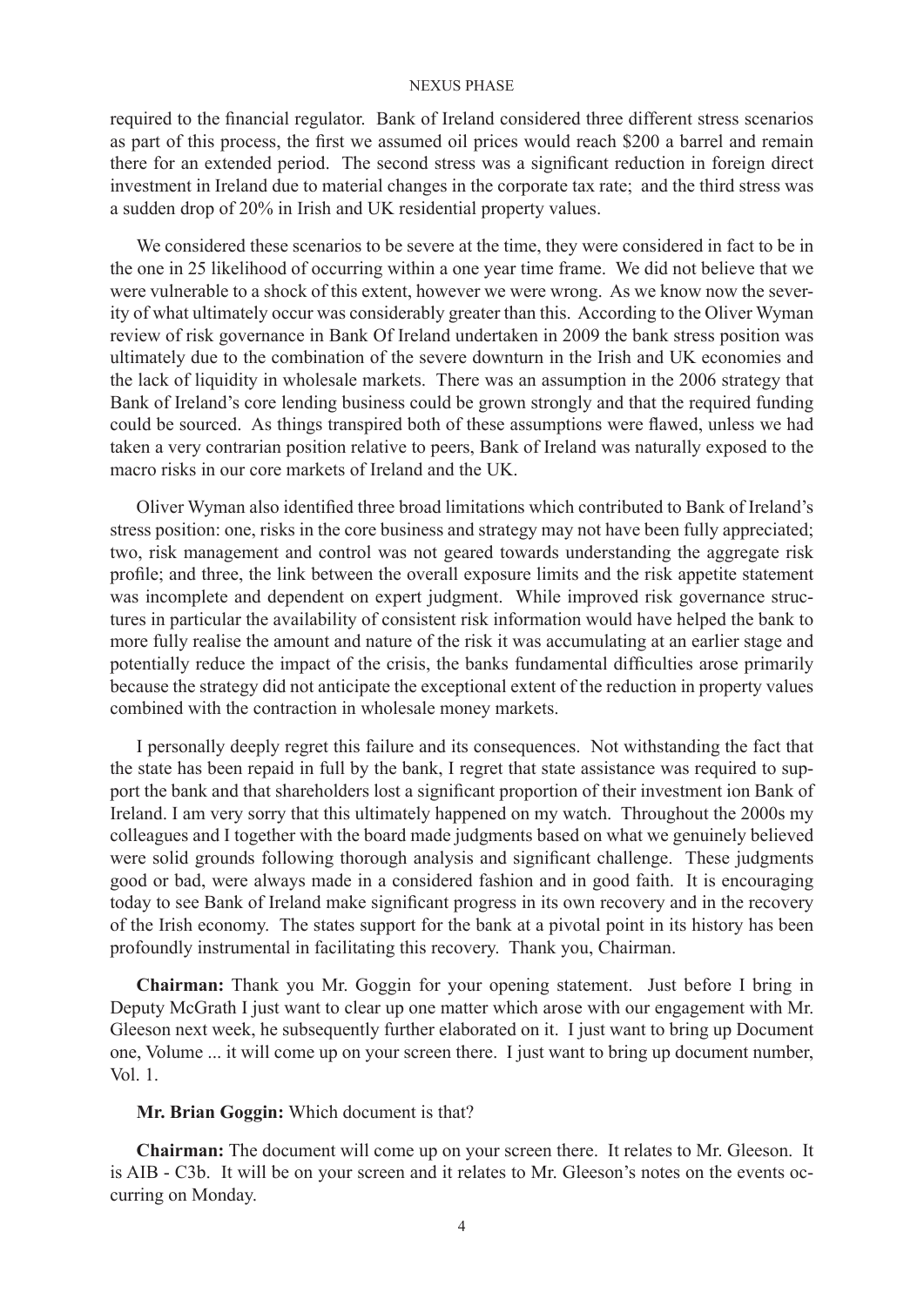required to the financial regulator. Bank of Ireland considered three different stress scenarios as part of this process, the first we assumed oil prices would reach $200 a barrel and remain there for an extended period. The second stress was a significant reduction in foreign direct investment in Ireland due to material changes in the corporate tax rate; and the third stress was a sudden drop of 20% in Irish and UK residential property values.

We considered these scenarios to be severe at the time, they were considered in fact to be in the one in 25 likelihood of occurring within a one year time frame. We did not believe that we were vulnerable to a shock of this extent, however we were wrong. As we know now the severity of what ultimately occur was considerably greater than this. According to the Oliver Wyman review of risk governance in Bank Of Ireland undertaken in 2009 the bank stress position was ultimately due to the combination of the severe downturn in the Irish and UK economies and the lack of liquidity in wholesale markets. There was an assumption in the 2006 strategy that Bank of Ireland's core lending business could be grown strongly and that the required funding could be sourced. As things transpired both of these assumptions were flawed, unless we had taken a very contrarian position relative to peers, Bank of Ireland was naturally exposed to the macro risks in our core markets of Ireland and the UK.

Oliver Wyman also identified three broad limitations which contributed to Bank of Ireland's stress position: one, risks in the core business and strategy may not have been fully appreciated; two, risk management and control was not geared towards understanding the aggregate risk profile; and three, the link between the overall exposure limits and the risk appetite statement was incomplete and dependent on expert judgment. While improved risk governance structures in particular the availability of consistent risk information would have helped the bank to more fully realise the amount and nature of the risk it was accumulating at an earlier stage and potentially reduce the impact of the crisis, the banks fundamental difficulties arose primarily because the strategy did not anticipate the exceptional extent of the reduction in property values combined with the contraction in wholesale money markets.

I personally deeply regret this failure and its consequences. Not withstanding the fact that the state has been repaid in full by the bank, I regret that state assistance was required to support the bank and that shareholders lost a significant proportion of their investment ion Bank of Ireland. I am very sorry that this ultimately happened on my watch. Throughout the 2000s my colleagues and I together with the board made judgments based on what we genuinely believed were solid grounds following thorough analysis and significant challenge. These judgments good or bad, were always made in a considered fashion and in good faith. It is encouraging today to see Bank of Ireland make significant progress in its own recovery and in the recovery of the Irish economy. The states support for the bank at a pivotal point in its history has been profoundly instrumental in facilitating this recovery. Thank you, Chairman.

**Chairman:** Thank you Mr. Goggin for your opening statement. Just before I bring in Deputy McGrath I just want to clear up one matter which arose with our engagement with Mr. Gleeson next week, he subsequently further elaborated on it. I just want to bring up Document one, Volume ... it will come up on your screen there. I just want to bring up document number, Vol. 1.

**Mr. Brian Goggin:** Which document is that?

**Chairman:** The document will come up on your screen there. It relates to Mr. Gleeson. It is AIB - C3b. It will be on your screen and it relates to Mr. Gleeson's notes on the events occurring on Monday.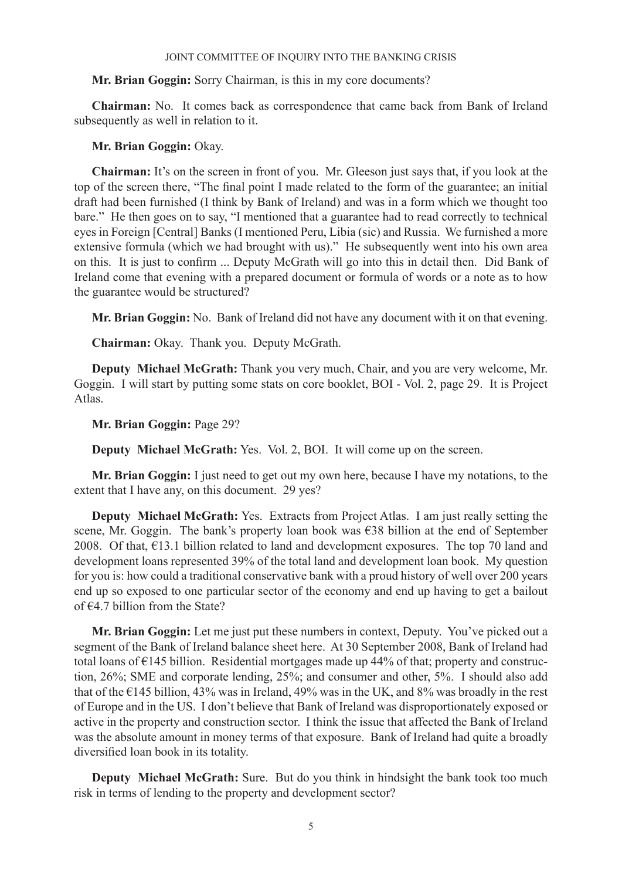**Mr. Brian Goggin:** Sorry Chairman, is this in my core documents?

**Chairman:** No. It comes back as correspondence that came back from Bank of Ireland subsequently as well in relation to it.

**Mr. Brian Goggin:** Okay.

**Chairman:** It's on the screen in front of you. Mr. Gleeson just says that, if you look at the top of the screen there, "The final point I made related to the form of the guarantee; an initial draft had been furnished (I think by Bank of Ireland) and was in a form which we thought too bare." He then goes on to say, "I mentioned that a guarantee had to read correctly to technical eyes in Foreign [Central] Banks (I mentioned Peru, Libia (sic) and Russia. We furnished a more extensive formula (which we had brought with us)." He subsequently went into his own area on this. It is just to confirm ... Deputy McGrath will go into this in detail then. Did Bank of Ireland come that evening with a prepared document or formula of words or a note as to how the guarantee would be structured?

**Mr. Brian Goggin:** No. Bank of Ireland did not have any document with it on that evening.

**Chairman:** Okay. Thank you. Deputy McGrath.

**Deputy Michael McGrath:** Thank you very much, Chair, and you are very welcome, Mr. Goggin. I will start by putting some stats on core booklet, BOI - Vol. 2, page 29. It is Project Atlas.

**Mr. Brian Goggin:** Page 29?

**Deputy Michael McGrath:** Yes. Vol. 2, BOI. It will come up on the screen.

**Mr. Brian Goggin:** I just need to get out my own here, because I have my notations, to the extent that I have any, on this document. 29 yes?

**Deputy Michael McGrath:** Yes. Extracts from Project Atlas. I am just really setting the scene, Mr. Goggin. The bank's property loan book was €38 billion at the end of September 2008. Of that, €13.1 billion related to land and development exposures. The top 70 land and development loans represented 39% of the total land and development loan book. My question for you is: how could a traditional conservative bank with a proud history of well over 200 years end up so exposed to one particular sector of the economy and end up having to get a bailout of €4.7 billion from the State?

**Mr. Brian Goggin:** Let me just put these numbers in context, Deputy. You've picked out a segment of the Bank of Ireland balance sheet here. At 30 September 2008, Bank of Ireland had total loans of €145 billion. Residential mortgages made up 44% of that; property and construction, 26%; SME and corporate lending, 25%; and consumer and other, 5%. I should also add that of the €145 billion, 43% was in Ireland, 49% was in the UK, and 8% was broadly in the rest of Europe and in the US. I don't believe that Bank of Ireland was disproportionately exposed or active in the property and construction sector. I think the issue that affected the Bank of Ireland was the absolute amount in money terms of that exposure. Bank of Ireland had quite a broadly diversified loan book in its totality.

**Deputy Michael McGrath:** Sure. But do you think in hindsight the bank took too much risk in terms of lending to the property and development sector?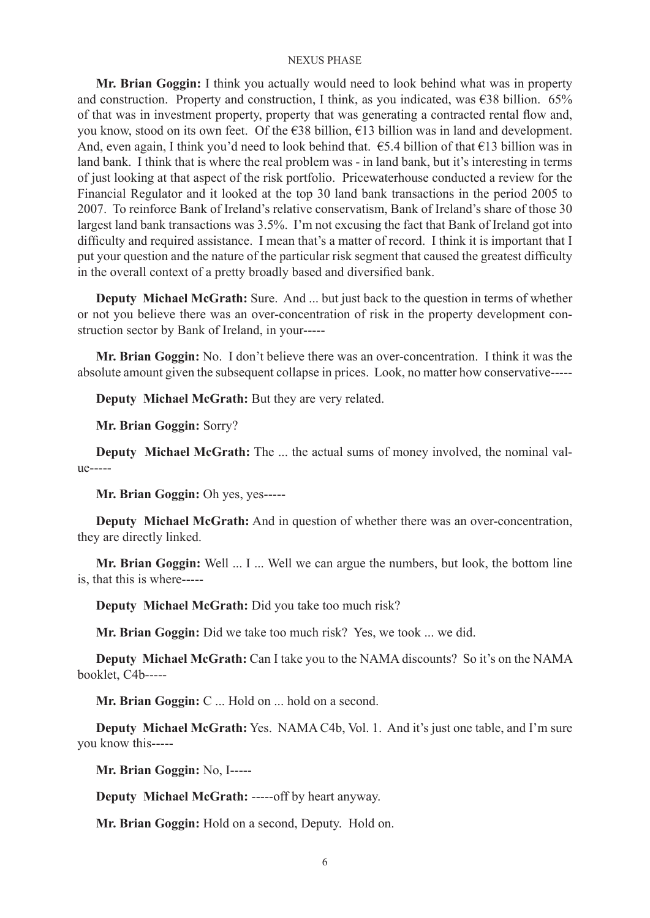**Mr. Brian Goggin:** I think you actually would need to look behind what was in property and construction. Property and construction, I think, as you indicated, was €38 billion. 65% of that was in investment property, property that was generating a contracted rental flow and, you know, stood on its own feet. Of the €38 billion, €13 billion was in land and development. And, even again, I think you'd need to look behind that. €5.4 billion of that €13 billion was in land bank. I think that is where the real problem was - in land bank, but it's interesting in terms of just looking at that aspect of the risk portfolio. Pricewaterhouse conducted a review for the Financial Regulator and it looked at the top 30 land bank transactions in the period 2005 to 2007. To reinforce Bank of Ireland's relative conservatism, Bank of Ireland's share of those 30 largest land bank transactions was 3.5%. I'm not excusing the fact that Bank of Ireland got into difficulty and required assistance. I mean that's a matter of record. I think it is important that I put your question and the nature of the particular risk segment that caused the greatest difficulty in the overall context of a pretty broadly based and diversified bank.

**Deputy Michael McGrath:** Sure. And ... but just back to the question in terms of whether or not you believe there was an over-concentration of risk in the property development construction sector by Bank of Ireland, in your-----

**Mr. Brian Goggin:** No. I don't believe there was an over-concentration. I think it was the absolute amount given the subsequent collapse in prices. Look, no matter how conservative-----

**Deputy Michael McGrath:** But they are very related.

**Mr. Brian Goggin:** Sorry?

**Deputy Michael McGrath:** The ... the actual sums of money involved, the nominal value-----

**Mr. Brian Goggin:** Oh yes, yes-----

**Deputy Michael McGrath:** And in question of whether there was an over-concentration, they are directly linked.

**Mr. Brian Goggin:** Well ... I ... Well we can argue the numbers, but look, the bottom line is, that this is where-----

**Deputy Michael McGrath:** Did you take too much risk?

**Mr. Brian Goggin:** Did we take too much risk? Yes, we took ... we did.

**Deputy Michael McGrath:** Can I take you to the NAMA discounts? So it's on the NAMA booklet, C4b-----

**Mr. Brian Goggin:** C ... Hold on ... hold on a second.

**Deputy Michael McGrath:** Yes. NAMA C4b, Vol. 1. And it's just one table, and I'm sure you know this-----

**Mr. Brian Goggin:** No, I-----

**Deputy Michael McGrath:** -----off by heart anyway.

**Mr. Brian Goggin:** Hold on a second, Deputy. Hold on.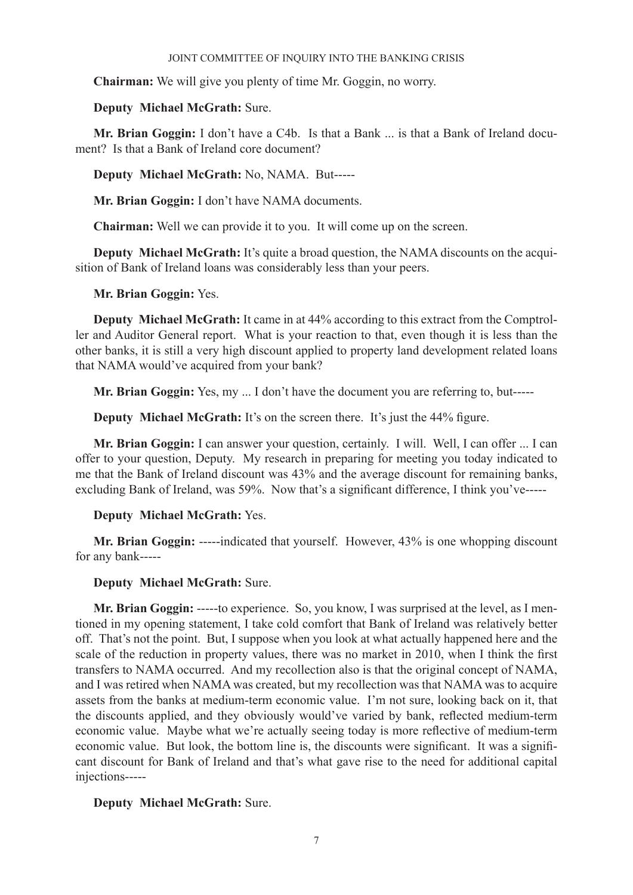**Chairman:** We will give you plenty of time Mr. Goggin, no worry.

**Deputy Michael McGrath:** Sure.

**Mr. Brian Goggin:** I don't have a C4b. Is that a Bank ... is that a Bank of Ireland document? Is that a Bank of Ireland core document?

**Deputy Michael McGrath:** No, NAMA. But-----

**Mr. Brian Goggin:** I don't have NAMA documents.

**Chairman:** Well we can provide it to you. It will come up on the screen.

**Deputy Michael McGrath:** It's quite a broad question, the NAMA discounts on the acquisition of Bank of Ireland loans was considerably less than your peers.

**Mr. Brian Goggin:** Yes.

**Deputy Michael McGrath:** It came in at 44% according to this extract from the Comptroller and Auditor General report. What is your reaction to that, even though it is less than the other banks, it is still a very high discount applied to property land development related loans that NAMA would've acquired from your bank?

**Mr. Brian Goggin:** Yes, my ... I don't have the document you are referring to, but-----

**Deputy Michael McGrath:** It's on the screen there. It's just the 44% figure.

**Mr. Brian Goggin:** I can answer your question, certainly. I will. Well, I can offer ... I can offer to your question, Deputy. My research in preparing for meeting you today indicated to me that the Bank of Ireland discount was 43% and the average discount for remaining banks, excluding Bank of Ireland, was 59%. Now that's a significant difference, I think you've-----

**Deputy Michael McGrath:** Yes.

**Mr. Brian Goggin:** -----indicated that yourself. However, 43% is one whopping discount for any bank-----

**Deputy Michael McGrath:** Sure.

**Mr. Brian Goggin:** -----to experience. So, you know, I was surprised at the level, as I mentioned in my opening statement, I take cold comfort that Bank of Ireland was relatively better off. That's not the point. But, I suppose when you look at what actually happened here and the scale of the reduction in property values, there was no market in 2010, when I think the first transfers to NAMA occurred. And my recollection also is that the original concept of NAMA, and I was retired when NAMA was created, but my recollection was that NAMA was to acquire assets from the banks at medium-term economic value. I'm not sure, looking back on it, that the discounts applied, and they obviously would've varied by bank, reflected medium-term economic value. Maybe what we're actually seeing today is more reflective of medium-term economic value. But look, the bottom line is, the discounts were significant. It was a significant discount for Bank of Ireland and that's what gave rise to the need for additional capital injections-----

**Deputy Michael McGrath:** Sure.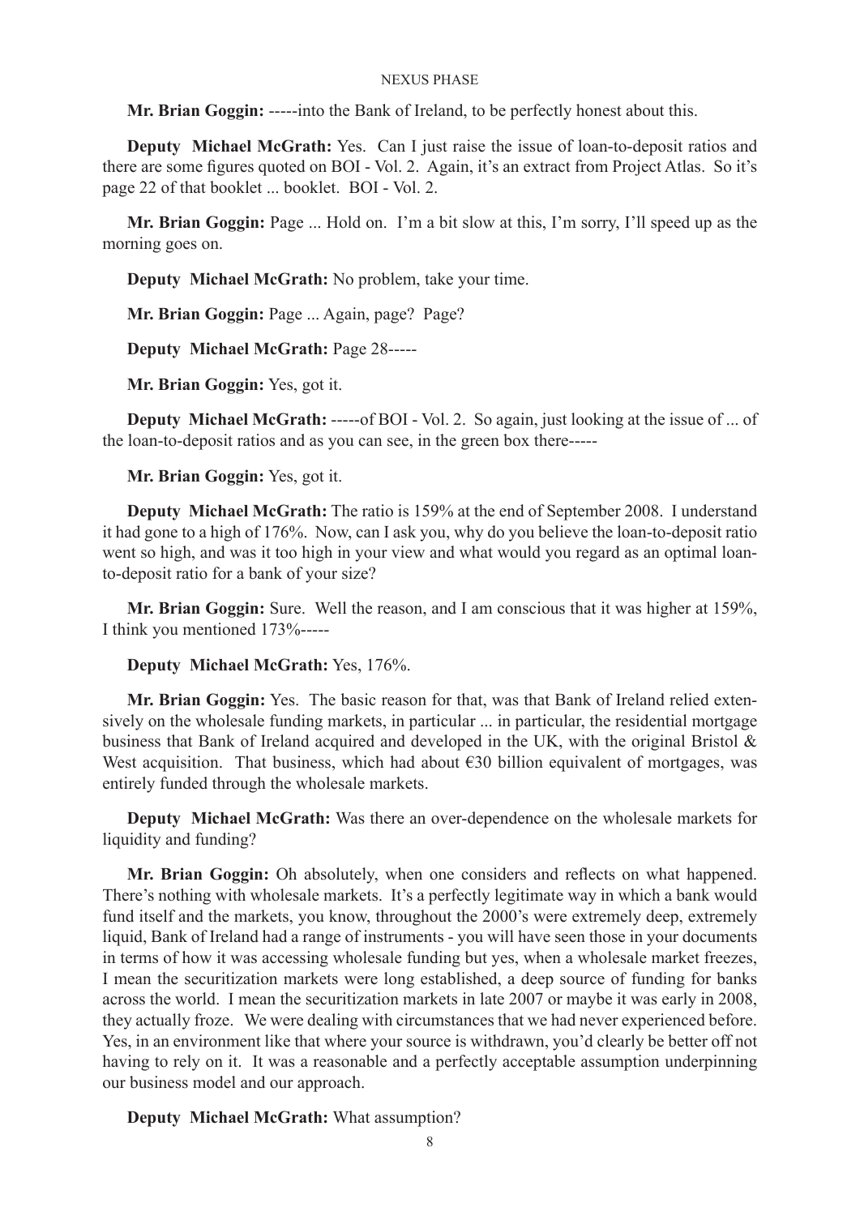**Mr. Brian Goggin:** -----into the Bank of Ireland, to be perfectly honest about this.

**Deputy Michael McGrath:** Yes. Can I just raise the issue of loan-to-deposit ratios and there are some figures quoted on BOI - Vol. 2. Again, it's an extract from Project Atlas. So it's page 22 of that booklet ... booklet. BOI - Vol. 2.

**Mr. Brian Goggin:** Page ... Hold on. I'm a bit slow at this, I'm sorry, I'll speed up as the morning goes on.

**Deputy Michael McGrath:** No problem, take your time.

**Mr. Brian Goggin:** Page ... Again, page? Page?

**Deputy Michael McGrath:** Page 28-----

**Mr. Brian Goggin:** Yes, got it.

**Deputy Michael McGrath:** -----of BOI - Vol. 2. So again, just looking at the issue of ... of the loan-to-deposit ratios and as you can see, in the green box there-----

**Mr. Brian Goggin:** Yes, got it.

**Deputy Michael McGrath:** The ratio is 159% at the end of September 2008. I understand it had gone to a high of 176%. Now, can I ask you, why do you believe the loan-to-deposit ratio went so high, and was it too high in your view and what would you regard as an optimal loan-to-deposit ratio for a bank of your size?

**Mr. Brian Goggin:** Sure. Well the reason, and I am conscious that it was higher at 159%, I think you mentioned 173%-----

**Deputy Michael McGrath:** Yes, 176%.

**Mr. Brian Goggin:** Yes. The basic reason for that, was that Bank of Ireland relied extensively on the wholesale funding markets, in particular ... in particular, the residential mortgage business that Bank of Ireland acquired and developed in the UK, with the original Bristol & West acquisition. That business, which had about €30 billion equivalent of mortgages, was entirely funded through the wholesale markets.

**Deputy Michael McGrath:** Was there an over-dependence on the wholesale markets for liquidity and funding?

**Mr. Brian Goggin:** Oh absolutely, when one considers and reflects on what happened. There's nothing with wholesale markets. It's a perfectly legitimate way in which a bank would fund itself and the markets, you know, throughout the 2000's were extremely deep, extremely liquid, Bank of Ireland had a range of instruments - you will have seen those in your documents in terms of how it was accessing wholesale funding but yes, when a wholesale market freezes, I mean the securitization markets were long established, a deep source of funding for banks across the world. I mean the securitization markets in late 2007 or maybe it was early in 2008, they actually froze. We were dealing with circumstances that we had never experienced before. Yes, in an environment like that where your source is withdrawn, you'd clearly be better off not having to rely on it. It was a reasonable and a perfectly acceptable assumption underpinning our business model and our approach.

**Deputy Michael McGrath:** What assumption?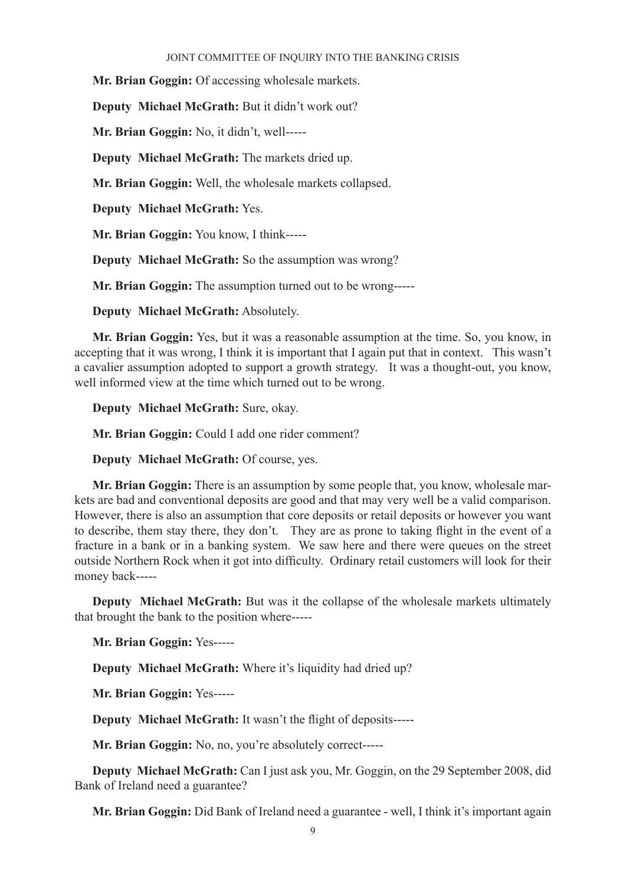**Mr. Brian Goggin:** Of accessing wholesale markets.

**Deputy Michael McGrath:** But it didn't work out?

**Mr. Brian Goggin:** No, it didn't, well-----

**Deputy Michael McGrath:** The markets dried up.

**Mr. Brian Goggin:** Well, the wholesale markets collapsed.

**Deputy Michael McGrath:** Yes.

**Mr. Brian Goggin:** You know, I think-----

**Deputy Michael McGrath:** So the assumption was wrong?

**Mr. Brian Goggin:** The assumption turned out to be wrong-----

**Deputy Michael McGrath:** Absolutely.

**Mr. Brian Goggin:** Yes, but it was a reasonable assumption at the time. So, you know, in accepting that it was wrong, I think it is important that I again put that in context. This wasn't a cavalier assumption adopted to support a growth strategy. It was a thought-out, you know, well informed view at the time which turned out to be wrong.

**Deputy Michael McGrath:** Sure, okay.

**Mr. Brian Goggin:** Could I add one rider comment?

**Deputy Michael McGrath:** Of course, yes.

**Mr. Brian Goggin:** There is an assumption by some people that, you know, wholesale markets are bad and conventional deposits are good and that may very well be a valid comparison. However, there is also an assumption that core deposits or retail deposits or however you want to describe, them stay there, they don't. They are as prone to taking flight in the event of a fracture in a bank or in a banking system. We saw here and there were queues on the street outside Northern Rock when it got into difficulty. Ordinary retail customers will look for their money back-----

**Deputy Michael McGrath:** But was it the collapse of the wholesale markets ultimately that brought the bank to the position where-----

**Mr. Brian Goggin:** Yes-----

**Deputy Michael McGrath:** Where it's liquidity had dried up?

**Mr. Brian Goggin:** Yes-----

**Deputy Michael McGrath:** It wasn't the flight of deposits-----

**Mr. Brian Goggin:** No, no, you're absolutely correct-----

**Deputy Michael McGrath:** Can I just ask you, Mr. Goggin, on the 29 September 2008, did Bank of Ireland need a guarantee?

**Mr. Brian Goggin:** Did Bank of Ireland need a guarantee - well, I think it's important again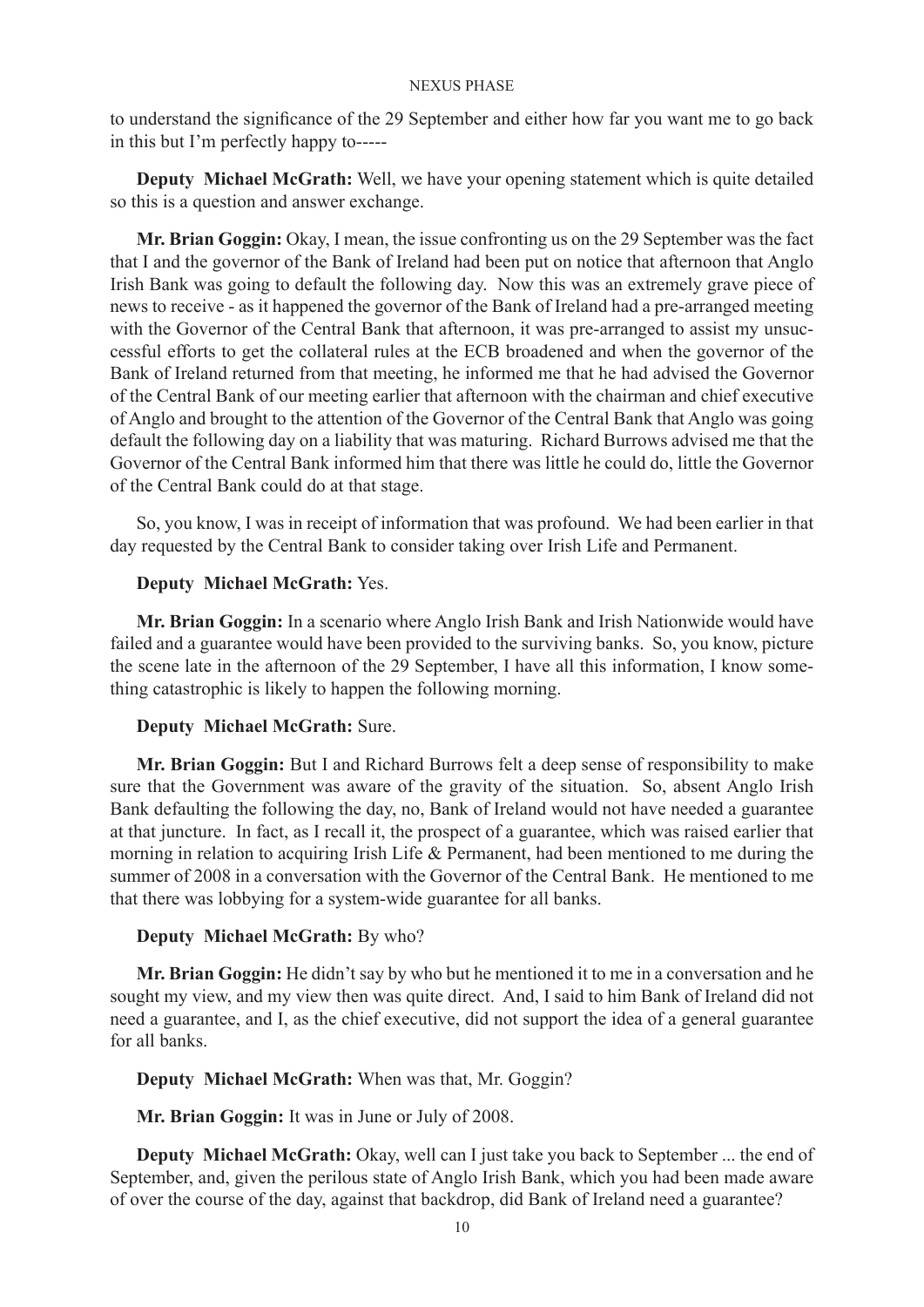to understand the significance of the 29 September and either how far you want me to go back in this but I'm perfectly happy to-----

**Deputy Michael McGrath:** Well, we have your opening statement which is quite detailed so this is a question and answer exchange.

**Mr. Brian Goggin:** Okay, I mean, the issue confronting us on the 29 September was the fact that I and the governor of the Bank of Ireland had been put on notice that afternoon that Anglo Irish Bank was going to default the following day. Now this was an extremely grave piece of news to receive - as it happened the governor of the Bank of Ireland had a pre-arranged meeting with the Governor of the Central Bank that afternoon, it was pre-arranged to assist my unsuccessful efforts to get the collateral rules at the ECB broadened and when the governor of the Bank of Ireland returned from that meeting, he informed me that he had advised the Governor of the Central Bank of our meeting earlier that afternoon with the chairman and chief executive of Anglo and brought to the attention of the Governor of the Central Bank that Anglo was going default the following day on a liability that was maturing. Richard Burrows advised me that the Governor of the Central Bank informed him that there was little he could do, little the Governor of the Central Bank could do at that stage.

So, you know, I was in receipt of information that was profound. We had been earlier in that day requested by the Central Bank to consider taking over Irish Life and Permanent.

**Deputy Michael McGrath:** Yes.

**Mr. Brian Goggin:** In a scenario where Anglo Irish Bank and Irish Nationwide would have failed and a guarantee would have been provided to the surviving banks. So, you know, picture the scene late in the afternoon of the 29 September, I have all this information, I know something catastrophic is likely to happen the following morning.

**Deputy Michael McGrath:** Sure.

**Mr. Brian Goggin:** But I and Richard Burrows felt a deep sense of responsibility to make sure that the Government was aware of the gravity of the situation. So, absent Anglo Irish Bank defaulting the following the day, no, Bank of Ireland would not have needed a guarantee at that juncture. In fact, as I recall it, the prospect of a guarantee, which was raised earlier that morning in relation to acquiring Irish Life & Permanent, had been mentioned to me during the summer of 2008 in a conversation with the Governor of the Central Bank. He mentioned to me that there was lobbying for a system-wide guarantee for all banks.

**Deputy Michael McGrath:** By who?

**Mr. Brian Goggin:** He didn't say by who but he mentioned it to me in a conversation and he sought my view, and my view then was quite direct. And, I said to him Bank of Ireland did not need a guarantee, and I, as the chief executive, did not support the idea of a general guarantee for all banks.

**Deputy Michael McGrath:** When was that, Mr. Goggin?

**Mr. Brian Goggin:** It was in June or July of 2008.

**Deputy Michael McGrath:** Okay, well can I just take you back to September ... the end of September, and, given the perilous state of Anglo Irish Bank, which you had been made aware of over the course of the day, against that backdrop, did Bank of Ireland need a guarantee?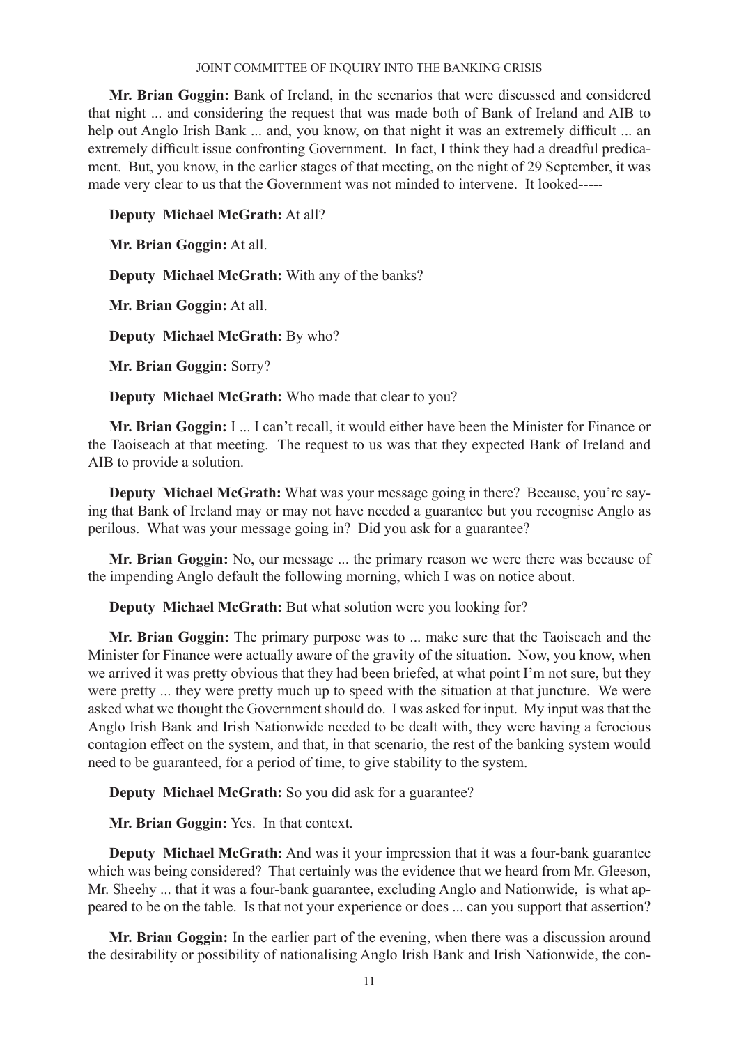**Mr. Brian Goggin:** Bank of Ireland, in the scenarios that were discussed and considered that night ... and considering the request that was made both of Bank of Ireland and AIB to help out Anglo Irish Bank ... and, you know, on that night it was an extremely difficult ... an extremely difficult issue confronting Government. In fact, I think they had a dreadful predicament. But, you know, in the earlier stages of that meeting, on the night of 29 September, it was made very clear to us that the Government was not minded to intervene. It looked-----

**Deputy Michael McGrath:** At all?

**Mr. Brian Goggin:** At all.

**Deputy Michael McGrath:** With any of the banks?

**Mr. Brian Goggin:** At all.

**Deputy Michael McGrath:** By who?

**Mr. Brian Goggin:** Sorry?

**Deputy Michael McGrath:** Who made that clear to you?

**Mr. Brian Goggin:** I ... I can't recall, it would either have been the Minister for Finance or the Taoiseach at that meeting. The request to us was that they expected Bank of Ireland and AIB to provide a solution.

**Deputy Michael McGrath:** What was your message going in there? Because, you're saying that Bank of Ireland may or may not have needed a guarantee but you recognise Anglo as perilous. What was your message going in? Did you ask for a guarantee?

**Mr. Brian Goggin:** No, our message ... the primary reason we were there was because of the impending Anglo default the following morning, which I was on notice about.

**Deputy Michael McGrath:** But what solution were you looking for?

**Mr. Brian Goggin:** The primary purpose was to ... make sure that the Taoiseach and the Minister for Finance were actually aware of the gravity of the situation. Now, you know, when we arrived it was pretty obvious that they had been briefed, at what point I'm not sure, but they were pretty ... they were pretty much up to speed with the situation at that juncture. We were asked what we thought the Government should do. I was asked for input. My input was that the Anglo Irish Bank and Irish Nationwide needed to be dealt with, they were having a ferocious contagion effect on the system, and that, in that scenario, the rest of the banking system would need to be guaranteed, for a period of time, to give stability to the system.

**Deputy Michael McGrath:** So you did ask for a guarantee?

**Mr. Brian Goggin:** Yes. In that context.

**Deputy Michael McGrath:** And was it your impression that it was a four-bank guarantee which was being considered? That certainly was the evidence that we heard from Mr. Gleeson, Mr. Sheehy ... that it was a four-bank guarantee, excluding Anglo and Nationwide, is what appeared to be on the table. Is that not your experience or does ... can you support that assertion?

**Mr. Brian Goggin:** In the earlier part of the evening, when there was a discussion around the desirability or possibility of nationalising Anglo Irish Bank and Irish Nationwide, the con-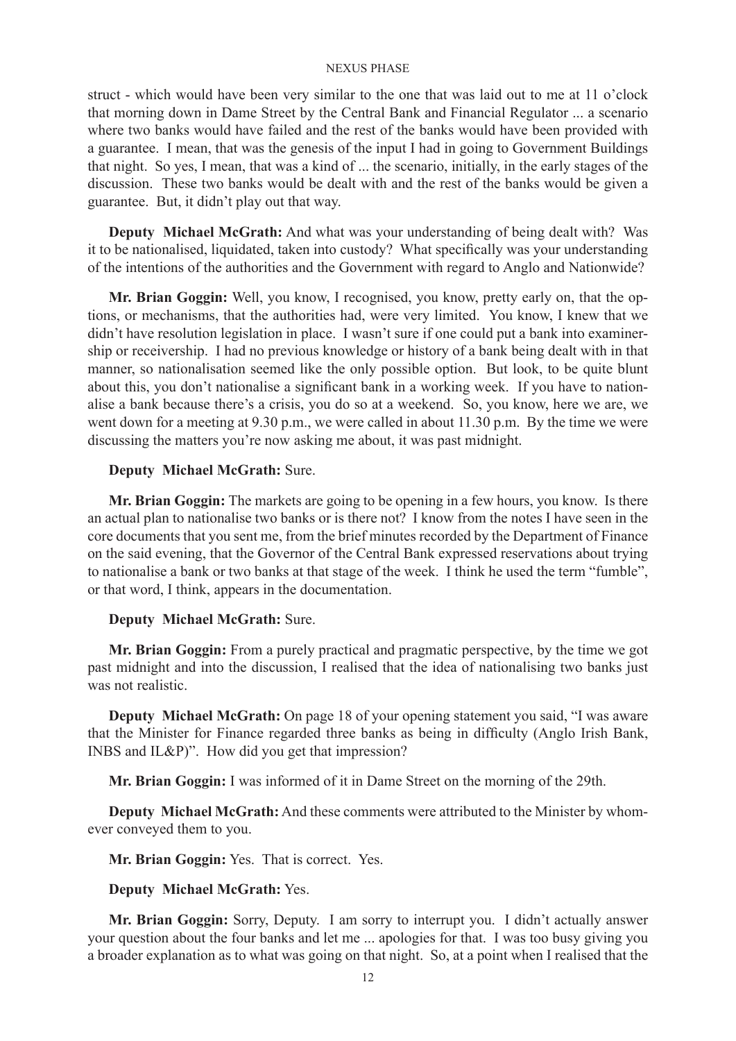struct - which would have been very similar to the one that was laid out to me at 11 o'clock that morning down in Dame Street by the Central Bank and Financial Regulator ... a scenario where two banks would have failed and the rest of the banks would have been provided with a guarantee. I mean, that was the genesis of the input I had in going to Government Buildings that night. So yes, I mean, that was a kind of ... the scenario, initially, in the early stages of the discussion. These two banks would be dealt with and the rest of the banks would be given a guarantee. But, it didn't play out that way.

**Deputy Michael McGrath:** And what was your understanding of being dealt with? Was it to be nationalised, liquidated, taken into custody? What specifically was your understanding of the intentions of the authorities and the Government with regard to Anglo and Nationwide?

**Mr. Brian Goggin:** Well, you know, I recognised, you know, pretty early on, that the options, or mechanisms, that the authorities had, were very limited. You know, I knew that we didn't have resolution legislation in place. I wasn't sure if one could put a bank into examinership or receivership. I had no previous knowledge or history of a bank being dealt with in that manner, so nationalisation seemed like the only possible option. But look, to be quite blunt about this, you don't nationalise a significant bank in a working week. If you have to nationalise a bank because there's a crisis, you do so at a weekend. So, you know, here we are, we went down for a meeting at 9.30 p.m., we were called in about 11.30 p.m. By the time we were discussing the matters you're now asking me about, it was past midnight.

**Deputy Michael McGrath:** Sure.

**Mr. Brian Goggin:** The markets are going to be opening in a few hours, you know. Is there an actual plan to nationalise two banks or is there not? I know from the notes I have seen in the core documents that you sent me, from the brief minutes recorded by the Department of Finance on the said evening, that the Governor of the Central Bank expressed reservations about trying to nationalise a bank or two banks at that stage of the week. I think he used the term "fumble", or that word, I think, appears in the documentation.

**Deputy Michael McGrath:** Sure.

**Mr. Brian Goggin:** From a purely practical and pragmatic perspective, by the time we got past midnight and into the discussion, I realised that the idea of nationalising two banks just was not realistic.

**Deputy Michael McGrath:** On page 18 of your opening statement you said, "I was aware that the Minister for Finance regarded three banks as being in difficulty (Anglo Irish Bank, INBS and IL&P)". How did you get that impression?

**Mr. Brian Goggin:** I was informed of it in Dame Street on the morning of the 29th.

**Deputy Michael McGrath:** And these comments were attributed to the Minister by whomever conveyed them to you.

**Mr. Brian Goggin:** Yes. That is correct. Yes.

**Deputy Michael McGrath:** Yes.

**Mr. Brian Goggin:** Sorry, Deputy. I am sorry to interrupt you. I didn't actually answer your question about the four banks and let me ... apologies for that. I was too busy giving you a broader explanation as to what was going on that night. So, at a point when I realised that the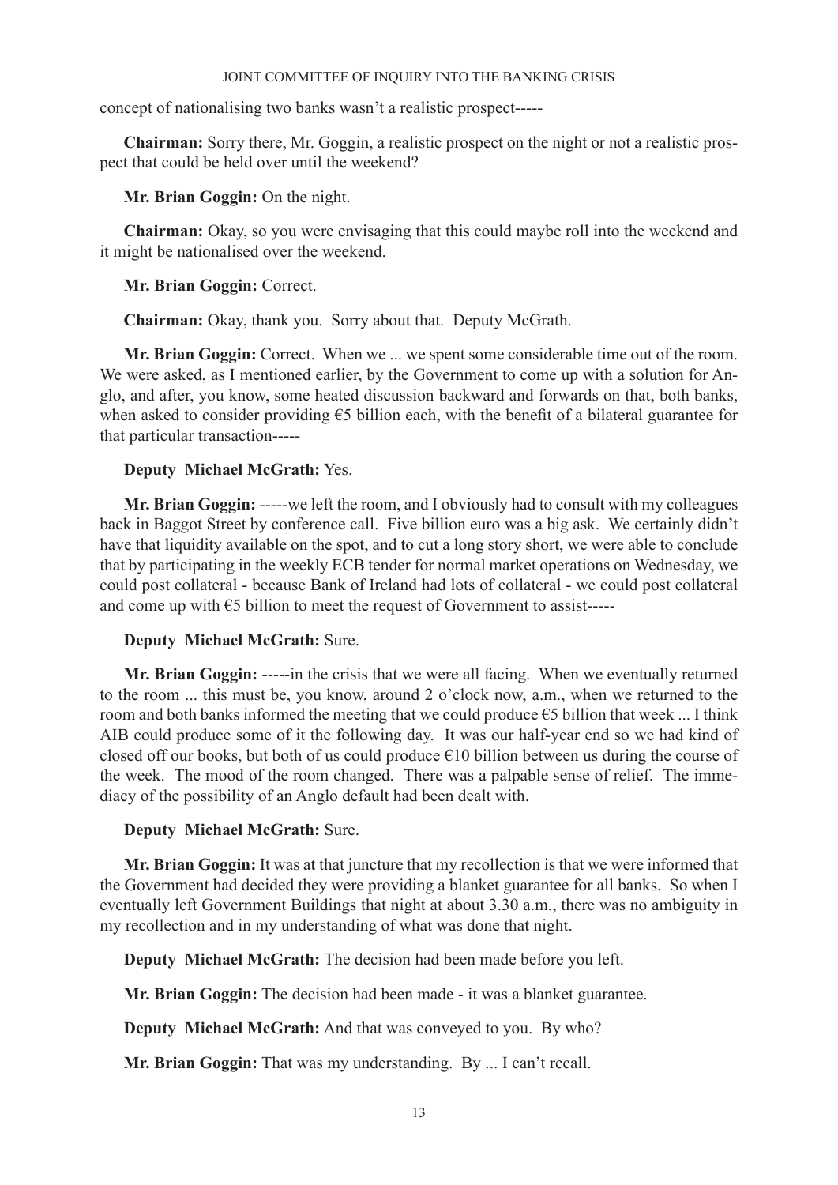concept of nationalising two banks wasn't a realistic prospect-----

**Chairman:** Sorry there, Mr. Goggin, a realistic prospect on the night or not a realistic prospect that could be held over until the weekend?

**Mr. Brian Goggin:** On the night.

**Chairman:** Okay, so you were envisaging that this could maybe roll into the weekend and it might be nationalised over the weekend.

**Mr. Brian Goggin:** Correct.

**Chairman:** Okay, thank you. Sorry about that. Deputy McGrath.

**Mr. Brian Goggin:** Correct. When we ... we spent some considerable time out of the room. We were asked, as I mentioned earlier, by the Government to come up with a solution for Anglo, and after, you know, some heated discussion backward and forwards on that, both banks, when asked to consider providing €5 billion each, with the benefit of a bilateral guarantee for that particular transaction-----

**Deputy Michael McGrath:** Yes.

**Mr. Brian Goggin:** -----we left the room, and I obviously had to consult with my colleagues back in Baggot Street by conference call. Five billion euro was a big ask. We certainly didn't have that liquidity available on the spot, and to cut a long story short, we were able to conclude that by participating in the weekly ECB tender for normal market operations on Wednesday, we could post collateral - because Bank of Ireland had lots of collateral - we could post collateral and come up with €5 billion to meet the request of Government to assist-----

**Deputy Michael McGrath:** Sure.

**Mr. Brian Goggin:** -----in the crisis that we were all facing. When we eventually returned to the room ... this must be, you know, around 2 o'clock now, a.m., when we returned to the room and both banks informed the meeting that we could produce €5 billion that week ... I think AIB could produce some of it the following day. It was our half-year end so we had kind of closed off our books, but both of us could produce €10 billion between us during the course of the week. The mood of the room changed. There was a palpable sense of relief. The immediacy of the possibility of an Anglo default had been dealt with.

**Deputy Michael McGrath:** Sure.

**Mr. Brian Goggin:** It was at that juncture that my recollection is that we were informed that the Government had decided they were providing a blanket guarantee for all banks. So when I eventually left Government Buildings that night at about 3.30 a.m., there was no ambiguity in my recollection and in my understanding of what was done that night.

**Deputy Michael McGrath:** The decision had been made before you left.

**Mr. Brian Goggin:** The decision had been made - it was a blanket guarantee.

**Deputy Michael McGrath:** And that was conveyed to you. By who?

**Mr. Brian Goggin:** That was my understanding. By ... I can't recall.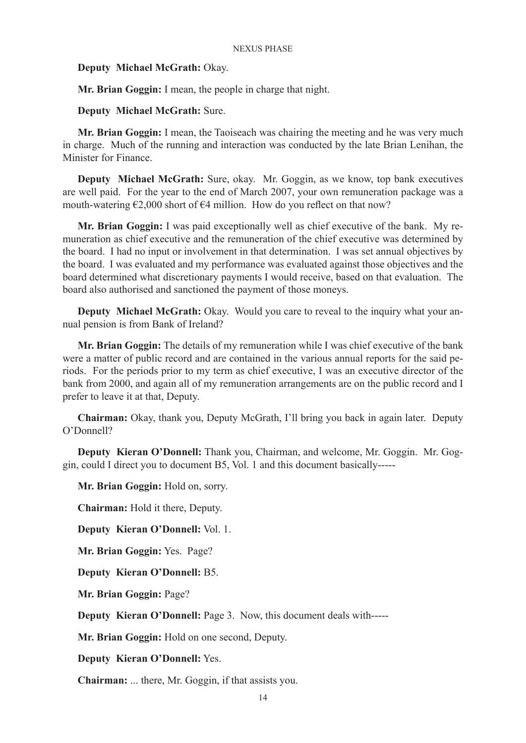**Deputy Michael McGrath:** Okay.

**Mr. Brian Goggin:** I mean, the people in charge that night.

**Deputy Michael McGrath:** Sure.

**Mr. Brian Goggin:** I mean, the Taoiseach was chairing the meeting and he was very much in charge. Much of the running and interaction was conducted by the late Brian Lenihan, the Minister for Finance.

**Deputy Michael McGrath:** Sure, okay. Mr. Goggin, as we know, top bank executives are well paid. For the year to the end of March 2007, your own remuneration package was a mouth-watering €2,000 short of €4 million. How do you reflect on that now?

**Mr. Brian Goggin:** I was paid exceptionally well as chief executive of the bank. My remuneration as chief executive and the remuneration of the chief executive was determined by the board. I had no input or involvement in that determination. I was set annual objectives by the board. I was evaluated and my performance was evaluated against those objectives and the board determined what discretionary payments I would receive, based on that evaluation. The board also authorised and sanctioned the payment of those moneys.

**Deputy Michael McGrath:** Okay. Would you care to reveal to the inquiry what your annual pension is from Bank of Ireland?

**Mr. Brian Goggin:** The details of my remuneration while I was chief executive of the bank were a matter of public record and are contained in the various annual reports for the said periods. For the periods prior to my term as chief executive, I was an executive director of the bank from 2000, and again all of my remuneration arrangements are on the public record and I prefer to leave it at that, Deputy.

**Chairman:** Okay, thank you, Deputy McGrath, I'll bring you back in again later. Deputy O'Donnell?

**Deputy Kieran O'Donnell:** Thank you, Chairman, and welcome, Mr. Goggin. Mr. Goggin, could I direct you to document B5, Vol. 1 and this document basically-----

**Mr. Brian Goggin:** Hold on, sorry.

**Chairman:** Hold it there, Deputy.

**Deputy Kieran O'Donnell:** Vol. 1.

**Mr. Brian Goggin:** Yes. Page?

**Deputy Kieran O'Donnell:** B5.

**Mr. Brian Goggin:** Page?

**Deputy Kieran O'Donnell:** Page 3. Now, this document deals with-----

**Mr. Brian Goggin:** Hold on one second, Deputy.

**Deputy Kieran O'Donnell:** Yes.

**Chairman:** ... there, Mr. Goggin, if that assists you.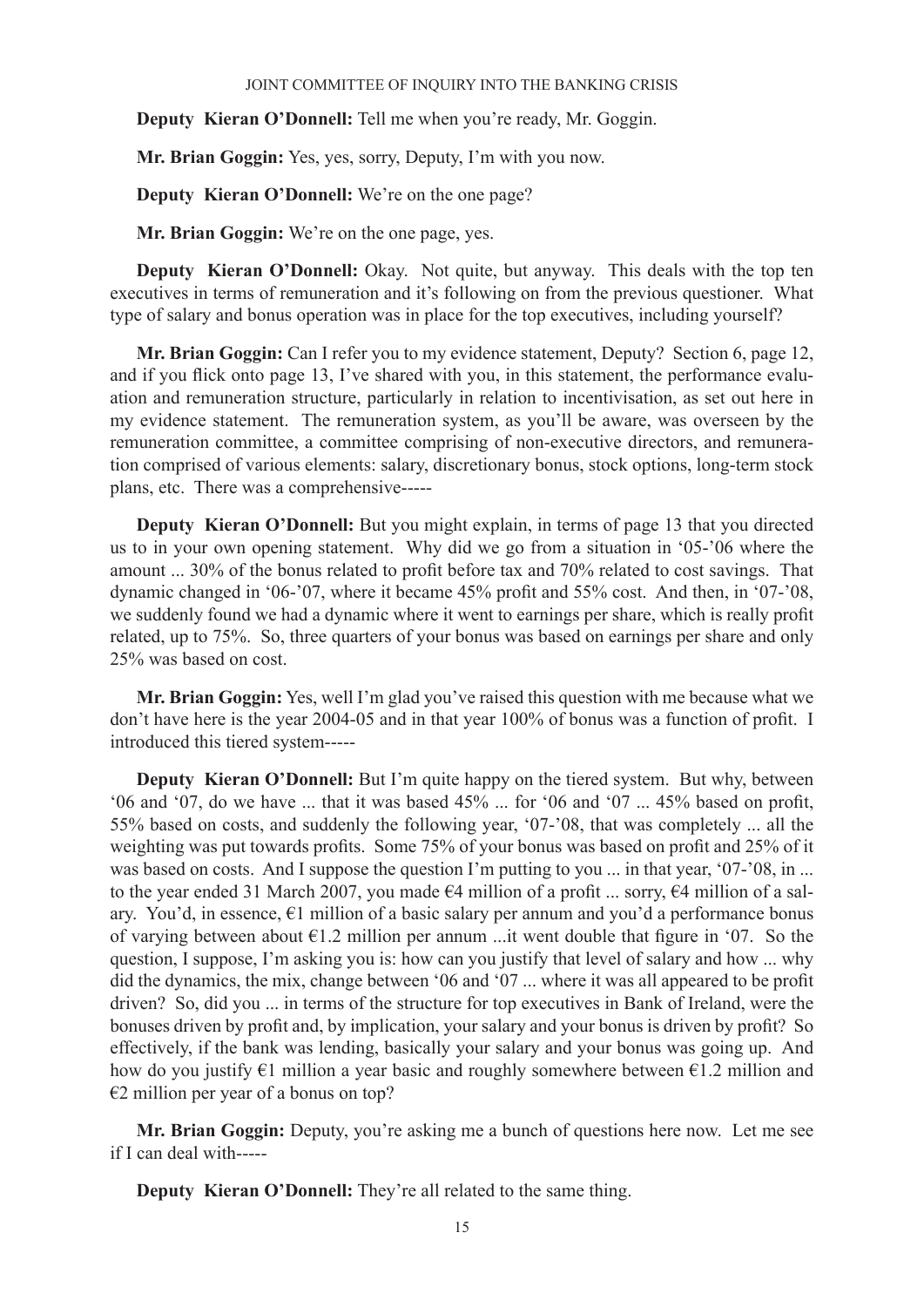**Deputy Kieran O'Donnell:** Tell me when you're ready, Mr. Goggin.

**Mr. Brian Goggin:** Yes, yes, sorry, Deputy, I'm with you now.

**Deputy Kieran O'Donnell:** We're on the one page?

**Mr. Brian Goggin:** We're on the one page, yes.

**Deputy Kieran O'Donnell:** Okay. Not quite, but anyway. This deals with the top ten executives in terms of remuneration and it's following on from the previous questioner. What type of salary and bonus operation was in place for the top executives, including yourself?

**Mr. Brian Goggin:** Can I refer you to my evidence statement, Deputy? Section 6, page 12, and if you flick onto page 13, I've shared with you, in this statement, the performance evaluation and remuneration structure, particularly in relation to incentivisation, as set out here in my evidence statement. The remuneration system, as you'll be aware, was overseen by the remuneration committee, a committee comprising of non-executive directors, and remuneration comprised of various elements: salary, discretionary bonus, stock options, long-term stock plans, etc. There was a comprehensive-----

**Deputy Kieran O'Donnell:** But you might explain, in terms of page 13 that you directed us to in your own opening statement. Why did we go from a situation in '05-'06 where the amount ... 30% of the bonus related to profit before tax and 70% related to cost savings. That dynamic changed in '06-'07, where it became 45% profit and 55% cost. And then, in '07-'08, we suddenly found we had a dynamic where it went to earnings per share, which is really profit related, up to 75%. So, three quarters of your bonus was based on earnings per share and only 25% was based on cost.

**Mr. Brian Goggin:** Yes, well I'm glad you've raised this question with me because what we don't have here is the year 2004-05 and in that year 100% of bonus was a function of profit. I introduced this tiered system-----

**Deputy Kieran O'Donnell:** But I'm quite happy on the tiered system. But why, between '06 and '07, do we have ... that it was based 45% ... for '06 and '07 ... 45% based on profit, 55% based on costs, and suddenly the following year, '07-'08, that was completely ... all the weighting was put towards profits. Some 75% of your bonus was based on profit and 25% of it was based on costs. And I suppose the question I'm putting to you ... in that year, '07-'08, in ... to the year ended 31 March 2007, you made €4 million of a profit ... sorry, €4 million of a salary. You'd, in essence, €1 million of a basic salary per annum and you'd a performance bonus of varying between about €1.2 million per annum ...it went double that figure in '07. So the question, I suppose, I'm asking you is: how can you justify that level of salary and how ... why did the dynamics, the mix, change between '06 and '07 ... where it was all appeared to be profit driven? So, did you ... in terms of the structure for top executives in Bank of Ireland, were the bonuses driven by profit and, by implication, your salary and your bonus is driven by profit? So effectively, if the bank was lending, basically your salary and your bonus was going up. And how do you justify €1 million a year basic and roughly somewhere between €1.2 million and €2 million per year of a bonus on top?

**Mr. Brian Goggin:** Deputy, you're asking me a bunch of questions here now. Let me see if I can deal with-----

**Deputy Kieran O'Donnell:** They're all related to the same thing.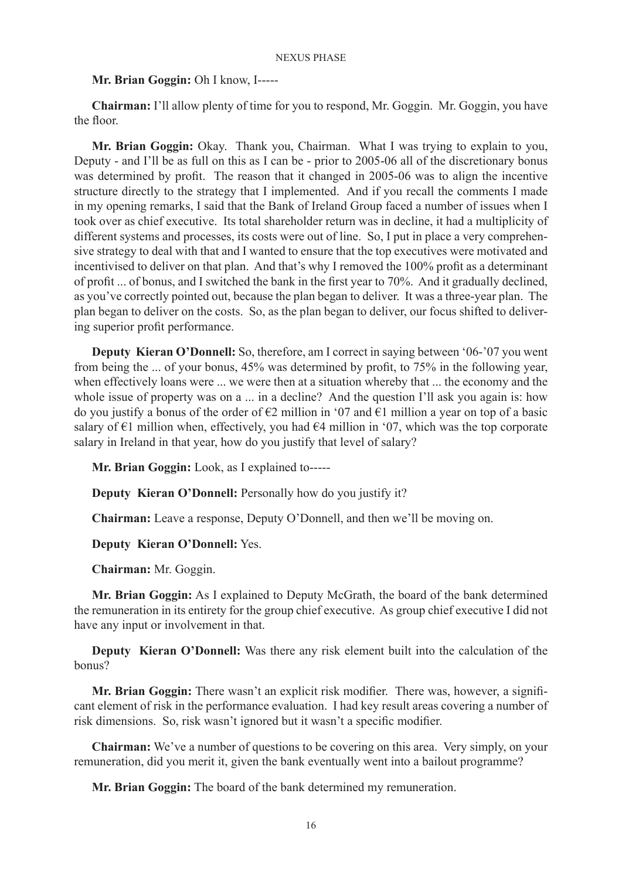**Mr. Brian Goggin:** Oh I know, I-----

**Chairman:** I'll allow plenty of time for you to respond, Mr. Goggin. Mr. Goggin, you have the floor.

**Mr. Brian Goggin:** Okay. Thank you, Chairman. What I was trying to explain to you, Deputy - and I'll be as full on this as I can be - prior to 2005-06 all of the discretionary bonus was determined by profit. The reason that it changed in 2005-06 was to align the incentive structure directly to the strategy that I implemented. And if you recall the comments I made in my opening remarks, I said that the Bank of Ireland Group faced a number of issues when I took over as chief executive. Its total shareholder return was in decline, it had a multiplicity of different systems and processes, its costs were out of line. So, I put in place a very comprehensive strategy to deal with that and I wanted to ensure that the top executives were motivated and incentivised to deliver on that plan. And that's why I removed the 100% profit as a determinant of profit ... of bonus, and I switched the bank in the first year to 70%. And it gradually declined, as you've correctly pointed out, because the plan began to deliver. It was a three-year plan. The plan began to deliver on the costs. So, as the plan began to deliver, our focus shifted to delivering superior profit performance.

**Deputy Kieran O'Donnell:** So, therefore, am I correct in saying between '06-'07 you went from being the ... of your bonus, 45% was determined by profit, to 75% in the following year, when effectively loans were ... we were then at a situation whereby that ... the economy and the whole issue of property was on a ... in a decline? And the question I'll ask you again is: how do you justify a bonus of the order of €2 million in '07 and €1 million a year on top of a basic salary of €1 million when, effectively, you had €4 million in '07, which was the top corporate salary in Ireland in that year, how do you justify that level of salary?

**Mr. Brian Goggin:** Look, as I explained to-----

**Deputy Kieran O'Donnell:** Personally how do you justify it?

**Chairman:** Leave a response, Deputy O'Donnell, and then we'll be moving on.

**Deputy Kieran O'Donnell:** Yes.

**Chairman:** Mr. Goggin.

**Mr. Brian Goggin:** As I explained to Deputy McGrath, the board of the bank determined the remuneration in its entirety for the group chief executive. As group chief executive I did not have any input or involvement in that.

**Deputy Kieran O'Donnell:** Was there any risk element built into the calculation of the bonus?

**Mr. Brian Goggin:** There wasn't an explicit risk modifier. There was, however, a significant element of risk in the performance evaluation. I had key result areas covering a number of risk dimensions. So, risk wasn't ignored but it wasn't a specific modifier.

**Chairman:** We've a number of questions to be covering on this area. Very simply, on your remuneration, did you merit it, given the bank eventually went into a bailout programme?

**Mr. Brian Goggin:** The board of the bank determined my remuneration.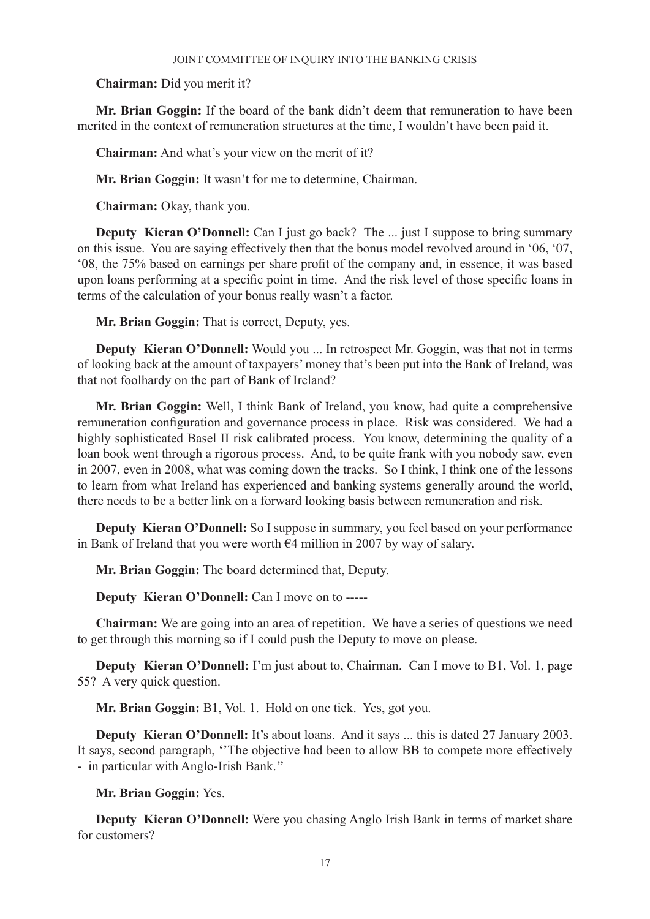**Chairman:** Did you merit it?

**Mr. Brian Goggin:** If the board of the bank didn't deem that remuneration to have been merited in the context of remuneration structures at the time, I wouldn't have been paid it.

**Chairman:** And what's your view on the merit of it?

**Mr. Brian Goggin:** It wasn't for me to determine, Chairman.

**Chairman:** Okay, thank you.

**Deputy Kieran O'Donnell:** Can I just go back? The ... just I suppose to bring summary on this issue. You are saying effectively then that the bonus model revolved around in '06, '07, '08, the 75% based on earnings per share profit of the company and, in essence, it was based upon loans performing at a specific point in time. And the risk level of those specific loans in terms of the calculation of your bonus really wasn't a factor.

**Mr. Brian Goggin:** That is correct, Deputy, yes.

**Deputy Kieran O'Donnell:** Would you ... In retrospect Mr. Goggin, was that not in terms of looking back at the amount of taxpayers' money that's been put into the Bank of Ireland, was that not foolhardy on the part of Bank of Ireland?

**Mr. Brian Goggin:** Well, I think Bank of Ireland, you know, had quite a comprehensive remuneration configuration and governance process in place. Risk was considered. We had a highly sophisticated Basel II risk calibrated process. You know, determining the quality of a loan book went through a rigorous process. And, to be quite frank with you nobody saw, even in 2007, even in 2008, what was coming down the tracks. So I think, I think one of the lessons to learn from what Ireland has experienced and banking systems generally around the world, there needs to be a better link on a forward looking basis between remuneration and risk.

**Deputy Kieran O'Donnell:** So I suppose in summary, you feel based on your performance in Bank of Ireland that you were worth €4 million in 2007 by way of salary.

**Mr. Brian Goggin:** The board determined that, Deputy.

**Deputy Kieran O'Donnell:** Can I move on to -----

**Chairman:** We are going into an area of repetition. We have a series of questions we need to get through this morning so if I could push the Deputy to move on please.

**Deputy Kieran O'Donnell:** I'm just about to, Chairman. Can I move to B1, Vol. 1, page 55? A very quick question.

**Mr. Brian Goggin:** B1, Vol. 1. Hold on one tick. Yes, got you.

**Deputy Kieran O'Donnell:** It's about loans. And it says ... this is dated 27 January 2003. It says, second paragraph, ''The objective had been to allow BB to compete more effectively - in particular with Anglo-Irish Bank.''

**Mr. Brian Goggin:** Yes.

**Deputy Kieran O'Donnell:** Were you chasing Anglo Irish Bank in terms of market share for customers?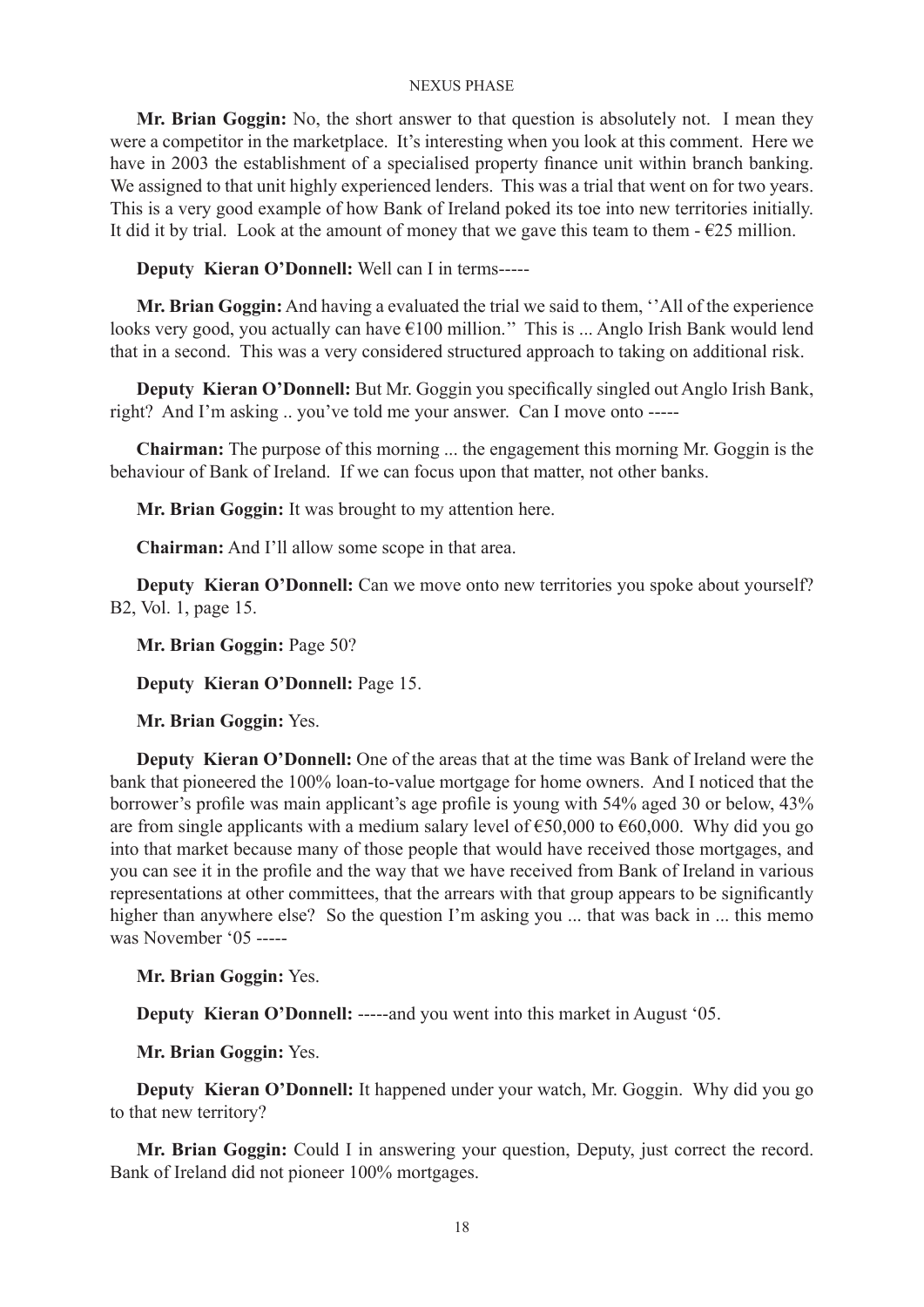**Mr. Brian Goggin:** No, the short answer to that question is absolutely not. I mean they were a competitor in the marketplace. It's interesting when you look at this comment. Here we have in 2003 the establishment of a specialised property finance unit within branch banking. We assigned to that unit highly experienced lenders. This was a trial that went on for two years. This is a very good example of how Bank of Ireland poked its toe into new territories initially. It did it by trial. Look at the amount of money that we gave this team to them - €25 million.

**Deputy Kieran O'Donnell:** Well can I in terms-----

**Mr. Brian Goggin:** And having a evaluated the trial we said to them, ''All of the experience looks very good, you actually can have €100 million.'' This is ... Anglo Irish Bank would lend that in a second. This was a very considered structured approach to taking on additional risk.

**Deputy Kieran O'Donnell:** But Mr. Goggin you specifically singled out Anglo Irish Bank, right? And I'm asking .. you've told me your answer. Can I move onto -----

**Chairman:** The purpose of this morning ... the engagement this morning Mr. Goggin is the behaviour of Bank of Ireland. If we can focus upon that matter, not other banks.

**Mr. Brian Goggin:** It was brought to my attention here.

**Chairman:** And I'll allow some scope in that area.

**Deputy Kieran O'Donnell:** Can we move onto new territories you spoke about yourself? B2, Vol. 1, page 15.

**Mr. Brian Goggin:** Page 50?

**Deputy Kieran O'Donnell:** Page 15.

**Mr. Brian Goggin:** Yes.

**Deputy Kieran O'Donnell:** One of the areas that at the time was Bank of Ireland were the bank that pioneered the 100% loan-to-value mortgage for home owners. And I noticed that the borrower's profile was main applicant's age profile is young with 54% aged 30 or below, 43% are from single applicants with a medium salary level of €50,000 to €60,000. Why did you go into that market because many of those people that would have received those mortgages, and you can see it in the profile and the way that we have received from Bank of Ireland in various representations at other committees, that the arrears with that group appears to be significantly higher than anywhere else? So the question I'm asking you ... that was back in ... this memo was November '05 -----

**Mr. Brian Goggin:** Yes.

**Deputy Kieran O'Donnell:** -----and you went into this market in August '05.

**Mr. Brian Goggin:** Yes.

**Deputy Kieran O'Donnell:** It happened under your watch, Mr. Goggin. Why did you go to that new territory?

**Mr. Brian Goggin:** Could I in answering your question, Deputy, just correct the record. Bank of Ireland did not pioneer 100% mortgages.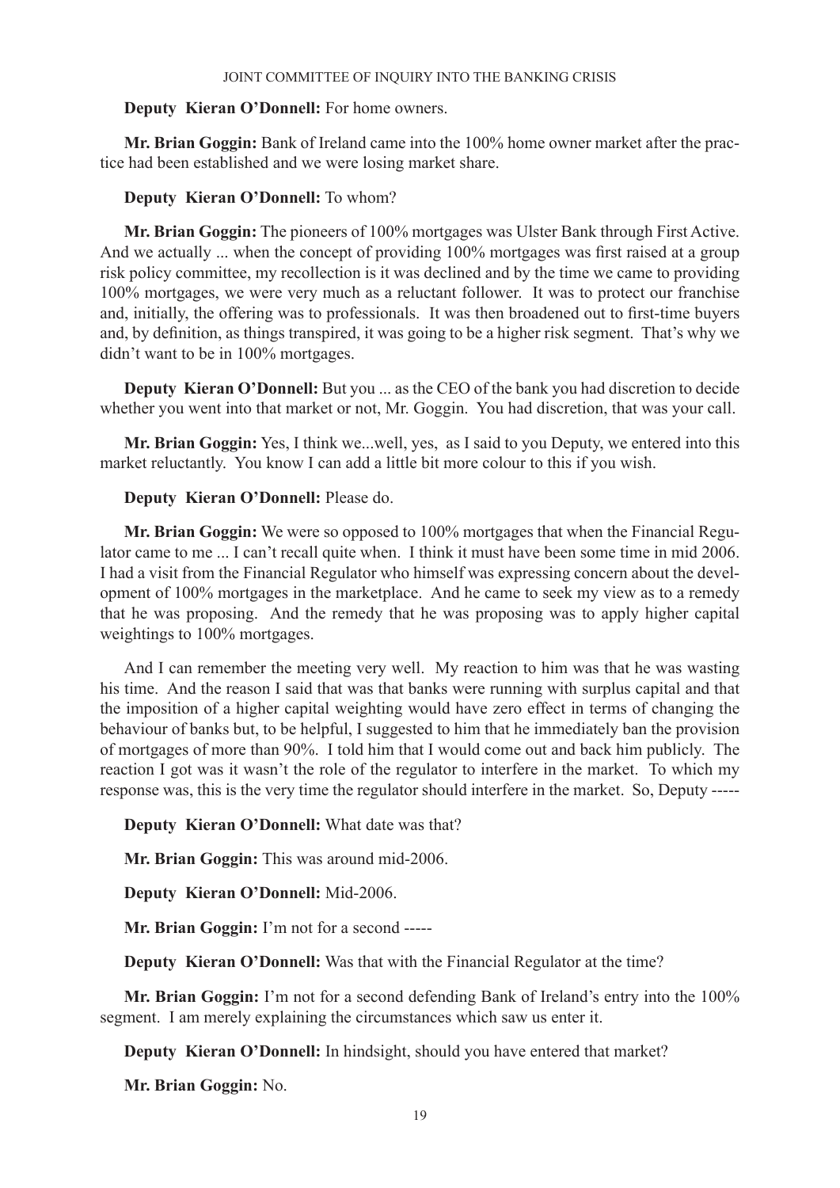**Deputy Kieran O'Donnell:** For home owners.

**Mr. Brian Goggin:** Bank of Ireland came into the 100% home owner market after the practice had been established and we were losing market share.

**Deputy Kieran O'Donnell:** To whom?

**Mr. Brian Goggin:** The pioneers of 100% mortgages was Ulster Bank through First Active. And we actually ... when the concept of providing 100% mortgages was first raised at a group risk policy committee, my recollection is it was declined and by the time we came to providing 100% mortgages, we were very much as a reluctant follower. It was to protect our franchise and, initially, the offering was to professionals. It was then broadened out to first-time buyers and, by definition, as things transpired, it was going to be a higher risk segment. That's why we didn't want to be in 100% mortgages.

**Deputy Kieran O'Donnell:** But you ... as the CEO of the bank you had discretion to decide whether you went into that market or not, Mr. Goggin. You had discretion, that was your call.

**Mr. Brian Goggin:** Yes, I think we...well, yes, as I said to you Deputy, we entered into this market reluctantly. You know I can add a little bit more colour to this if you wish.

**Deputy Kieran O'Donnell:** Please do.

**Mr. Brian Goggin:** We were so opposed to 100% mortgages that when the Financial Regulator came to me ... I can't recall quite when. I think it must have been some time in mid 2006. I had a visit from the Financial Regulator who himself was expressing concern about the development of 100% mortgages in the marketplace. And he came to seek my view as to a remedy that he was proposing. And the remedy that he was proposing was to apply higher capital weightings to 100% mortgages.

And I can remember the meeting very well. My reaction to him was that he was wasting his time. And the reason I said that was that banks were running with surplus capital and that the imposition of a higher capital weighting would have zero effect in terms of changing the behaviour of banks but, to be helpful, I suggested to him that he immediately ban the provision of mortgages of more than 90%. I told him that I would come out and back him publicly. The reaction I got was it wasn't the role of the regulator to interfere in the market. To which my response was, this is the very time the regulator should interfere in the market. So, Deputy -----

**Deputy Kieran O'Donnell:** What date was that?

**Mr. Brian Goggin:** This was around mid-2006.

**Deputy Kieran O'Donnell:** Mid-2006.

**Mr. Brian Goggin:** I'm not for a second -----

**Deputy Kieran O'Donnell:** Was that with the Financial Regulator at the time?

**Mr. Brian Goggin:** I'm not for a second defending Bank of Ireland's entry into the 100% segment. I am merely explaining the circumstances which saw us enter it.

**Deputy Kieran O'Donnell:** In hindsight, should you have entered that market?

**Mr. Brian Goggin:** No.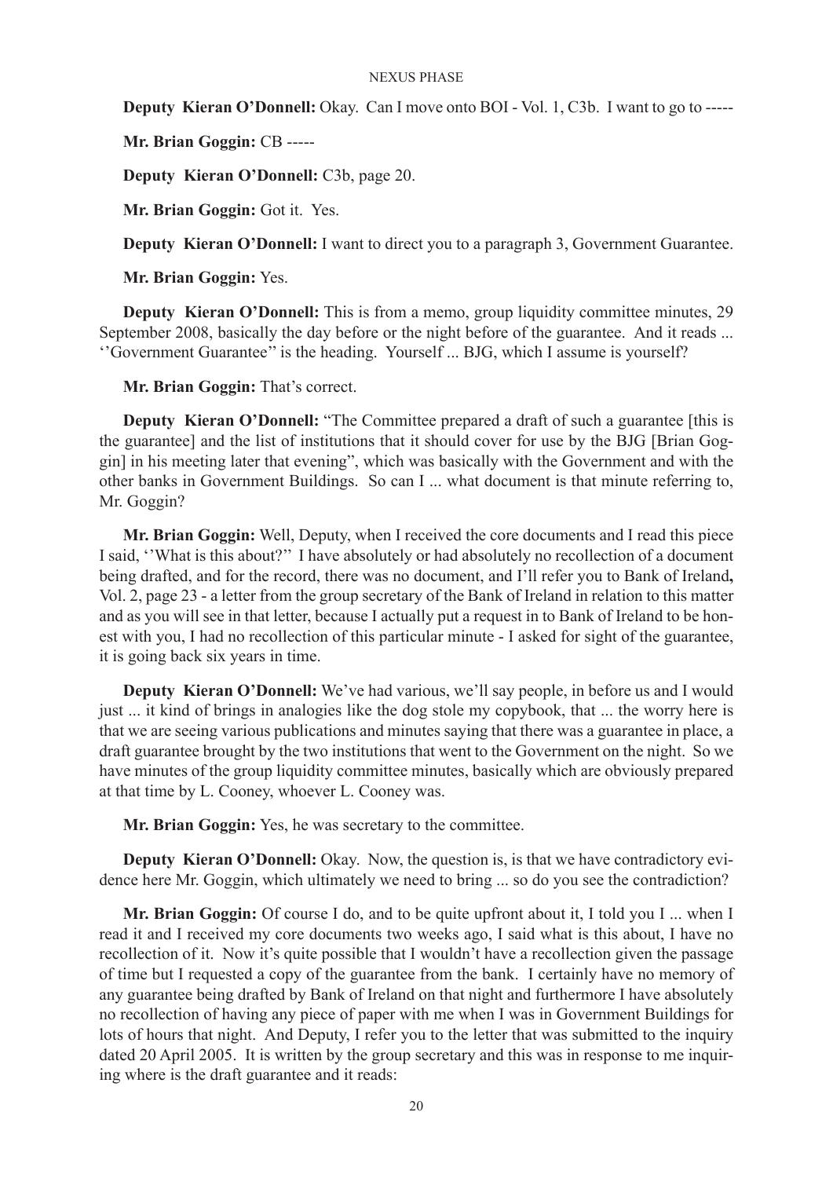**Deputy Kieran O'Donnell:** Okay. Can I move onto BOI - Vol. 1, C3b. I want to go to -----

**Mr. Brian Goggin:** CB -----

**Deputy Kieran O'Donnell:** C3b, page 20.

**Mr. Brian Goggin:** Got it. Yes.

**Deputy Kieran O'Donnell:** I want to direct you to a paragraph 3, Government Guarantee.

**Mr. Brian Goggin:** Yes.

**Deputy Kieran O'Donnell:** This is from a memo, group liquidity committee minutes, 29 September 2008, basically the day before or the night before of the guarantee. And it reads ... ''Government Guarantee'' is the heading. Yourself ... BJG, which I assume is yourself?

**Mr. Brian Goggin:** That's correct.

**Deputy Kieran O'Donnell:** "The Committee prepared a draft of such a guarantee [this is the guarantee] and the list of institutions that it should cover for use by the BJG [Brian Goggin] in his meeting later that evening", which was basically with the Government and with the other banks in Government Buildings. So can I ... what document is that minute referring to, Mr. Goggin?

**Mr. Brian Goggin:** Well, Deputy, when I received the core documents and I read this piece I said, ''What is this about?'' I have absolutely or had absolutely no recollection of a document being drafted, and for the record, there was no document, and I'll refer you to Bank of Ireland**,** Vol. 2, page 23 - a letter from the group secretary of the Bank of Ireland in relation to this matter and as you will see in that letter, because I actually put a request in to Bank of Ireland to be honest with you, I had no recollection of this particular minute - I asked for sight of the guarantee, it is going back six years in time.

**Deputy Kieran O'Donnell:** We've had various, we'll say people, in before us and I would just ... it kind of brings in analogies like the dog stole my copybook, that ... the worry here is that we are seeing various publications and minutes saying that there was a guarantee in place, a draft guarantee brought by the two institutions that went to the Government on the night. So we have minutes of the group liquidity committee minutes, basically which are obviously prepared at that time by L. Cooney, whoever L. Cooney was.

**Mr. Brian Goggin:** Yes, he was secretary to the committee.

**Deputy Kieran O'Donnell:** Okay. Now, the question is, is that we have contradictory evidence here Mr. Goggin, which ultimately we need to bring ... so do you see the contradiction?

**Mr. Brian Goggin:** Of course I do, and to be quite upfront about it, I told you I ... when I read it and I received my core documents two weeks ago, I said what is this about, I have no recollection of it. Now it's quite possible that I wouldn't have a recollection given the passage of time but I requested a copy of the guarantee from the bank. I certainly have no memory of any guarantee being drafted by Bank of Ireland on that night and furthermore I have absolutely no recollection of having any piece of paper with me when I was in Government Buildings for lots of hours that night. And Deputy, I refer you to the letter that was submitted to the inquiry dated 20 April 2005. It is written by the group secretary and this was in response to me inquiring where is the draft guarantee and it reads: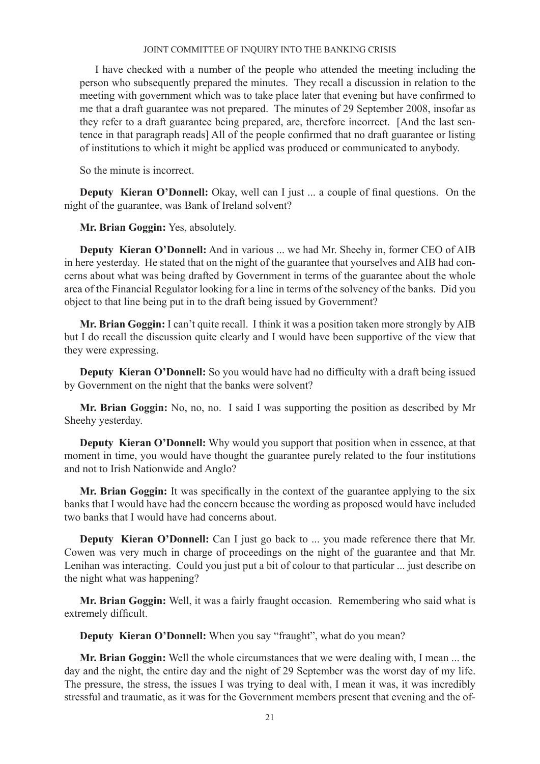I have checked with a number of the people who attended the meeting including the person who subsequently prepared the minutes. They recall a discussion in relation to the meeting with government which was to take place later that evening but have confirmed to me that a draft guarantee was not prepared. The minutes of 29 September 2008, insofar as they refer to a draft guarantee being prepared, are, therefore incorrect. [And the last sentence in that paragraph reads] All of the people confirmed that no draft guarantee or listing of institutions to which it might be applied was produced or communicated to anybody.

So the minute is incorrect.

**Deputy Kieran O'Donnell:** Okay, well can I just ... a couple of final questions. On the night of the guarantee, was Bank of Ireland solvent?

**Mr. Brian Goggin:** Yes, absolutely.

**Deputy Kieran O'Donnell:** And in various ... we had Mr. Sheehy in, former CEO of AIB in here yesterday. He stated that on the night of the guarantee that yourselves and AIB had concerns about what was being drafted by Government in terms of the guarantee about the whole area of the Financial Regulator looking for a line in terms of the solvency of the banks. Did you object to that line being put in to the draft being issued by Government?

**Mr. Brian Goggin:** I can't quite recall. I think it was a position taken more strongly by AIB but I do recall the discussion quite clearly and I would have been supportive of the view that they were expressing.

**Deputy Kieran O'Donnell:** So you would have had no difficulty with a draft being issued by Government on the night that the banks were solvent?

**Mr. Brian Goggin:** No, no, no. I said I was supporting the position as described by Mr Sheehy yesterday.

**Deputy Kieran O'Donnell:** Why would you support that position when in essence, at that moment in time, you would have thought the guarantee purely related to the four institutions and not to Irish Nationwide and Anglo?

**Mr. Brian Goggin:** It was specifically in the context of the guarantee applying to the six banks that I would have had the concern because the wording as proposed would have included two banks that I would have had concerns about.

**Deputy Kieran O'Donnell:** Can I just go back to ... you made reference there that Mr. Cowen was very much in charge of proceedings on the night of the guarantee and that Mr. Lenihan was interacting. Could you just put a bit of colour to that particular ... just describe on the night what was happening?

**Mr. Brian Goggin:** Well, it was a fairly fraught occasion. Remembering who said what is extremely difficult.

**Deputy Kieran O'Donnell:** When you say "fraught", what do you mean?

**Mr. Brian Goggin:** Well the whole circumstances that we were dealing with, I mean ... the day and the night, the entire day and the night of 29 September was the worst day of my life. The pressure, the stress, the issues I was trying to deal with, I mean it was, it was incredibly stressful and traumatic, as it was for the Government members present that evening and the of-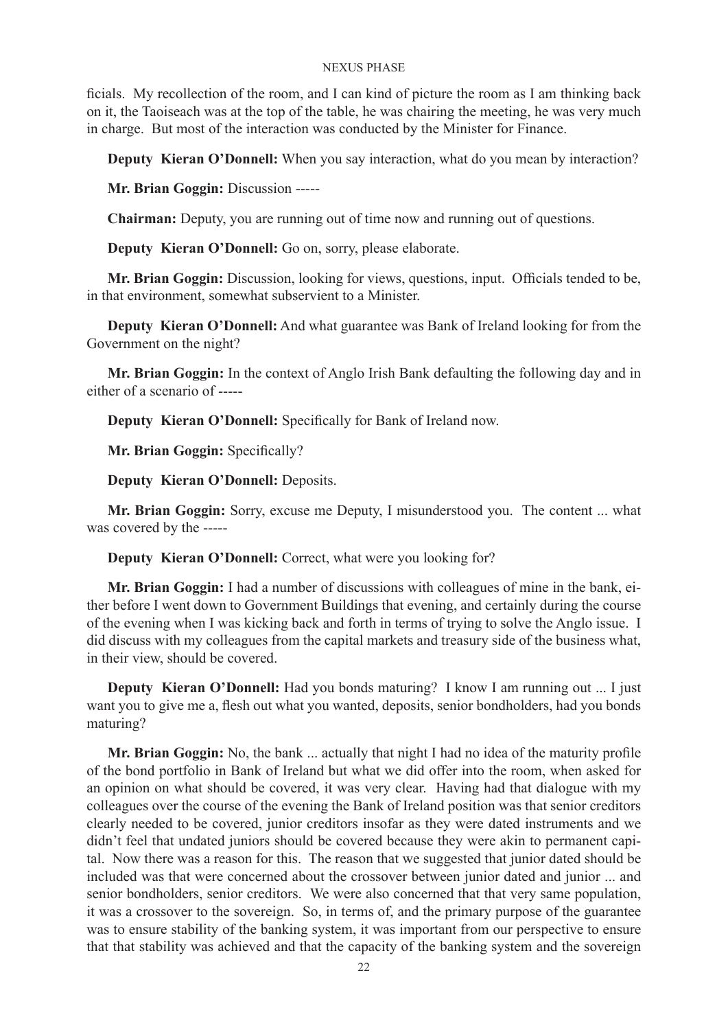ficials. My recollection of the room, and I can kind of picture the room as I am thinking back on it, the Taoiseach was at the top of the table, he was chairing the meeting, he was very much in charge. But most of the interaction was conducted by the Minister for Finance.

**Deputy Kieran O'Donnell:** When you say interaction, what do you mean by interaction?

**Mr. Brian Goggin:** Discussion -----

**Chairman:** Deputy, you are running out of time now and running out of questions.

**Deputy Kieran O'Donnell:** Go on, sorry, please elaborate.

**Mr. Brian Goggin:** Discussion, looking for views, questions, input. Officials tended to be, in that environment, somewhat subservient to a Minister.

**Deputy Kieran O'Donnell:** And what guarantee was Bank of Ireland looking for from the Government on the night?

**Mr. Brian Goggin:** In the context of Anglo Irish Bank defaulting the following day and in either of a scenario of -----

**Deputy Kieran O'Donnell:** Specifically for Bank of Ireland now.

**Mr. Brian Goggin:** Specifically?

**Deputy Kieran O'Donnell:** Deposits.

**Mr. Brian Goggin:** Sorry, excuse me Deputy, I misunderstood you. The content ... what was covered by the -----

**Deputy Kieran O'Donnell:** Correct, what were you looking for?

**Mr. Brian Goggin:** I had a number of discussions with colleagues of mine in the bank, either before I went down to Government Buildings that evening, and certainly during the course of the evening when I was kicking back and forth in terms of trying to solve the Anglo issue. I did discuss with my colleagues from the capital markets and treasury side of the business what, in their view, should be covered.

**Deputy Kieran O'Donnell:** Had you bonds maturing? I know I am running out ... I just want you to give me a, flesh out what you wanted, deposits, senior bondholders, had you bonds maturing?

**Mr. Brian Goggin:** No, the bank ... actually that night I had no idea of the maturity profile of the bond portfolio in Bank of Ireland but what we did offer into the room, when asked for an opinion on what should be covered, it was very clear. Having had that dialogue with my colleagues over the course of the evening the Bank of Ireland position was that senior creditors clearly needed to be covered, junior creditors insofar as they were dated instruments and we didn't feel that undated juniors should be covered because they were akin to permanent capital. Now there was a reason for this. The reason that we suggested that junior dated should be included was that were concerned about the crossover between junior dated and junior ... and senior bondholders, senior creditors. We were also concerned that that very same population, it was a crossover to the sovereign. So, in terms of, and the primary purpose of the guarantee was to ensure stability of the banking system, it was important from our perspective to ensure that that stability was achieved and that the capacity of the banking system and the sovereign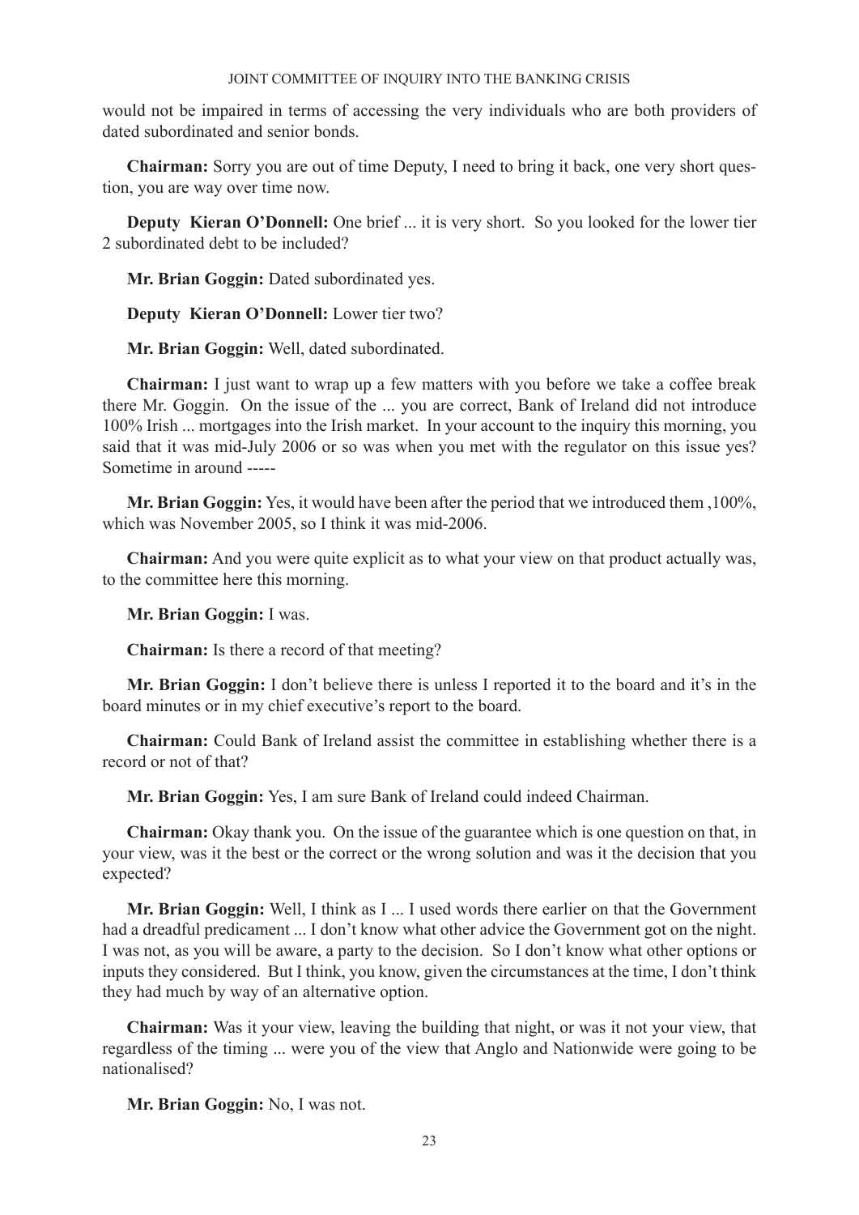would not be impaired in terms of accessing the very individuals who are both providers of dated subordinated and senior bonds.

**Chairman:** Sorry you are out of time Deputy, I need to bring it back, one very short question, you are way over time now.

**Deputy Kieran O'Donnell:** One brief ... it is very short. So you looked for the lower tier 2 subordinated debt to be included?

**Mr. Brian Goggin:** Dated subordinated yes.

**Deputy Kieran O'Donnell:** Lower tier two?

**Mr. Brian Goggin:** Well, dated subordinated.

**Chairman:** I just want to wrap up a few matters with you before we take a coffee break there Mr. Goggin. On the issue of the ... you are correct, Bank of Ireland did not introduce 100% Irish ... mortgages into the Irish market. In your account to the inquiry this morning, you said that it was mid-July 2006 or so was when you met with the regulator on this issue yes? Sometime in around -----

**Mr. Brian Goggin:** Yes, it would have been after the period that we introduced them ,100%, which was November 2005, so I think it was mid-2006.

**Chairman:** And you were quite explicit as to what your view on that product actually was, to the committee here this morning.

**Mr. Brian Goggin:** I was.

**Chairman:** Is there a record of that meeting?

**Mr. Brian Goggin:** I don't believe there is unless I reported it to the board and it's in the board minutes or in my chief executive's report to the board.

**Chairman:** Could Bank of Ireland assist the committee in establishing whether there is a record or not of that?

**Mr. Brian Goggin:** Yes, I am sure Bank of Ireland could indeed Chairman.

**Chairman:** Okay thank you. On the issue of the guarantee which is one question on that, in your view, was it the best or the correct or the wrong solution and was it the decision that you expected?

**Mr. Brian Goggin:** Well, I think as I ... I used words there earlier on that the Government had a dreadful predicament ... I don't know what other advice the Government got on the night. I was not, as you will be aware, a party to the decision. So I don't know what other options or inputs they considered. But I think, you know, given the circumstances at the time, I don't think they had much by way of an alternative option.

**Chairman:** Was it your view, leaving the building that night, or was it not your view, that regardless of the timing ... were you of the view that Anglo and Nationwide were going to be nationalised?

**Mr. Brian Goggin:** No, I was not.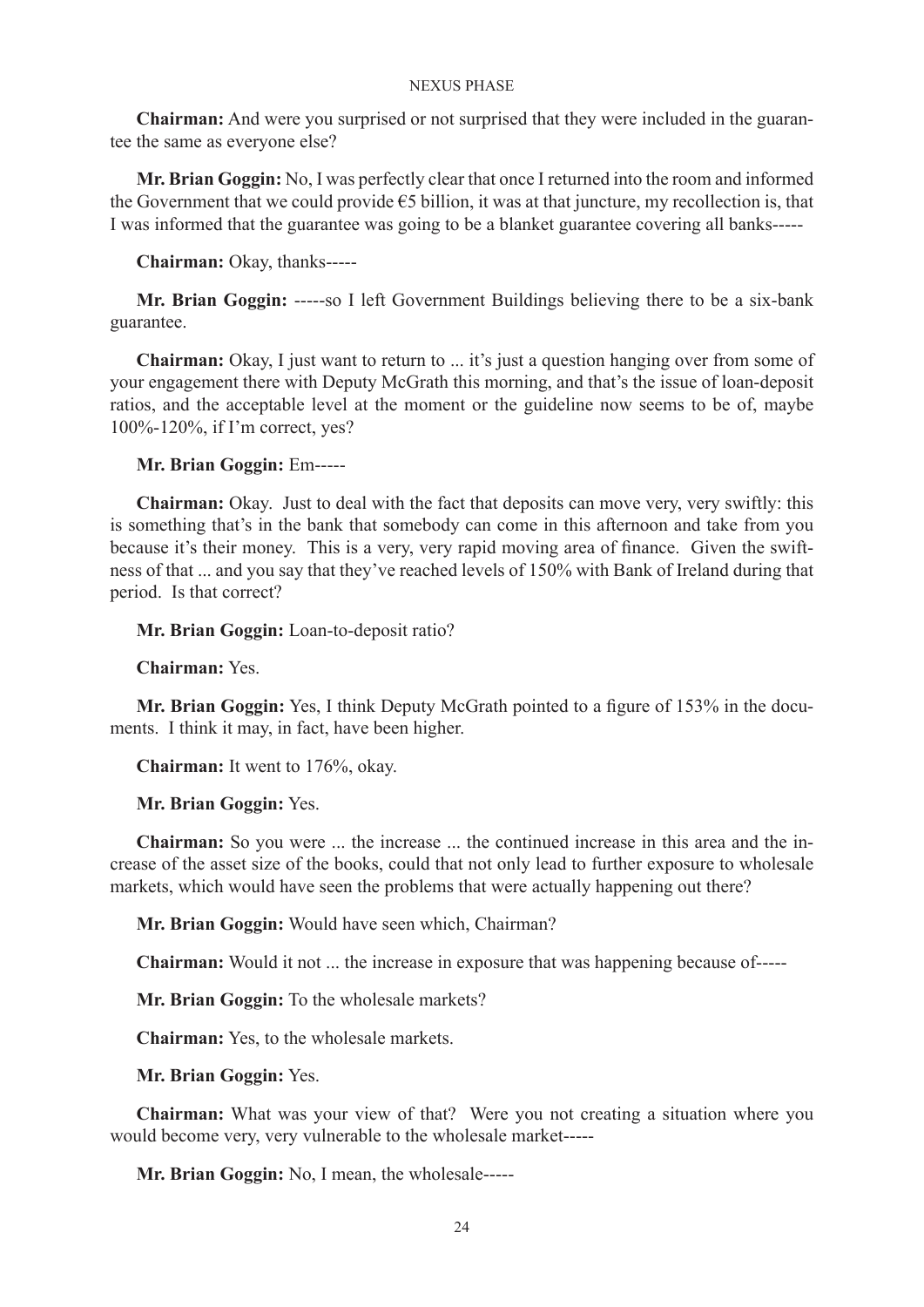**Chairman:** And were you surprised or not surprised that they were included in the guarantee the same as everyone else?

**Mr. Brian Goggin:** No, I was perfectly clear that once I returned into the room and informed the Government that we could provide €5 billion, it was at that juncture, my recollection is, that I was informed that the guarantee was going to be a blanket guarantee covering all banks-----

**Chairman:** Okay, thanks-----

**Mr. Brian Goggin:** -----so I left Government Buildings believing there to be a six-bank guarantee.

**Chairman:** Okay, I just want to return to ... it's just a question hanging over from some of your engagement there with Deputy McGrath this morning, and that's the issue of loan-deposit ratios, and the acceptable level at the moment or the guideline now seems to be of, maybe 100%-120%, if I'm correct, yes?

**Mr. Brian Goggin:** Em-----

**Chairman:** Okay. Just to deal with the fact that deposits can move very, very swiftly: this is something that's in the bank that somebody can come in this afternoon and take from you because it's their money. This is a very, very rapid moving area of finance. Given the swiftness of that ... and you say that they've reached levels of 150% with Bank of Ireland during that period. Is that correct?

**Mr. Brian Goggin:** Loan-to-deposit ratio?

**Chairman:** Yes.

**Mr. Brian Goggin:** Yes, I think Deputy McGrath pointed to a figure of 153% in the documents. I think it may, in fact, have been higher.

**Chairman:** It went to 176%, okay.

**Mr. Brian Goggin:** Yes.

**Chairman:** So you were ... the increase ... the continued increase in this area and the increase of the asset size of the books, could that not only lead to further exposure to wholesale markets, which would have seen the problems that were actually happening out there?

**Mr. Brian Goggin:** Would have seen which, Chairman?

**Chairman:** Would it not ... the increase in exposure that was happening because of-----

**Mr. Brian Goggin:** To the wholesale markets?

**Chairman:** Yes, to the wholesale markets.

**Mr. Brian Goggin:** Yes.

**Chairman:** What was your view of that? Were you not creating a situation where you would become very, very vulnerable to the wholesale market-----

**Mr. Brian Goggin:** No, I mean, the wholesale-----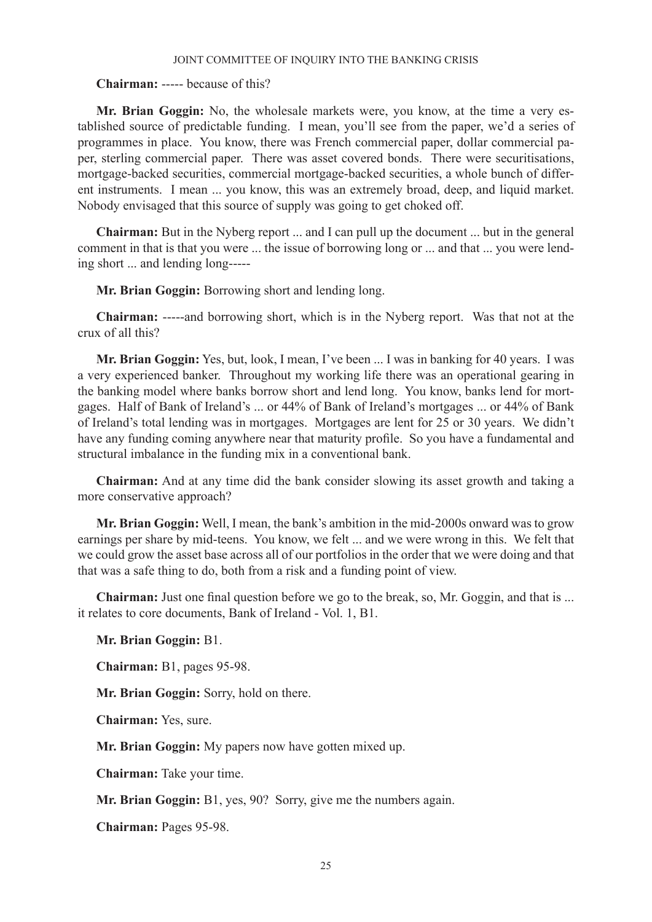**Chairman:** ----- because of this?

**Mr. Brian Goggin:** No, the wholesale markets were, you know, at the time a very established source of predictable funding. I mean, you'll see from the paper, we'd a series of programmes in place. You know, there was French commercial paper, dollar commercial paper, sterling commercial paper. There was asset covered bonds. There were securitisations, mortgage-backed securities, commercial mortgage-backed securities, a whole bunch of different instruments. I mean ... you know, this was an extremely broad, deep, and liquid market. Nobody envisaged that this source of supply was going to get choked off.

**Chairman:** But in the Nyberg report ... and I can pull up the document ... but in the general comment in that is that you were ... the issue of borrowing long or ... and that ... you were lending short ... and lending long-----

**Mr. Brian Goggin:** Borrowing short and lending long.

**Chairman:** -----and borrowing short, which is in the Nyberg report. Was that not at the crux of all this?

**Mr. Brian Goggin:** Yes, but, look, I mean, I've been ... I was in banking for 40 years. I was a very experienced banker. Throughout my working life there was an operational gearing in the banking model where banks borrow short and lend long. You know, banks lend for mortgages. Half of Bank of Ireland's ... or 44% of Bank of Ireland's mortgages ... or 44% of Bank of Ireland's total lending was in mortgages. Mortgages are lent for 25 or 30 years. We didn't have any funding coming anywhere near that maturity profile. So you have a fundamental and structural imbalance in the funding mix in a conventional bank.

**Chairman:** And at any time did the bank consider slowing its asset growth and taking a more conservative approach?

**Mr. Brian Goggin:** Well, I mean, the bank's ambition in the mid-2000s onward was to grow earnings per share by mid-teens. You know, we felt ... and we were wrong in this. We felt that we could grow the asset base across all of our portfolios in the order that we were doing and that that was a safe thing to do, both from a risk and a funding point of view.

**Chairman:** Just one final question before we go to the break, so, Mr. Goggin, and that is ... it relates to core documents, Bank of Ireland - Vol. 1, B1.

**Mr. Brian Goggin:** B1.

**Chairman:** B1, pages 95-98.

**Mr. Brian Goggin:** Sorry, hold on there.

**Chairman:** Yes, sure.

**Mr. Brian Goggin:** My papers now have gotten mixed up.

**Chairman:** Take your time.

**Mr. Brian Goggin:** B1, yes, 90? Sorry, give me the numbers again.

**Chairman:** Pages 95-98.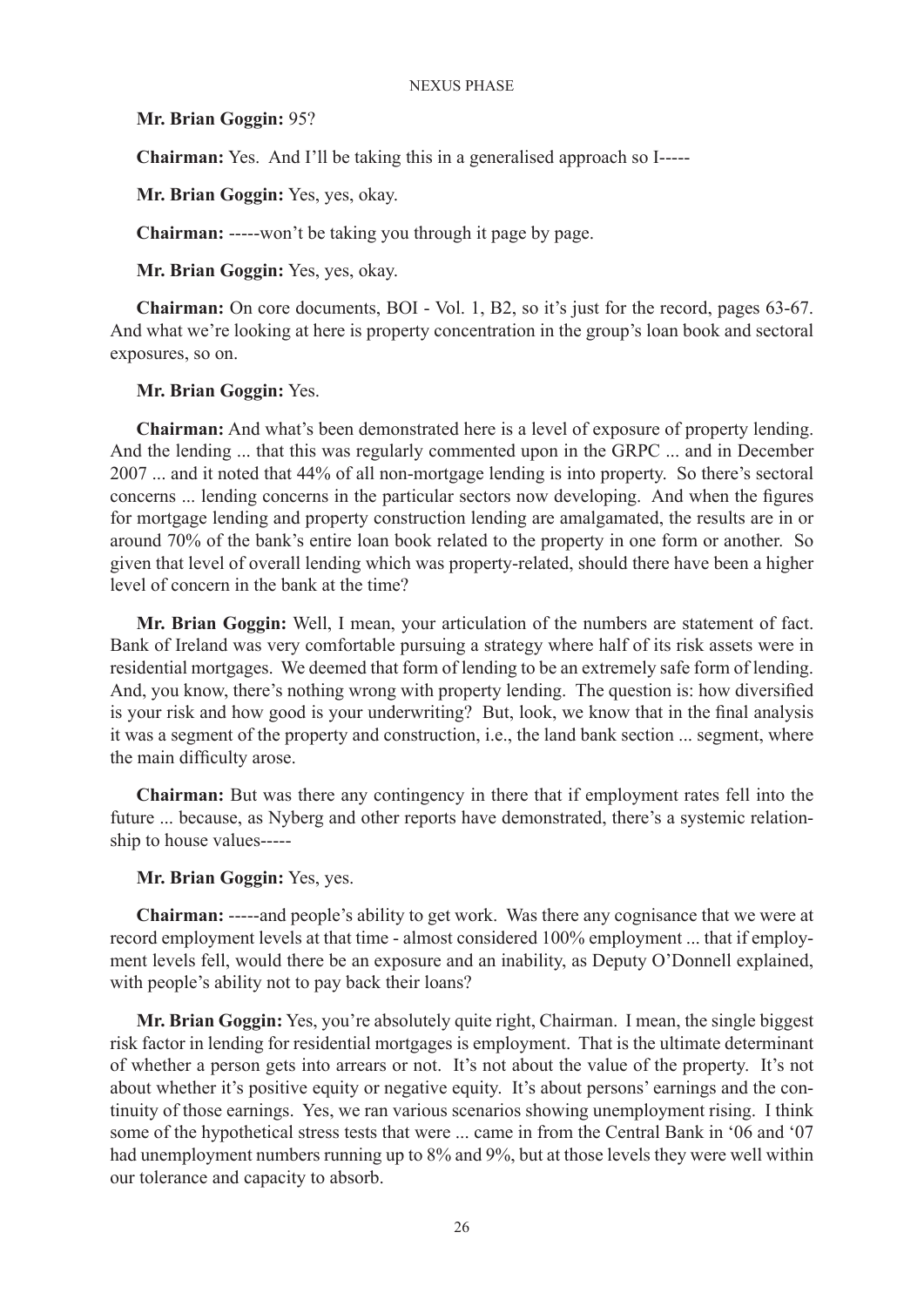**Mr. Brian Goggin:** 95?

**Chairman:** Yes. And I'll be taking this in a generalised approach so I-----

**Mr. Brian Goggin:** Yes, yes, okay.

**Chairman:** -----won't be taking you through it page by page.

**Mr. Brian Goggin:** Yes, yes, okay.

**Chairman:** On core documents, BOI - Vol. 1, B2, so it's just for the record, pages 63-67. And what we're looking at here is property concentration in the group's loan book and sectoral exposures, so on.

**Mr. Brian Goggin:** Yes.

**Chairman:** And what's been demonstrated here is a level of exposure of property lending. And the lending ... that this was regularly commented upon in the GRPC ... and in December 2007 ... and it noted that 44% of all non-mortgage lending is into property. So there's sectoral concerns ... lending concerns in the particular sectors now developing. And when the figures for mortgage lending and property construction lending are amalgamated, the results are in or around 70% of the bank's entire loan book related to the property in one form or another. So given that level of overall lending which was property-related, should there have been a higher level of concern in the bank at the time?

**Mr. Brian Goggin:** Well, I mean, your articulation of the numbers are statement of fact. Bank of Ireland was very comfortable pursuing a strategy where half of its risk assets were in residential mortgages. We deemed that form of lending to be an extremely safe form of lending. And, you know, there's nothing wrong with property lending. The question is: how diversified is your risk and how good is your underwriting? But, look, we know that in the final analysis it was a segment of the property and construction, i.e., the land bank section ... segment, where the main difficulty arose.

**Chairman:** But was there any contingency in there that if employment rates fell into the future ... because, as Nyberg and other reports have demonstrated, there's a systemic relationship to house values-----

**Mr. Brian Goggin:** Yes, yes.

**Chairman:** -----and people's ability to get work. Was there any cognisance that we were at record employment levels at that time - almost considered 100% employment ... that if employment levels fell, would there be an exposure and an inability, as Deputy O'Donnell explained, with people's ability not to pay back their loans?

**Mr. Brian Goggin:** Yes, you're absolutely quite right, Chairman. I mean, the single biggest risk factor in lending for residential mortgages is employment. That is the ultimate determinant of whether a person gets into arrears or not. It's not about the value of the property. It's not about whether it's positive equity or negative equity. It's about persons' earnings and the continuity of those earnings. Yes, we ran various scenarios showing unemployment rising. I think some of the hypothetical stress tests that were ... came in from the Central Bank in '06 and '07 had unemployment numbers running up to 8% and 9%, but at those levels they were well within our tolerance and capacity to absorb.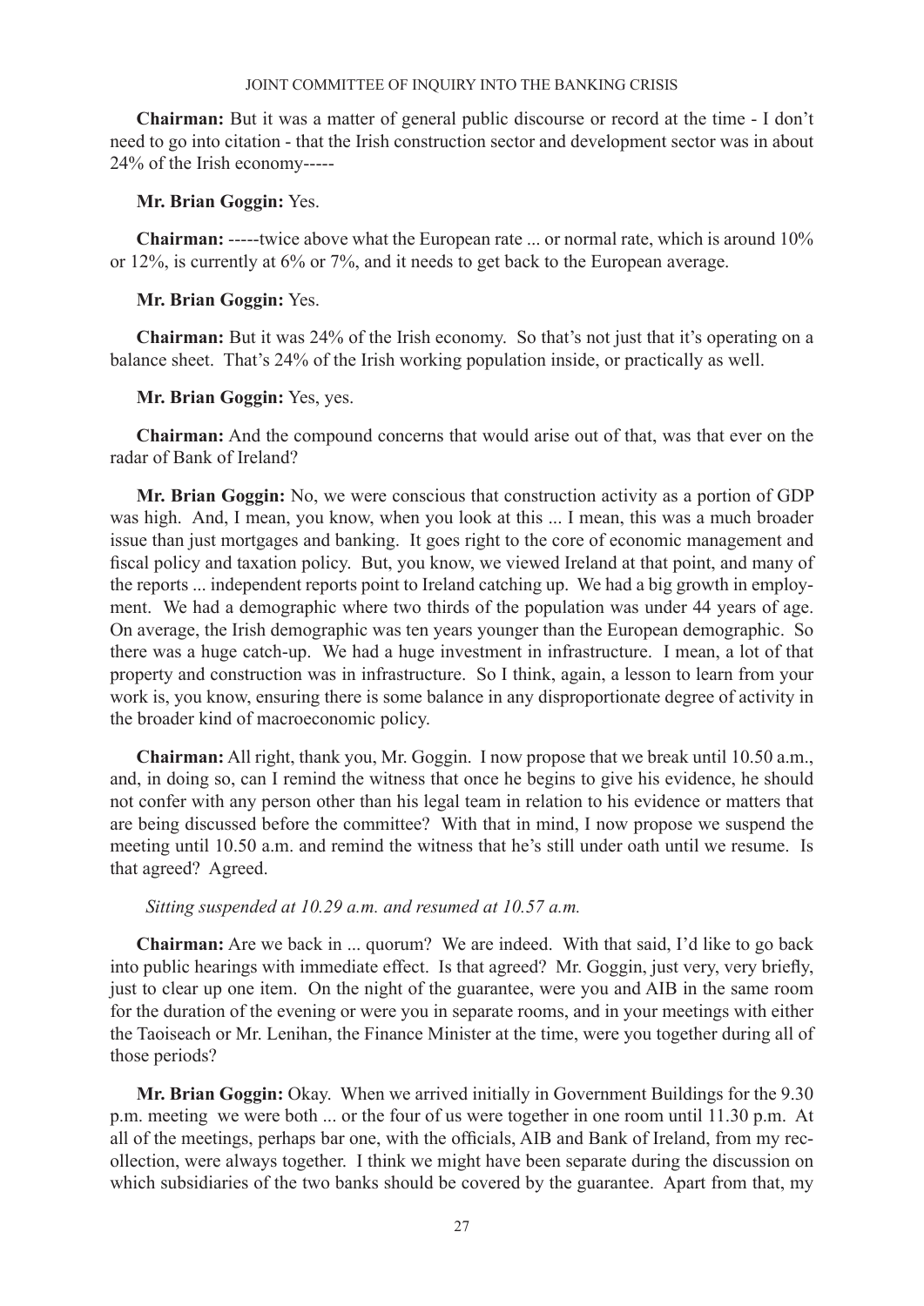**Chairman:** But it was a matter of general public discourse or record at the time - I don't need to go into citation - that the Irish construction sector and development sector was in about 24% of the Irish economy-----

**Mr. Brian Goggin:** Yes.

**Chairman:** -----twice above what the European rate ... or normal rate, which is around 10% or 12%, is currently at 6% or 7%, and it needs to get back to the European average.

**Mr. Brian Goggin:** Yes.

**Chairman:** But it was 24% of the Irish economy. So that's not just that it's operating on a balance sheet. That's 24% of the Irish working population inside, or practically as well.

**Mr. Brian Goggin:** Yes, yes.

**Chairman:** And the compound concerns that would arise out of that, was that ever on the radar of Bank of Ireland?

**Mr. Brian Goggin:** No, we were conscious that construction activity as a portion of GDP was high. And, I mean, you know, when you look at this ... I mean, this was a much broader issue than just mortgages and banking. It goes right to the core of economic management and fiscal policy and taxation policy. But, you know, we viewed Ireland at that point, and many of the reports ... independent reports point to Ireland catching up. We had a big growth in employment. We had a demographic where two thirds of the population was under 44 years of age. On average, the Irish demographic was ten years younger than the European demographic. So there was a huge catch-up. We had a huge investment in infrastructure. I mean, a lot of that property and construction was in infrastructure. So I think, again, a lesson to learn from your work is, you know, ensuring there is some balance in any disproportionate degree of activity in the broader kind of macroeconomic policy.

**Chairman:** All right, thank you, Mr. Goggin. I now propose that we break until 10.50 a.m., and, in doing so, can I remind the witness that once he begins to give his evidence, he should not confer with any person other than his legal team in relation to his evidence or matters that are being discussed before the committee? With that in mind, I now propose we suspend the meeting until 10.50 a.m. and remind the witness that he's still under oath until we resume. Is that agreed? Agreed.

*Sitting suspended at 10.29 a.m. and resumed at 10.57 a.m.*

**Chairman:** Are we back in ... quorum? We are indeed. With that said, I'd like to go back into public hearings with immediate effect. Is that agreed? Mr. Goggin, just very, very briefly, just to clear up one item. On the night of the guarantee, were you and AIB in the same room for the duration of the evening or were you in separate rooms, and in your meetings with either the Taoiseach or Mr. Lenihan, the Finance Minister at the time, were you together during all of those periods?

**Mr. Brian Goggin:** Okay. When we arrived initially in Government Buildings for the 9.30 p.m. meeting we were both ... or the four of us were together in one room until 11.30 p.m. At all of the meetings, perhaps bar one, with the officials, AIB and Bank of Ireland, from my recollection, were always together. I think we might have been separate during the discussion on which subsidiaries of the two banks should be covered by the guarantee. Apart from that, my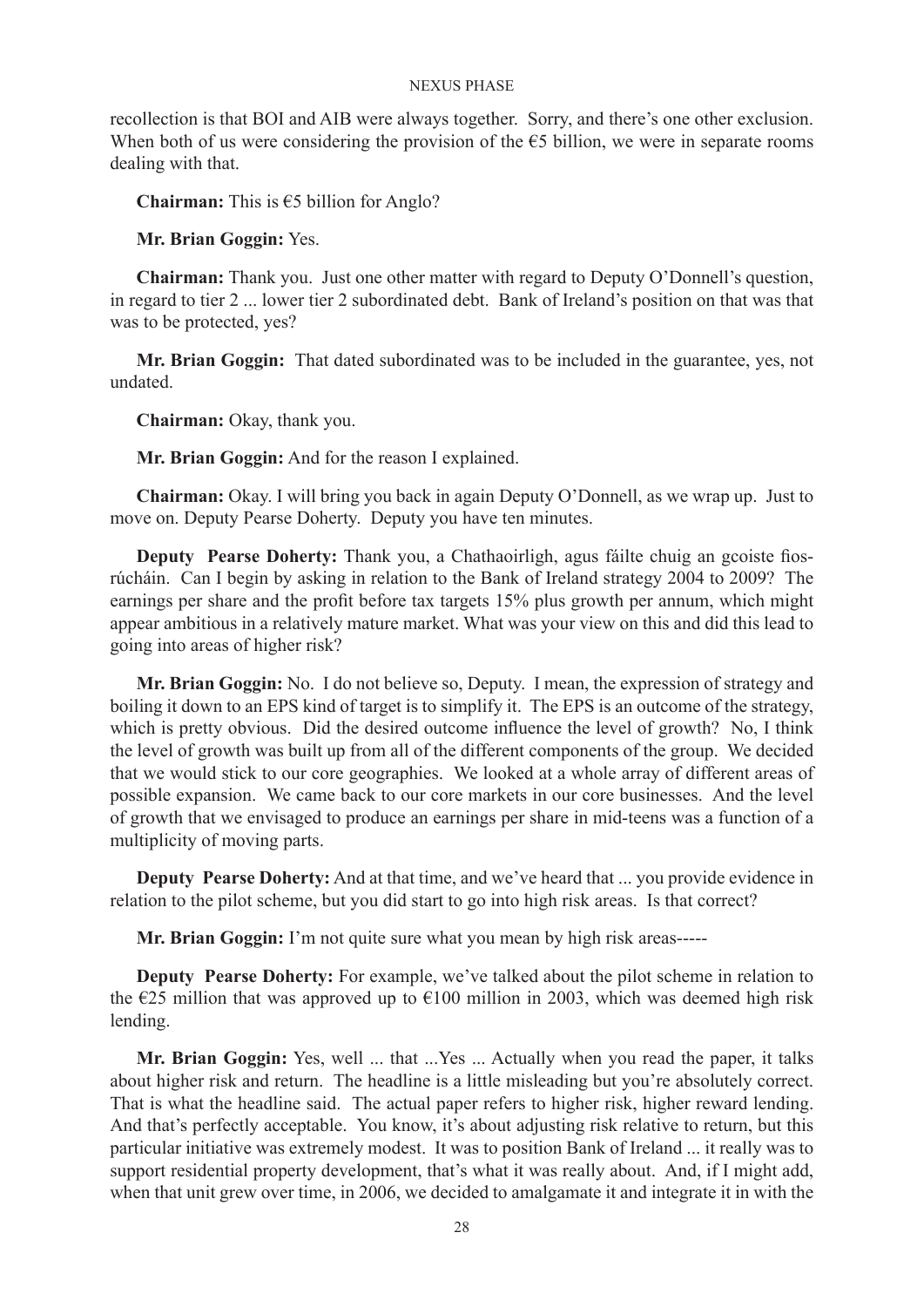recollection is that BOI and AIB were always together. Sorry, and there's one other exclusion. When both of us were considering the provision of the €5 billion, we were in separate rooms dealing with that.

**Chairman:** This is €5 billion for Anglo?

**Mr. Brian Goggin:** Yes.

**Chairman:** Thank you. Just one other matter with regard to Deputy O'Donnell's question, in regard to tier 2 ... lower tier 2 subordinated debt. Bank of Ireland's position on that was that was to be protected, yes?

**Mr. Brian Goggin:** That dated subordinated was to be included in the guarantee, yes, not undated.

**Chairman:** Okay, thank you.

**Mr. Brian Goggin:** And for the reason I explained.

**Chairman:** Okay. I will bring you back in again Deputy O'Donnell, as we wrap up. Just to move on. Deputy Pearse Doherty. Deputy you have ten minutes.

**Deputy Pearse Doherty:** Thank you, a Chathaoirligh, agus fáilte chuig an gcoiste fiosrúcháin. Can I begin by asking in relation to the Bank of Ireland strategy 2004 to 2009? The earnings per share and the profit before tax targets 15% plus growth per annum, which might appear ambitious in a relatively mature market. What was your view on this and did this lead to going into areas of higher risk?

**Mr. Brian Goggin:** No. I do not believe so, Deputy. I mean, the expression of strategy and boiling it down to an EPS kind of target is to simplify it. The EPS is an outcome of the strategy, which is pretty obvious. Did the desired outcome influence the level of growth? No, I think the level of growth was built up from all of the different components of the group. We decided that we would stick to our core geographies. We looked at a whole array of different areas of possible expansion. We came back to our core markets in our core businesses. And the level of growth that we envisaged to produce an earnings per share in mid-teens was a function of a multiplicity of moving parts.

**Deputy Pearse Doherty:** And at that time, and we've heard that ... you provide evidence in relation to the pilot scheme, but you did start to go into high risk areas. Is that correct?

**Mr. Brian Goggin:** I'm not quite sure what you mean by high risk areas-----

**Deputy Pearse Doherty:** For example, we've talked about the pilot scheme in relation to the €25 million that was approved up to €100 million in 2003, which was deemed high risk lending.

**Mr. Brian Goggin:** Yes, well ... that ...Yes ... Actually when you read the paper, it talks about higher risk and return. The headline is a little misleading but you're absolutely correct. That is what the headline said. The actual paper refers to higher risk, higher reward lending. And that's perfectly acceptable. You know, it's about adjusting risk relative to return, but this particular initiative was extremely modest. It was to position Bank of Ireland ... it really was to support residential property development, that's what it was really about. And, if I might add, when that unit grew over time, in 2006, we decided to amalgamate it and integrate it in with the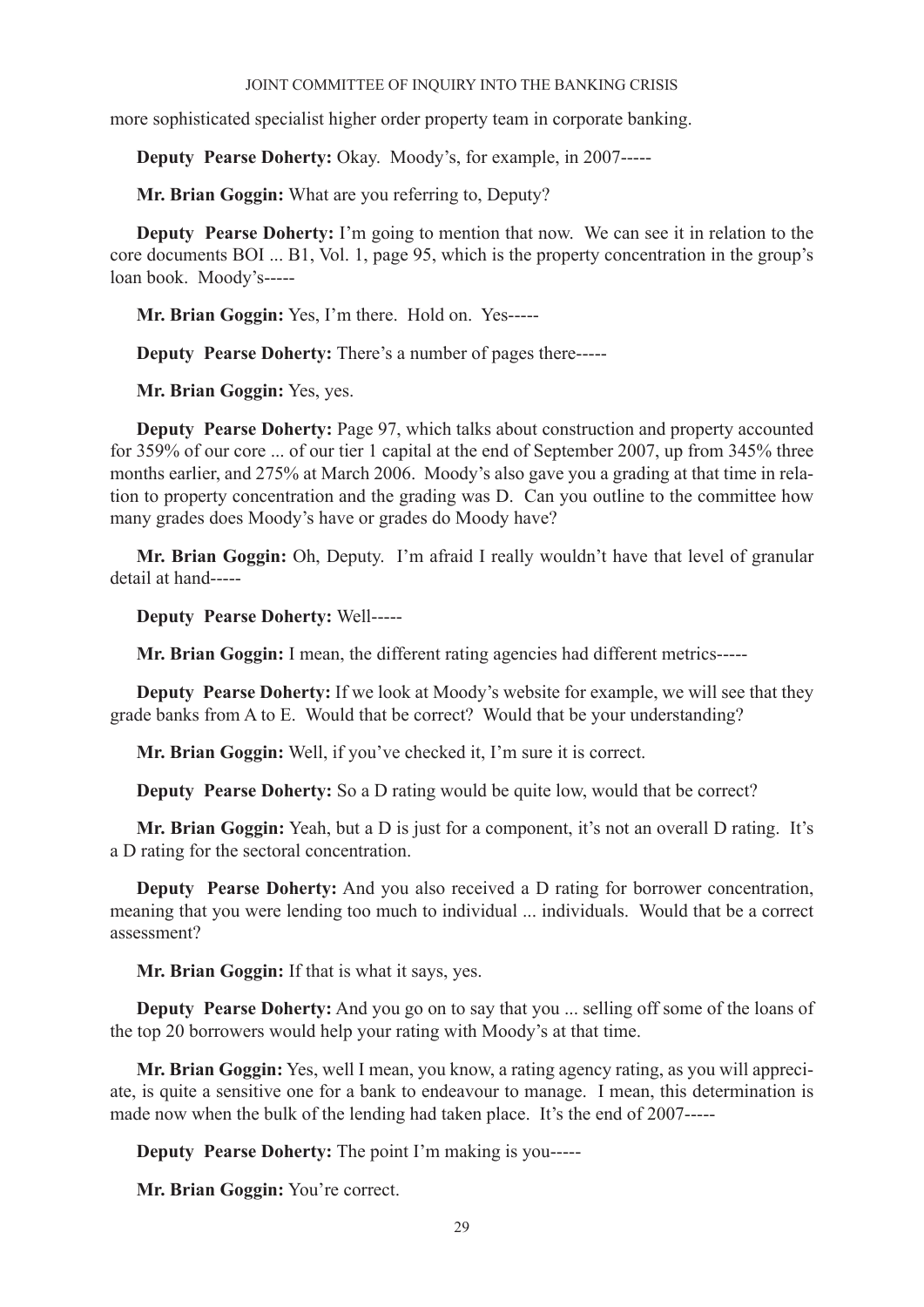more sophisticated specialist higher order property team in corporate banking.

**Deputy Pearse Doherty:** Okay. Moody's, for example, in 2007-----

**Mr. Brian Goggin:** What are you referring to, Deputy?

**Deputy Pearse Doherty:** I'm going to mention that now. We can see it in relation to the core documents BOI ... B1, Vol. 1, page 95, which is the property concentration in the group's loan book. Moody's-----

**Mr. Brian Goggin:** Yes, I'm there. Hold on. Yes-----

**Deputy Pearse Doherty:** There's a number of pages there-----

**Mr. Brian Goggin:** Yes, yes.

**Deputy Pearse Doherty:** Page 97, which talks about construction and property accounted for 359% of our core ... of our tier 1 capital at the end of September 2007, up from 345% three months earlier, and 275% at March 2006. Moody's also gave you a grading at that time in relation to property concentration and the grading was D. Can you outline to the committee how many grades does Moody's have or grades do Moody have?

**Mr. Brian Goggin:** Oh, Deputy. I'm afraid I really wouldn't have that level of granular detail at hand-----

**Deputy Pearse Doherty:** Well-----

**Mr. Brian Goggin:** I mean, the different rating agencies had different metrics-----

**Deputy Pearse Doherty:** If we look at Moody's website for example, we will see that they grade banks from A to E. Would that be correct? Would that be your understanding?

**Mr. Brian Goggin:** Well, if you've checked it, I'm sure it is correct.

**Deputy Pearse Doherty:** So a D rating would be quite low, would that be correct?

**Mr. Brian Goggin:** Yeah, but a D is just for a component, it's not an overall D rating. It's a D rating for the sectoral concentration.

**Deputy Pearse Doherty:** And you also received a D rating for borrower concentration, meaning that you were lending too much to individual ... individuals. Would that be a correct assessment?

**Mr. Brian Goggin:** If that is what it says, yes.

**Deputy Pearse Doherty:** And you go on to say that you ... selling off some of the loans of the top 20 borrowers would help your rating with Moody's at that time.

**Mr. Brian Goggin:** Yes, well I mean, you know, a rating agency rating, as you will appreciate, is quite a sensitive one for a bank to endeavour to manage. I mean, this determination is made now when the bulk of the lending had taken place. It's the end of 2007-----

**Deputy Pearse Doherty:** The point I'm making is you-----

**Mr. Brian Goggin:** You're correct.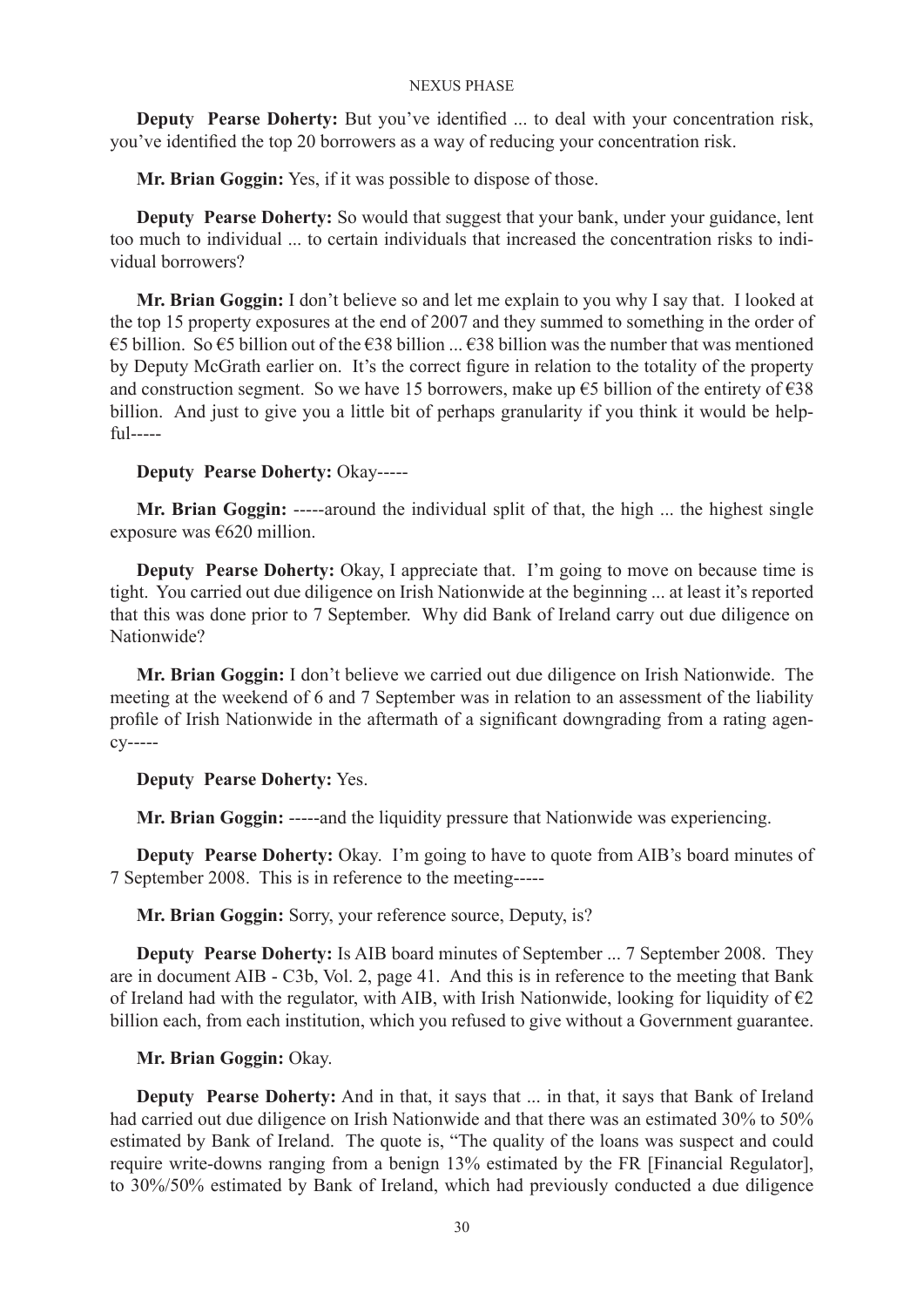**Deputy Pearse Doherty:** But you've identified ... to deal with your concentration risk, you've identified the top 20 borrowers as a way of reducing your concentration risk.

**Mr. Brian Goggin:** Yes, if it was possible to dispose of those.

**Deputy Pearse Doherty:** So would that suggest that your bank, under your guidance, lent too much to individual ... to certain individuals that increased the concentration risks to individual borrowers?

**Mr. Brian Goggin:** I don't believe so and let me explain to you why I say that. I looked at the top 15 property exposures at the end of 2007 and they summed to something in the order of €5 billion. So €5 billion out of the €38 billion ... €38 billion was the number that was mentioned by Deputy McGrath earlier on. It's the correct figure in relation to the totality of the property and construction segment. So we have 15 borrowers, make up €5 billion of the entirety of €38 billion. And just to give you a little bit of perhaps granularity if you think it would be helpful-----

**Deputy Pearse Doherty:** Okay-----

**Mr. Brian Goggin:** -----around the individual split of that, the high ... the highest single exposure was €620 million.

**Deputy Pearse Doherty:** Okay, I appreciate that. I'm going to move on because time is tight. You carried out due diligence on Irish Nationwide at the beginning ... at least it's reported that this was done prior to 7 September. Why did Bank of Ireland carry out due diligence on Nationwide?

**Mr. Brian Goggin:** I don't believe we carried out due diligence on Irish Nationwide. The meeting at the weekend of 6 and 7 September was in relation to an assessment of the liability profile of Irish Nationwide in the aftermath of a significant downgrading from a rating agency-----

**Deputy Pearse Doherty:** Yes.

**Mr. Brian Goggin:** -----and the liquidity pressure that Nationwide was experiencing.

**Deputy Pearse Doherty:** Okay. I'm going to have to quote from AIB's board minutes of 7 September 2008. This is in reference to the meeting-----

**Mr. Brian Goggin:** Sorry, your reference source, Deputy, is?

**Deputy Pearse Doherty:** Is AIB board minutes of September ... 7 September 2008. They are in document AIB - C3b, Vol. 2, page 41. And this is in reference to the meeting that Bank of Ireland had with the regulator, with AIB, with Irish Nationwide, looking for liquidity of €2 billion each, from each institution, which you refused to give without a Government guarantee.

**Mr. Brian Goggin:** Okay.

**Deputy Pearse Doherty:** And in that, it says that ... in that, it says that Bank of Ireland had carried out due diligence on Irish Nationwide and that there was an estimated 30% to 50% estimated by Bank of Ireland. The quote is, "The quality of the loans was suspect and could require write-downs ranging from a benign 13% estimated by the FR [Financial Regulator], to 30%/50% estimated by Bank of Ireland, which had previously conducted a due diligence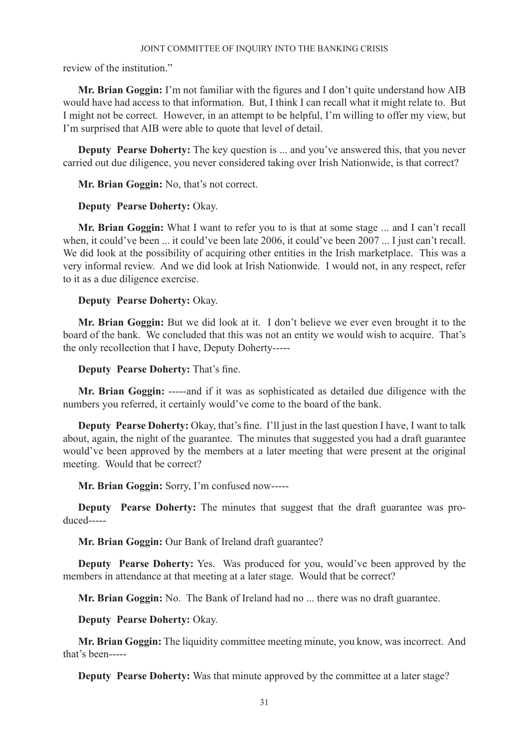review of the institution."

**Mr. Brian Goggin:** I'm not familiar with the figures and I don't quite understand how AIB would have had access to that information. But, I think I can recall what it might relate to. But I might not be correct. However, in an attempt to be helpful, I'm willing to offer my view, but I'm surprised that AIB were able to quote that level of detail.

**Deputy Pearse Doherty:** The key question is ... and you've answered this, that you never carried out due diligence, you never considered taking over Irish Nationwide, is that correct?

**Mr. Brian Goggin:** No, that's not correct.

**Deputy Pearse Doherty:** Okay.

**Mr. Brian Goggin:** What I want to refer you to is that at some stage ... and I can't recall when, it could've been ... it could've been late 2006, it could've been 2007 ... I just can't recall. We did look at the possibility of acquiring other entities in the Irish marketplace. This was a very informal review. And we did look at Irish Nationwide. I would not, in any respect, refer to it as a due diligence exercise.

**Deputy Pearse Doherty:** Okay.

**Mr. Brian Goggin:** But we did look at it. I don't believe we ever even brought it to the board of the bank. We concluded that this was not an entity we would wish to acquire. That's the only recollection that I have, Deputy Doherty-----

**Deputy Pearse Doherty:** That's fine.

**Mr. Brian Goggin:** -----and if it was as sophisticated as detailed due diligence with the numbers you referred, it certainly would've come to the board of the bank.

**Deputy Pearse Doherty:** Okay, that's fine. I'll just in the last question I have, I want to talk about, again, the night of the guarantee. The minutes that suggested you had a draft guarantee would've been approved by the members at a later meeting that were present at the original meeting. Would that be correct?

**Mr. Brian Goggin:** Sorry, I'm confused now-----

**Deputy Pearse Doherty:** The minutes that suggest that the draft guarantee was produced-----

**Mr. Brian Goggin:** Our Bank of Ireland draft guarantee?

**Deputy Pearse Doherty:** Yes. Was produced for you, would've been approved by the members in attendance at that meeting at a later stage. Would that be correct?

**Mr. Brian Goggin:** No. The Bank of Ireland had no ... there was no draft guarantee.

**Deputy Pearse Doherty:** Okay.

**Mr. Brian Goggin:** The liquidity committee meeting minute, you know, was incorrect. And that's been-----

**Deputy Pearse Doherty:** Was that minute approved by the committee at a later stage?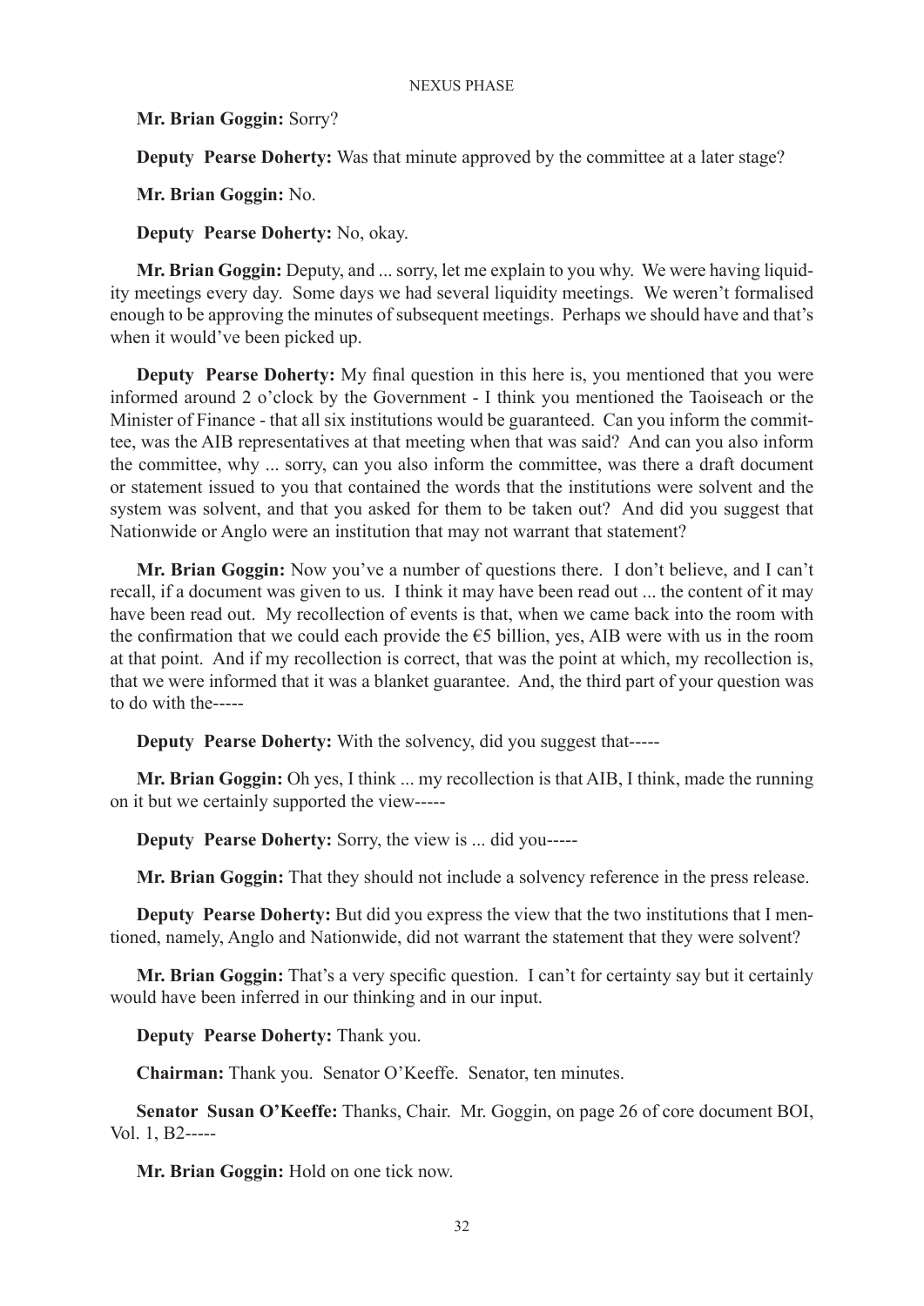**Mr. Brian Goggin:** Sorry?

**Deputy Pearse Doherty:** Was that minute approved by the committee at a later stage?

**Mr. Brian Goggin:** No.

**Deputy Pearse Doherty:** No, okay.

**Mr. Brian Goggin:** Deputy, and ... sorry, let me explain to you why. We were having liquidity meetings every day. Some days we had several liquidity meetings. We weren't formalised enough to be approving the minutes of subsequent meetings. Perhaps we should have and that's when it would've been picked up.

**Deputy Pearse Doherty:** My final question in this here is, you mentioned that you were informed around 2 o'clock by the Government - I think you mentioned the Taoiseach or the Minister of Finance - that all six institutions would be guaranteed. Can you inform the committee, was the AIB representatives at that meeting when that was said? And can you also inform the committee, why ... sorry, can you also inform the committee, was there a draft document or statement issued to you that contained the words that the institutions were solvent and the system was solvent, and that you asked for them to be taken out? And did you suggest that Nationwide or Anglo were an institution that may not warrant that statement?

**Mr. Brian Goggin:** Now you've a number of questions there. I don't believe, and I can't recall, if a document was given to us. I think it may have been read out ... the content of it may have been read out. My recollection of events is that, when we came back into the room with the confirmation that we could each provide the €5 billion, yes, AIB were with us in the room at that point. And if my recollection is correct, that was the point at which, my recollection is, that we were informed that it was a blanket guarantee. And, the third part of your question was to do with the-----

**Deputy Pearse Doherty:** With the solvency, did you suggest that-----

**Mr. Brian Goggin:** Oh yes, I think ... my recollection is that AIB, I think, made the running on it but we certainly supported the view-----

**Deputy Pearse Doherty:** Sorry, the view is ... did you-----

**Mr. Brian Goggin:** That they should not include a solvency reference in the press release.

**Deputy Pearse Doherty:** But did you express the view that the two institutions that I mentioned, namely, Anglo and Nationwide, did not warrant the statement that they were solvent?

**Mr. Brian Goggin:** That's a very specific question. I can't for certainty say but it certainly would have been inferred in our thinking and in our input.

**Deputy Pearse Doherty:** Thank you.

**Chairman:** Thank you. Senator O'Keeffe. Senator, ten minutes.

**Senator Susan O'Keeffe:** Thanks, Chair. Mr. Goggin, on page 26 of core document BOI, Vol. 1, B2-----

**Mr. Brian Goggin:** Hold on one tick now.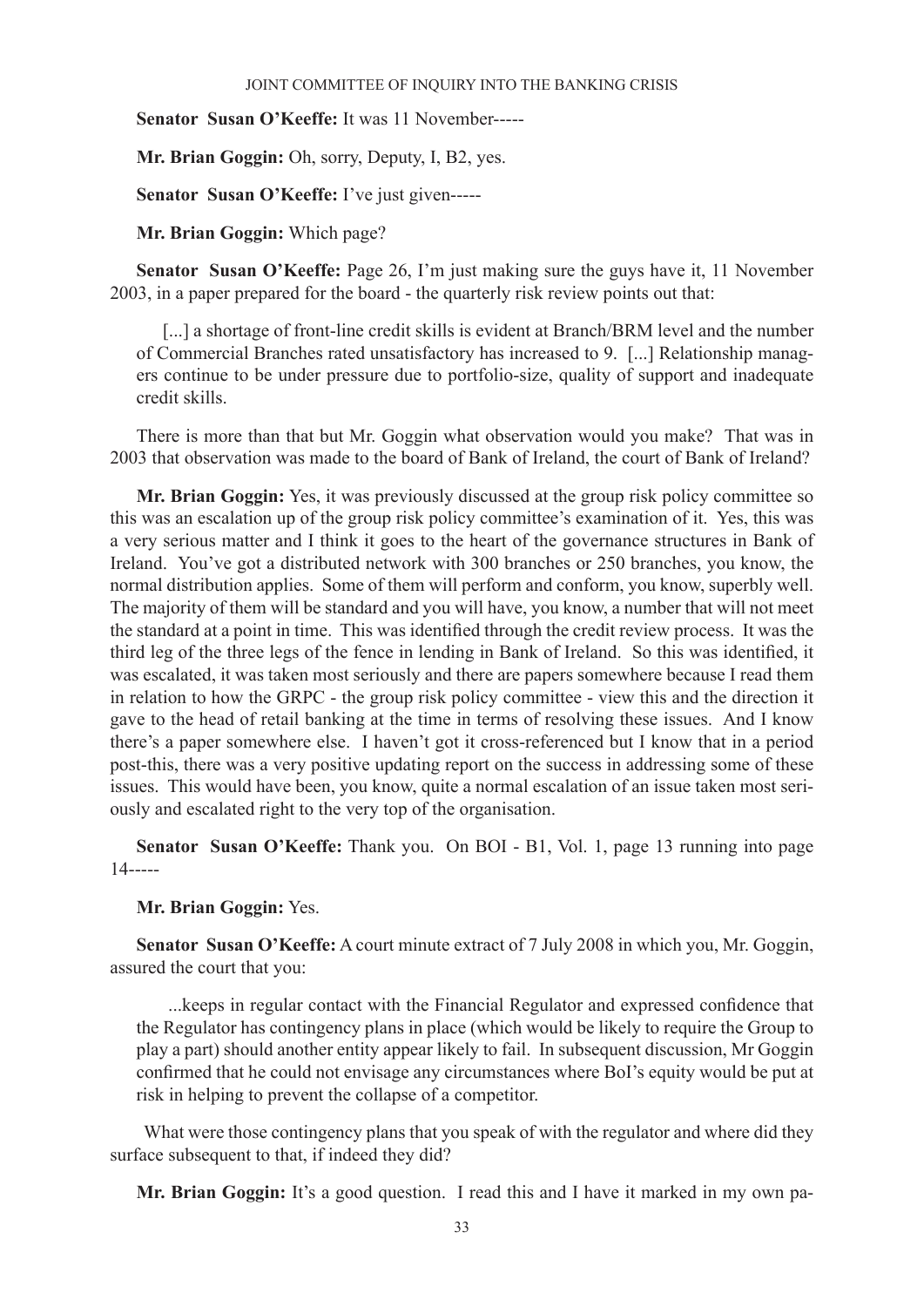**Senator Susan O'Keeffe:** It was 11 November-----

**Mr. Brian Goggin:** Oh, sorry, Deputy, I, B2, yes.

**Senator Susan O'Keeffe:** I've just given-----

**Mr. Brian Goggin:** Which page?

**Senator Susan O'Keeffe:** Page 26, I'm just making sure the guys have it, 11 November 2003, in a paper prepared for the board - the quarterly risk review points out that:

> [...] a shortage of front-line credit skills is evident at Branch/BRM level and the number of Commercial Branches rated unsatisfactory has increased to 9. [...] Relationship managers continue to be under pressure due to portfolio-size, quality of support and inadequate credit skills.

There is more than that but Mr. Goggin what observation would you make? That was in 2003 that observation was made to the board of Bank of Ireland, the court of Bank of Ireland?

**Mr. Brian Goggin:** Yes, it was previously discussed at the group risk policy committee so this was an escalation up of the group risk policy committee's examination of it. Yes, this was a very serious matter and I think it goes to the heart of the governance structures in Bank of Ireland. You've got a distributed network with 300 branches or 250 branches, you know, the normal distribution applies. Some of them will perform and conform, you know, superbly well. The majority of them will be standard and you will have, you know, a number that will not meet the standard at a point in time. This was identified through the credit review process. It was the third leg of the three legs of the fence in lending in Bank of Ireland. So this was identified, it was escalated, it was taken most seriously and there are papers somewhere because I read them in relation to how the GRPC - the group risk policy committee - view this and the direction it gave to the head of retail banking at the time in terms of resolving these issues. And I know there's a paper somewhere else. I haven't got it cross-referenced but I know that in a period post-this, there was a very positive updating report on the success in addressing some of these issues. This would have been, you know, quite a normal escalation of an issue taken most seriously and escalated right to the very top of the organisation.

**Senator Susan O'Keeffe:** Thank you. On BOI - B1, Vol. 1, page 13 running into page 14-----

**Mr. Brian Goggin:** Yes.

**Senator Susan O'Keeffe:** A court minute extract of 7 July 2008 in which you, Mr. Goggin, assured the court that you:

> ...keeps in regular contact with the Financial Regulator and expressed confidence that the Regulator has contingency plans in place (which would be likely to require the Group to play a part) should another entity appear likely to fail. In subsequent discussion, Mr Goggin confirmed that he could not envisage any circumstances where BoI's equity would be put at risk in helping to prevent the collapse of a competitor.

What were those contingency plans that you speak of with the regulator and where did they surface subsequent to that, if indeed they did?

**Mr. Brian Goggin:** It's a good question. I read this and I have it marked in my own pa-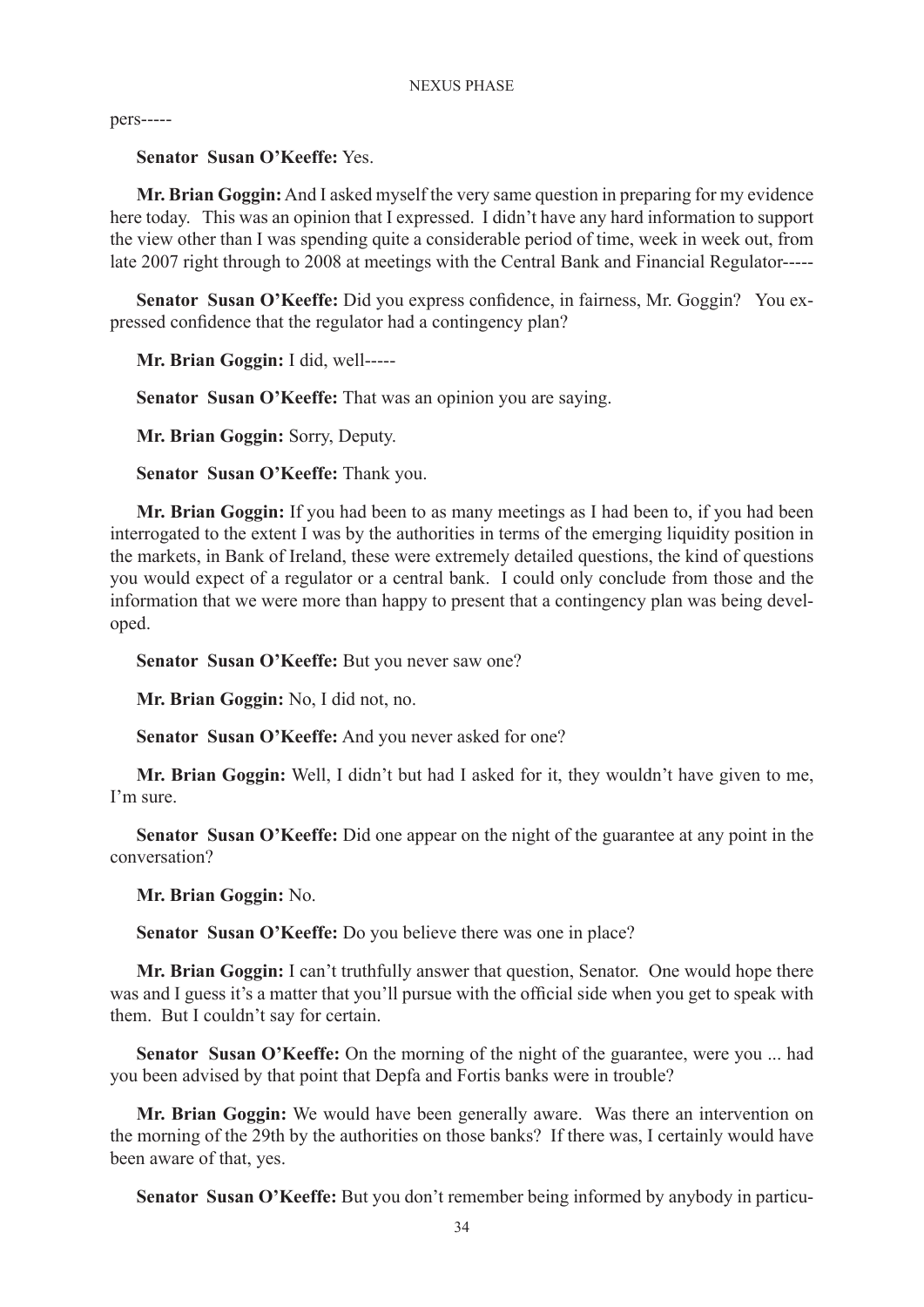pers-----

**Senator Susan O'Keeffe:** Yes.

**Mr. Brian Goggin:** And I asked myself the very same question in preparing for my evidence here today. This was an opinion that I expressed. I didn't have any hard information to support the view other than I was spending quite a considerable period of time, week in week out, from late 2007 right through to 2008 at meetings with the Central Bank and Financial Regulator-----

**Senator Susan O'Keeffe:** Did you express confidence, in fairness, Mr. Goggin? You expressed confidence that the regulator had a contingency plan?

**Mr. Brian Goggin:** I did, well-----

**Senator Susan O'Keeffe:** That was an opinion you are saying.

**Mr. Brian Goggin:** Sorry, Deputy.

**Senator Susan O'Keeffe:** Thank you.

**Mr. Brian Goggin:** If you had been to as many meetings as I had been to, if you had been interrogated to the extent I was by the authorities in terms of the emerging liquidity position in the markets, in Bank of Ireland, these were extremely detailed questions, the kind of questions you would expect of a regulator or a central bank. I could only conclude from those and the information that we were more than happy to present that a contingency plan was being developed.

**Senator Susan O'Keeffe:** But you never saw one?

**Mr. Brian Goggin:** No, I did not, no.

**Senator Susan O'Keeffe:** And you never asked for one?

**Mr. Brian Goggin:** Well, I didn't but had I asked for it, they wouldn't have given to me, I'm sure.

**Senator Susan O'Keeffe:** Did one appear on the night of the guarantee at any point in the conversation?

**Mr. Brian Goggin:** No.

**Senator Susan O'Keeffe:** Do you believe there was one in place?

**Mr. Brian Goggin:** I can't truthfully answer that question, Senator. One would hope there was and I guess it's a matter that you'll pursue with the official side when you get to speak with them. But I couldn't say for certain.

**Senator Susan O'Keeffe:** On the morning of the night of the guarantee, were you ... had you been advised by that point that Depfa and Fortis banks were in trouble?

**Mr. Brian Goggin:** We would have been generally aware. Was there an intervention on the morning of the 29th by the authorities on those banks? If there was, I certainly would have been aware of that, yes.

**Senator Susan O'Keeffe:** But you don't remember being informed by anybody in particu-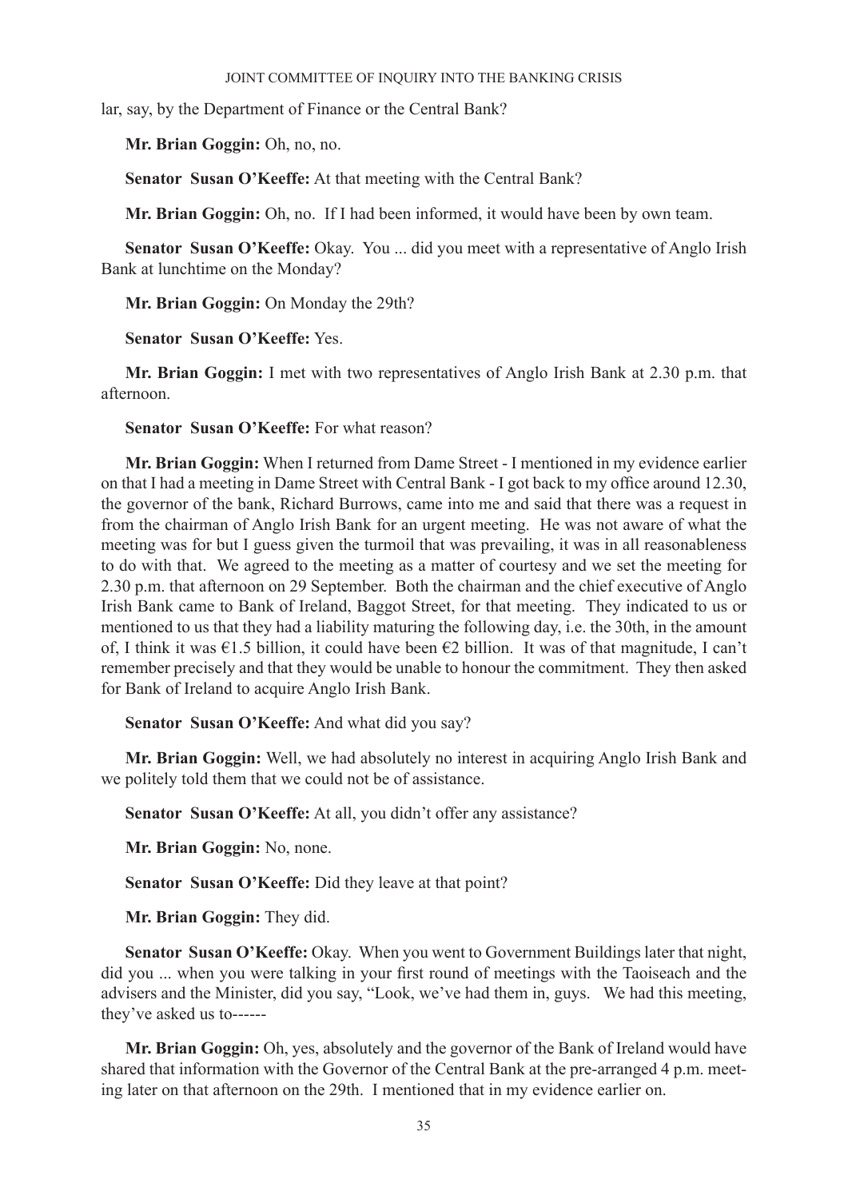lar, say, by the Department of Finance or the Central Bank?

**Mr. Brian Goggin:** Oh, no, no.

**Senator Susan O'Keeffe:** At that meeting with the Central Bank?

**Mr. Brian Goggin:** Oh, no. If I had been informed, it would have been by own team.

**Senator Susan O'Keeffe:** Okay. You ... did you meet with a representative of Anglo Irish Bank at lunchtime on the Monday?

**Mr. Brian Goggin:** On Monday the 29th?

**Senator Susan O'Keeffe:** Yes.

**Mr. Brian Goggin:** I met with two representatives of Anglo Irish Bank at 2.30 p.m. that afternoon.

**Senator Susan O'Keeffe:** For what reason?

**Mr. Brian Goggin:** When I returned from Dame Street - I mentioned in my evidence earlier on that I had a meeting in Dame Street with Central Bank - I got back to my office around 12.30, the governor of the bank, Richard Burrows, came into me and said that there was a request in from the chairman of Anglo Irish Bank for an urgent meeting. He was not aware of what the meeting was for but I guess given the turmoil that was prevailing, it was in all reasonableness to do with that. We agreed to the meeting as a matter of courtesy and we set the meeting for 2.30 p.m. that afternoon on 29 September. Both the chairman and the chief executive of Anglo Irish Bank came to Bank of Ireland, Baggot Street, for that meeting. They indicated to us or mentioned to us that they had a liability maturing the following day, i.e. the 30th, in the amount of, I think it was €1.5 billion, it could have been €2 billion. It was of that magnitude, I can't remember precisely and that they would be unable to honour the commitment. They then asked for Bank of Ireland to acquire Anglo Irish Bank.

**Senator Susan O'Keeffe:** And what did you say?

**Mr. Brian Goggin:** Well, we had absolutely no interest in acquiring Anglo Irish Bank and we politely told them that we could not be of assistance.

**Senator Susan O'Keeffe:** At all, you didn't offer any assistance?

**Mr. Brian Goggin:** No, none.

**Senator Susan O'Keeffe:** Did they leave at that point?

**Mr. Brian Goggin:** They did.

**Senator Susan O'Keeffe:** Okay. When you went to Government Buildings later that night, did you ... when you were talking in your first round of meetings with the Taoiseach and the advisers and the Minister, did you say, "Look, we've had them in, guys. We had this meeting, they've asked us to------

**Mr. Brian Goggin:** Oh, yes, absolutely and the governor of the Bank of Ireland would have shared that information with the Governor of the Central Bank at the pre-arranged 4 p.m. meeting later on that afternoon on the 29th. I mentioned that in my evidence earlier on.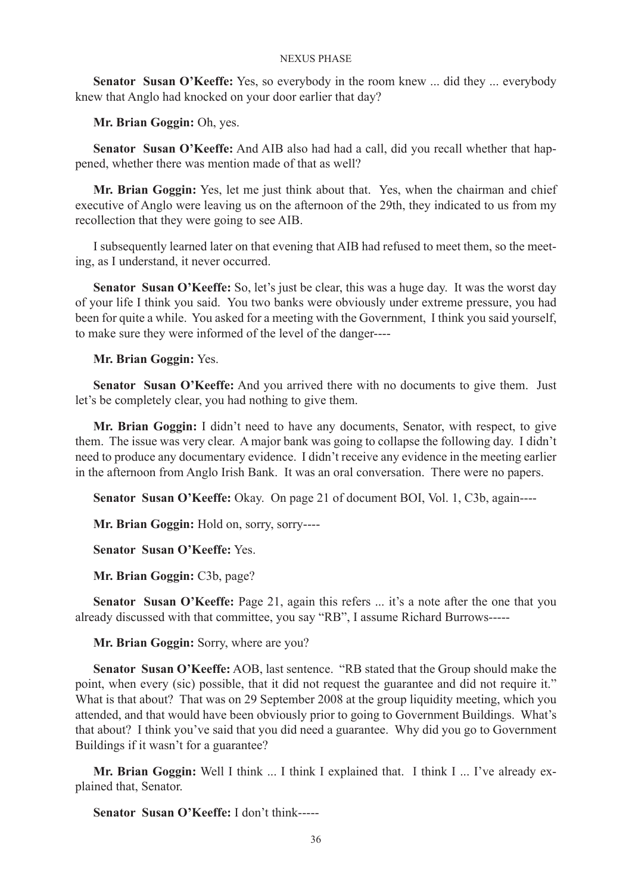**Senator Susan O'Keeffe:** Yes, so everybody in the room knew ... did they ... everybody knew that Anglo had knocked on your door earlier that day?

**Mr. Brian Goggin:** Oh, yes.

**Senator Susan O'Keeffe:** And AIB also had had a call, did you recall whether that happened, whether there was mention made of that as well?

**Mr. Brian Goggin:** Yes, let me just think about that. Yes, when the chairman and chief executive of Anglo were leaving us on the afternoon of the 29th, they indicated to us from my recollection that they were going to see AIB.

I subsequently learned later on that evening that AIB had refused to meet them, so the meeting, as I understand, it never occurred.

**Senator Susan O'Keeffe:** So, let's just be clear, this was a huge day. It was the worst day of your life I think you said. You two banks were obviously under extreme pressure, you had been for quite a while. You asked for a meeting with the Government, I think you said yourself, to make sure they were informed of the level of the danger----

**Mr. Brian Goggin:** Yes.

**Senator Susan O'Keeffe:** And you arrived there with no documents to give them. Just let's be completely clear, you had nothing to give them.

**Mr. Brian Goggin:** I didn't need to have any documents, Senator, with respect, to give them. The issue was very clear. A major bank was going to collapse the following day. I didn't need to produce any documentary evidence. I didn't receive any evidence in the meeting earlier in the afternoon from Anglo Irish Bank. It was an oral conversation. There were no papers.

**Senator Susan O'Keeffe:** Okay. On page 21 of document BOI, Vol. 1, C3b, again----

**Mr. Brian Goggin:** Hold on, sorry, sorry----

**Senator Susan O'Keeffe:** Yes.

**Mr. Brian Goggin:** C3b, page?

**Senator Susan O'Keeffe:** Page 21, again this refers ... it's a note after the one that you already discussed with that committee, you say "RB", I assume Richard Burrows-----

**Mr. Brian Goggin:** Sorry, where are you?

**Senator Susan O'Keeffe:** AOB, last sentence. "RB stated that the Group should make the point, when every (sic) possible, that it did not request the guarantee and did not require it." What is that about? That was on 29 September 2008 at the group liquidity meeting, which you attended, and that would have been obviously prior to going to Government Buildings. What's that about? I think you've said that you did need a guarantee. Why did you go to Government Buildings if it wasn't for a guarantee?

**Mr. Brian Goggin:** Well I think ... I think I explained that. I think I ... I've already explained that, Senator.

**Senator Susan O'Keeffe:** I don't think-----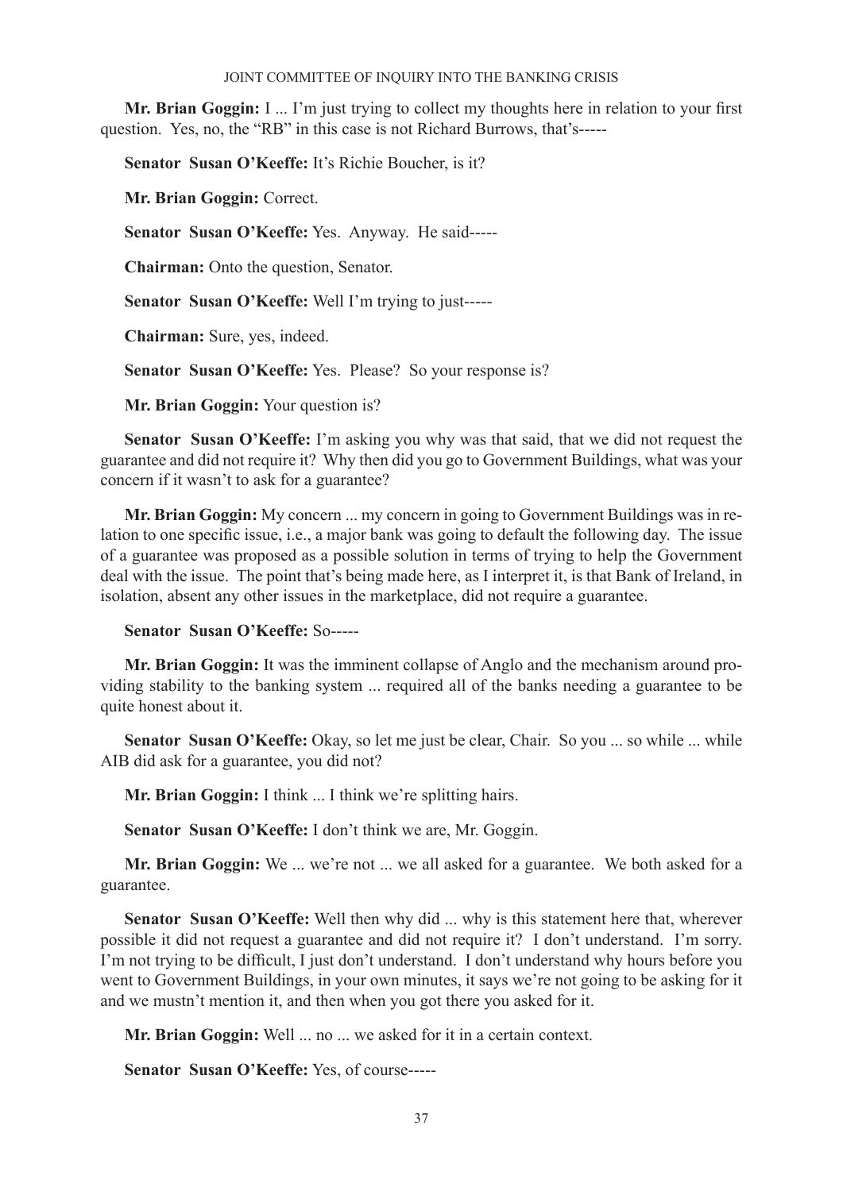**Mr. Brian Goggin:** I ... I'm just trying to collect my thoughts here in relation to your first question. Yes, no, the "RB" in this case is not Richard Burrows, that's-----

**Senator Susan O'Keeffe:** It's Richie Boucher, is it?

**Mr. Brian Goggin:** Correct.

**Senator Susan O'Keeffe:** Yes. Anyway. He said-----

**Chairman:** Onto the question, Senator.

**Senator Susan O'Keeffe:** Well I'm trying to just-----

**Chairman:** Sure, yes, indeed.

**Senator Susan O'Keeffe:** Yes. Please? So your response is?

**Mr. Brian Goggin:** Your question is?

**Senator Susan O'Keeffe:** I'm asking you why was that said, that we did not request the guarantee and did not require it? Why then did you go to Government Buildings, what was your concern if it wasn't to ask for a guarantee?

**Mr. Brian Goggin:** My concern ... my concern in going to Government Buildings was in relation to one specific issue, i.e., a major bank was going to default the following day. The issue of a guarantee was proposed as a possible solution in terms of trying to help the Government deal with the issue. The point that's being made here, as I interpret it, is that Bank of Ireland, in isolation, absent any other issues in the marketplace, did not require a guarantee.

**Senator Susan O'Keeffe:** So-----

**Mr. Brian Goggin:** It was the imminent collapse of Anglo and the mechanism around providing stability to the banking system ... required all of the banks needing a guarantee to be quite honest about it.

**Senator Susan O'Keeffe:** Okay, so let me just be clear, Chair. So you ... so while ... while AIB did ask for a guarantee, you did not?

**Mr. Brian Goggin:** I think ... I think we're splitting hairs.

**Senator Susan O'Keeffe:** I don't think we are, Mr. Goggin.

**Mr. Brian Goggin:** We ... we're not ... we all asked for a guarantee. We both asked for a guarantee.

**Senator Susan O'Keeffe:** Well then why did ... why is this statement here that, wherever possible it did not request a guarantee and did not require it? I don't understand. I'm sorry. I'm not trying to be difficult, I just don't understand. I don't understand why hours before you went to Government Buildings, in your own minutes, it says we're not going to be asking for it and we mustn't mention it, and then when you got there you asked for it.

**Mr. Brian Goggin:** Well ... no ... we asked for it in a certain context.

**Senator Susan O'Keeffe:** Yes, of course-----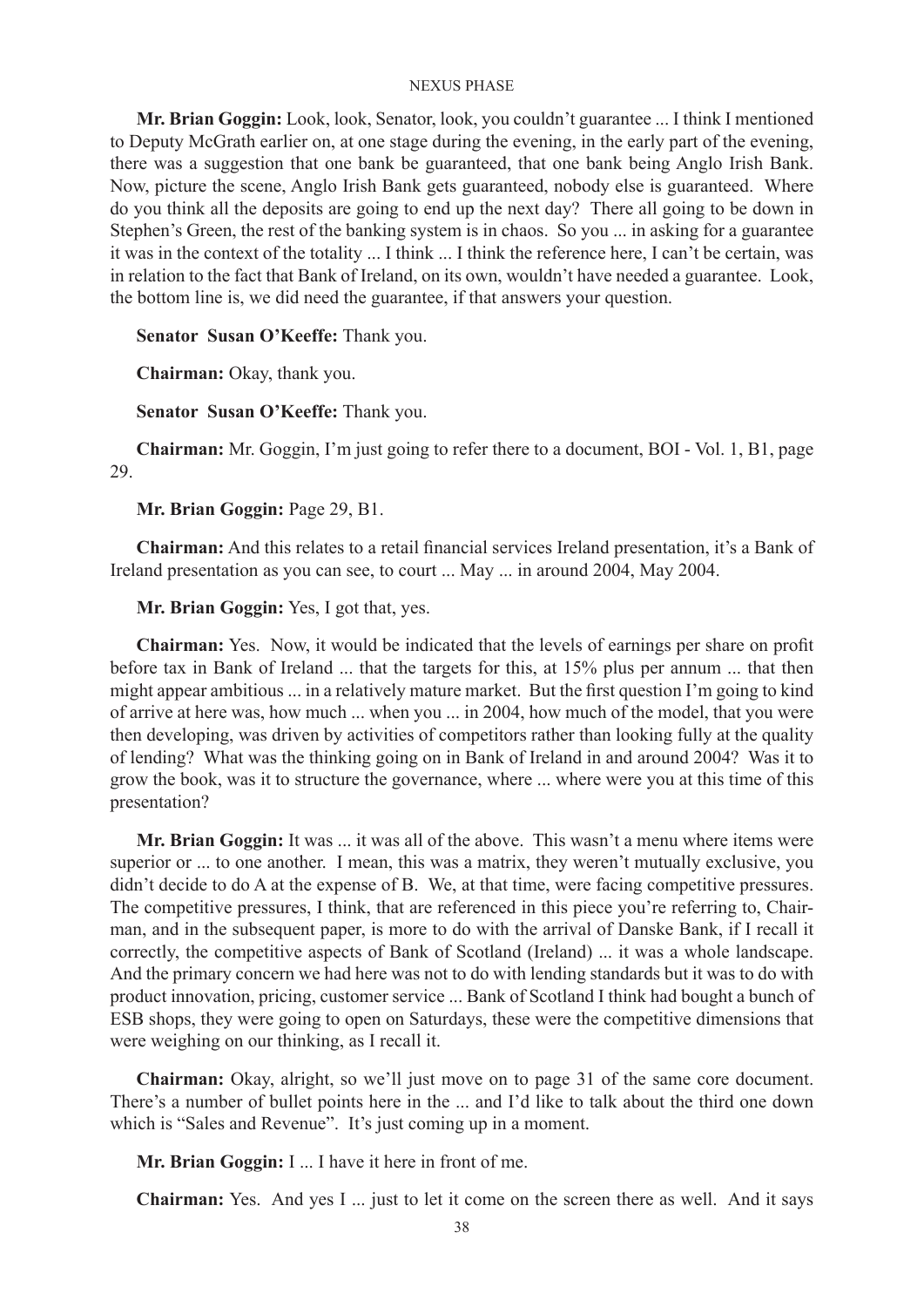**Mr. Brian Goggin:** Look, look, Senator, look, you couldn't guarantee ... I think I mentioned to Deputy McGrath earlier on, at one stage during the evening, in the early part of the evening, there was a suggestion that one bank be guaranteed, that one bank being Anglo Irish Bank. Now, picture the scene, Anglo Irish Bank gets guaranteed, nobody else is guaranteed. Where do you think all the deposits are going to end up the next day? There all going to be down in Stephen's Green, the rest of the banking system is in chaos. So you ... in asking for a guarantee it was in the context of the totality ... I think ... I think the reference here, I can't be certain, was in relation to the fact that Bank of Ireland, on its own, wouldn't have needed a guarantee. Look, the bottom line is, we did need the guarantee, if that answers your question.

**Senator Susan O'Keeffe:** Thank you.

**Chairman:** Okay, thank you.

**Senator Susan O'Keeffe:** Thank you.

**Chairman:** Mr. Goggin, I'm just going to refer there to a document, BOI - Vol. 1, B1, page 29.

**Mr. Brian Goggin:** Page 29, B1.

**Chairman:** And this relates to a retail financial services Ireland presentation, it's a Bank of Ireland presentation as you can see, to court ... May ... in around 2004, May 2004.

**Mr. Brian Goggin:** Yes, I got that, yes.

**Chairman:** Yes. Now, it would be indicated that the levels of earnings per share on profit before tax in Bank of Ireland ... that the targets for this, at 15% plus per annum ... that then might appear ambitious ... in a relatively mature market. But the first question I'm going to kind of arrive at here was, how much ... when you ... in 2004, how much of the model, that you were then developing, was driven by activities of competitors rather than looking fully at the quality of lending? What was the thinking going on in Bank of Ireland in and around 2004? Was it to grow the book, was it to structure the governance, where ... where were you at this time of this presentation?

**Mr. Brian Goggin:** It was ... it was all of the above. This wasn't a menu where items were superior or ... to one another. I mean, this was a matrix, they weren't mutually exclusive, you didn't decide to do A at the expense of B. We, at that time, were facing competitive pressures. The competitive pressures, I think, that are referenced in this piece you're referring to, Chairman, and in the subsequent paper, is more to do with the arrival of Danske Bank, if I recall it correctly, the competitive aspects of Bank of Scotland (Ireland) ... it was a whole landscape. And the primary concern we had here was not to do with lending standards but it was to do with product innovation, pricing, customer service ... Bank of Scotland I think had bought a bunch of ESB shops, they were going to open on Saturdays, these were the competitive dimensions that were weighing on our thinking, as I recall it.

**Chairman:** Okay, alright, so we'll just move on to page 31 of the same core document. There's a number of bullet points here in the ... and I'd like to talk about the third one down which is "Sales and Revenue". It's just coming up in a moment.

**Mr. Brian Goggin:** I ... I have it here in front of me.

**Chairman:** Yes. And yes I ... just to let it come on the screen there as well. And it says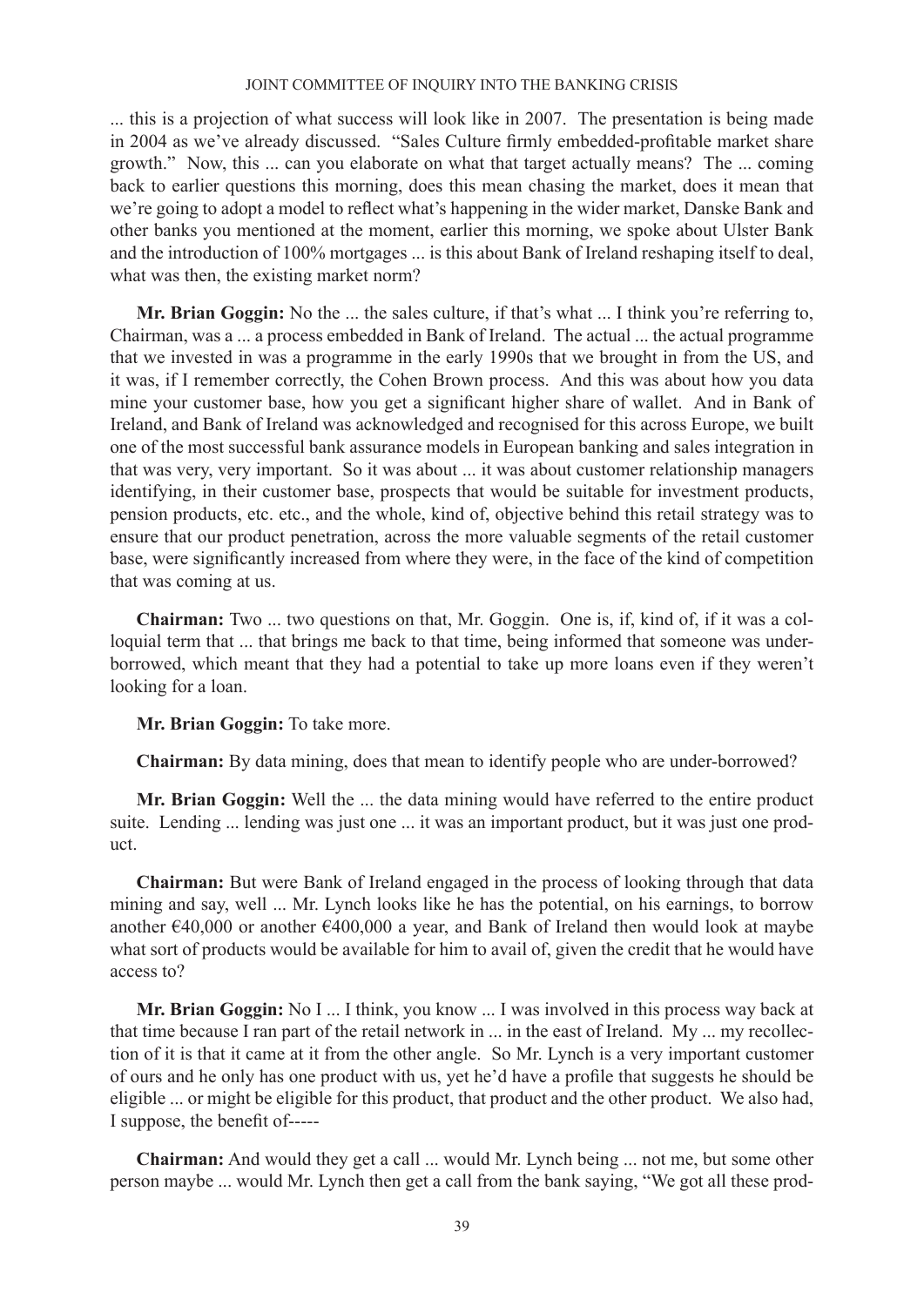... this is a projection of what success will look like in 2007. The presentation is being made in 2004 as we've already discussed. "Sales Culture firmly embedded-profitable market share growth." Now, this ... can you elaborate on what that target actually means? The ... coming back to earlier questions this morning, does this mean chasing the market, does it mean that we're going to adopt a model to reflect what's happening in the wider market, Danske Bank and other banks you mentioned at the moment, earlier this morning, we spoke about Ulster Bank and the introduction of 100% mortgages ... is this about Bank of Ireland reshaping itself to deal, what was then, the existing market norm?

**Mr. Brian Goggin:** No the ... the sales culture, if that's what ... I think you're referring to, Chairman, was a ... a process embedded in Bank of Ireland. The actual ... the actual programme that we invested in was a programme in the early 1990s that we brought in from the US, and it was, if I remember correctly, the Cohen Brown process. And this was about how you data mine your customer base, how you get a significant higher share of wallet. And in Bank of Ireland, and Bank of Ireland was acknowledged and recognised for this across Europe, we built one of the most successful bank assurance models in European banking and sales integration in that was very, very important. So it was about ... it was about customer relationship managers identifying, in their customer base, prospects that would be suitable for investment products, pension products, etc. etc., and the whole, kind of, objective behind this retail strategy was to ensure that our product penetration, across the more valuable segments of the retail customer base, were significantly increased from where they were, in the face of the kind of competition that was coming at us.

**Chairman:** Two ... two questions on that, Mr. Goggin. One is, if, kind of, if it was a colloquial term that ... that brings me back to that time, being informed that someone was under-borrowed, which meant that they had a potential to take up more loans even if they weren't looking for a loan.

**Mr. Brian Goggin:** To take more.

**Chairman:** By data mining, does that mean to identify people who are under-borrowed?

**Mr. Brian Goggin:** Well the ... the data mining would have referred to the entire product suite. Lending ... lending was just one ... it was an important product, but it was just one product.

**Chairman:** But were Bank of Ireland engaged in the process of looking through that data mining and say, well ... Mr. Lynch looks like he has the potential, on his earnings, to borrow another €40,000 or another €400,000 a year, and Bank of Ireland then would look at maybe what sort of products would be available for him to avail of, given the credit that he would have access to?

**Mr. Brian Goggin:** No I ... I think, you know ... I was involved in this process way back at that time because I ran part of the retail network in ... in the east of Ireland. My ... my recollection of it is that it came at it from the other angle. So Mr. Lynch is a very important customer of ours and he only has one product with us, yet he'd have a profile that suggests he should be eligible ... or might be eligible for this product, that product and the other product. We also had, I suppose, the benefit of-----

**Chairman:** And would they get a call ... would Mr. Lynch being ... not me, but some other person maybe ... would Mr. Lynch then get a call from the bank saying, "We got all these prod-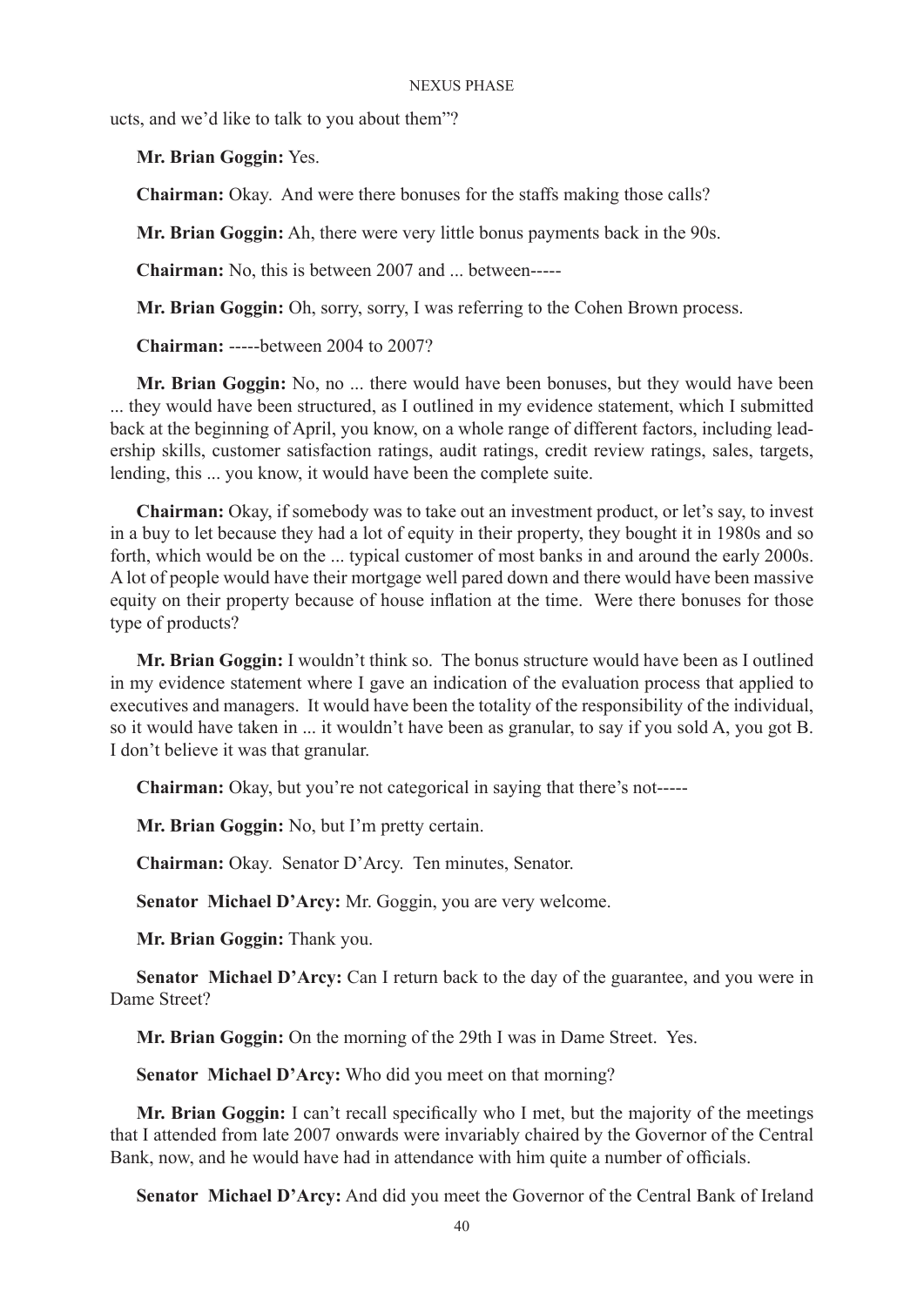ucts, and we'd like to talk to you about them"?

**Mr. Brian Goggin:** Yes.

**Chairman:** Okay. And were there bonuses for the staffs making those calls?

**Mr. Brian Goggin:** Ah, there were very little bonus payments back in the 90s.

**Chairman:** No, this is between 2007 and ... between-----

**Mr. Brian Goggin:** Oh, sorry, sorry, I was referring to the Cohen Brown process.

**Chairman:** -----between 2004 to 2007?

**Mr. Brian Goggin:** No, no ... there would have been bonuses, but they would have been ... they would have been structured, as I outlined in my evidence statement, which I submitted back at the beginning of April, you know, on a whole range of different factors, including leadership skills, customer satisfaction ratings, audit ratings, credit review ratings, sales, targets, lending, this ... you know, it would have been the complete suite.

**Chairman:** Okay, if somebody was to take out an investment product, or let's say, to invest in a buy to let because they had a lot of equity in their property, they bought it in 1980s and so forth, which would be on the ... typical customer of most banks in and around the early 2000s. A lot of people would have their mortgage well pared down and there would have been massive equity on their property because of house inflation at the time. Were there bonuses for those type of products?

**Mr. Brian Goggin:** I wouldn't think so. The bonus structure would have been as I outlined in my evidence statement where I gave an indication of the evaluation process that applied to executives and managers. It would have been the totality of the responsibility of the individual, so it would have taken in ... it wouldn't have been as granular, to say if you sold A, you got B. I don't believe it was that granular.

**Chairman:** Okay, but you're not categorical in saying that there's not-----

**Mr. Brian Goggin:** No, but I'm pretty certain.

**Chairman:** Okay. Senator D'Arcy. Ten minutes, Senator.

**Senator Michael D'Arcy:** Mr. Goggin, you are very welcome.

**Mr. Brian Goggin:** Thank you.

**Senator Michael D'Arcy:** Can I return back to the day of the guarantee, and you were in Dame Street?

**Mr. Brian Goggin:** On the morning of the 29th I was in Dame Street. Yes.

**Senator Michael D'Arcy:** Who did you meet on that morning?

**Mr. Brian Goggin:** I can't recall specifically who I met, but the majority of the meetings that I attended from late 2007 onwards were invariably chaired by the Governor of the Central Bank, now, and he would have had in attendance with him quite a number of officials.

**Senator Michael D'Arcy:** And did you meet the Governor of the Central Bank of Ireland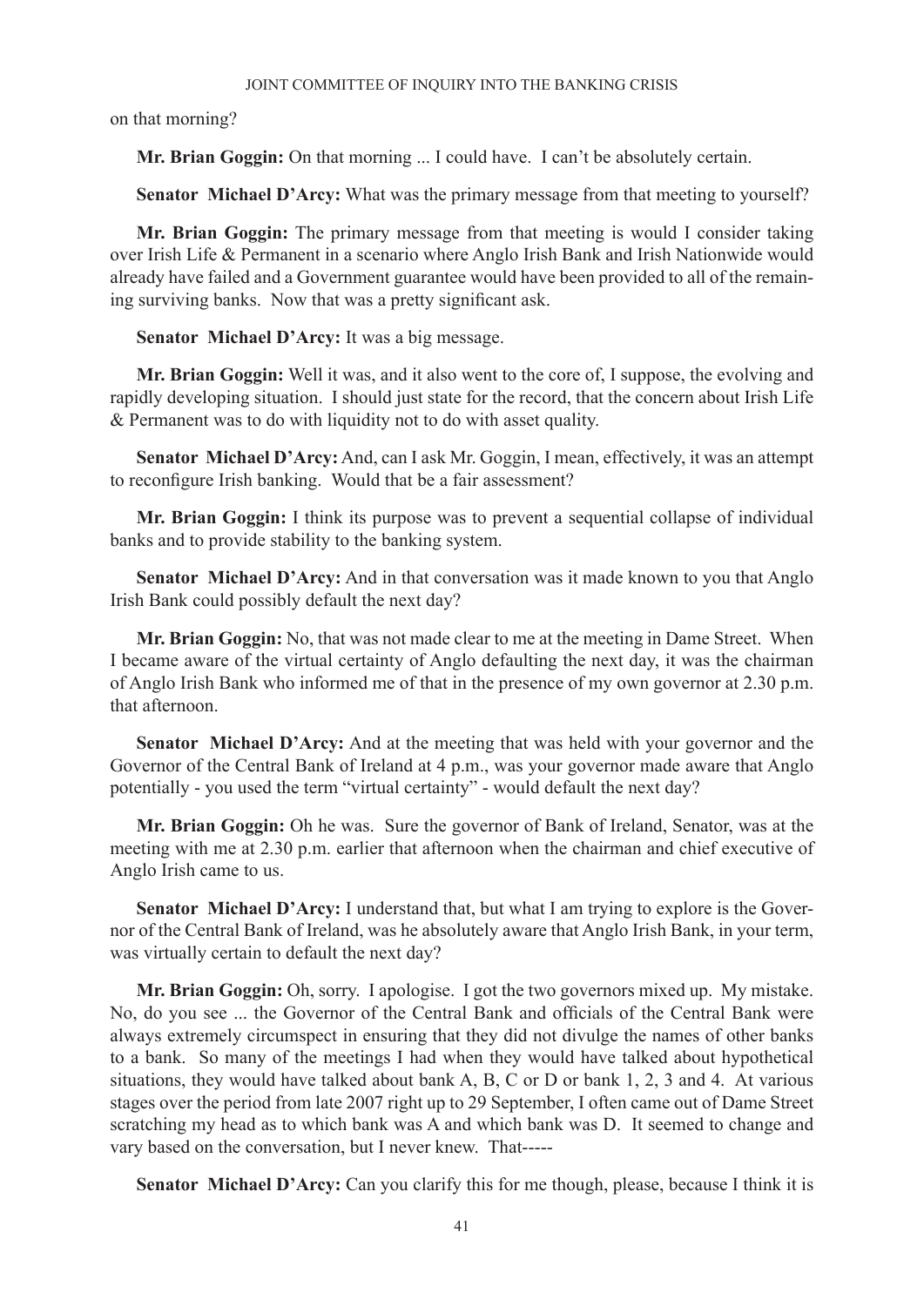on that morning?

**Mr. Brian Goggin:** On that morning ... I could have. I can’t be absolutely certain.

**Senator Michael D’Arcy:** What was the primary message from that meeting to yourself?

**Mr. Brian Goggin:** The primary message from that meeting is would I consider taking over Irish Life & Permanent in a scenario where Anglo Irish Bank and Irish Nationwide would already have failed and a Government guarantee would have been provided to all of the remaining surviving banks. Now that was a pretty significant ask.

**Senator Michael D’Arcy:** It was a big message.

**Mr. Brian Goggin:** Well it was, and it also went to the core of, I suppose, the evolving and rapidly developing situation. I should just state for the record, that the concern about Irish Life & Permanent was to do with liquidity not to do with asset quality.

**Senator Michael D’Arcy:** And, can I ask Mr. Goggin, I mean, effectively, it was an attempt to reconfigure Irish banking. Would that be a fair assessment?

**Mr. Brian Goggin:** I think its purpose was to prevent a sequential collapse of individual banks and to provide stability to the banking system.

**Senator Michael D’Arcy:** And in that conversation was it made known to you that Anglo Irish Bank could possibly default the next day?

**Mr. Brian Goggin:** No, that was not made clear to me at the meeting in Dame Street. When I became aware of the virtual certainty of Anglo defaulting the next day, it was the chairman of Anglo Irish Bank who informed me of that in the presence of my own governor at 2.30 p.m. that afternoon.

**Senator Michael D’Arcy:** And at the meeting that was held with your governor and the Governor of the Central Bank of Ireland at 4 p.m., was your governor made aware that Anglo potentially - you used the term “virtual certainty” - would default the next day?

**Mr. Brian Goggin:** Oh he was. Sure the governor of Bank of Ireland, Senator, was at the meeting with me at 2.30 p.m. earlier that afternoon when the chairman and chief executive of Anglo Irish came to us.

**Senator Michael D’Arcy:** I understand that, but what I am trying to explore is the Governor of the Central Bank of Ireland, was he absolutely aware that Anglo Irish Bank, in your term, was virtually certain to default the next day?

**Mr. Brian Goggin:** Oh, sorry. I apologise. I got the two governors mixed up. My mistake. No, do you see ... the Governor of the Central Bank and officials of the Central Bank were always extremely circumspect in ensuring that they did not divulge the names of other banks to a bank. So many of the meetings I had when they would have talked about hypothetical situations, they would have talked about bank A, B, C or D or bank 1, 2, 3 and 4. At various stages over the period from late 2007 right up to 29 September, I often came out of Dame Street scratching my head as to which bank was A and which bank was D. It seemed to change and vary based on the conversation, but I never knew. That-----

**Senator Michael D’Arcy:** Can you clarify this for me though, please, because I think it is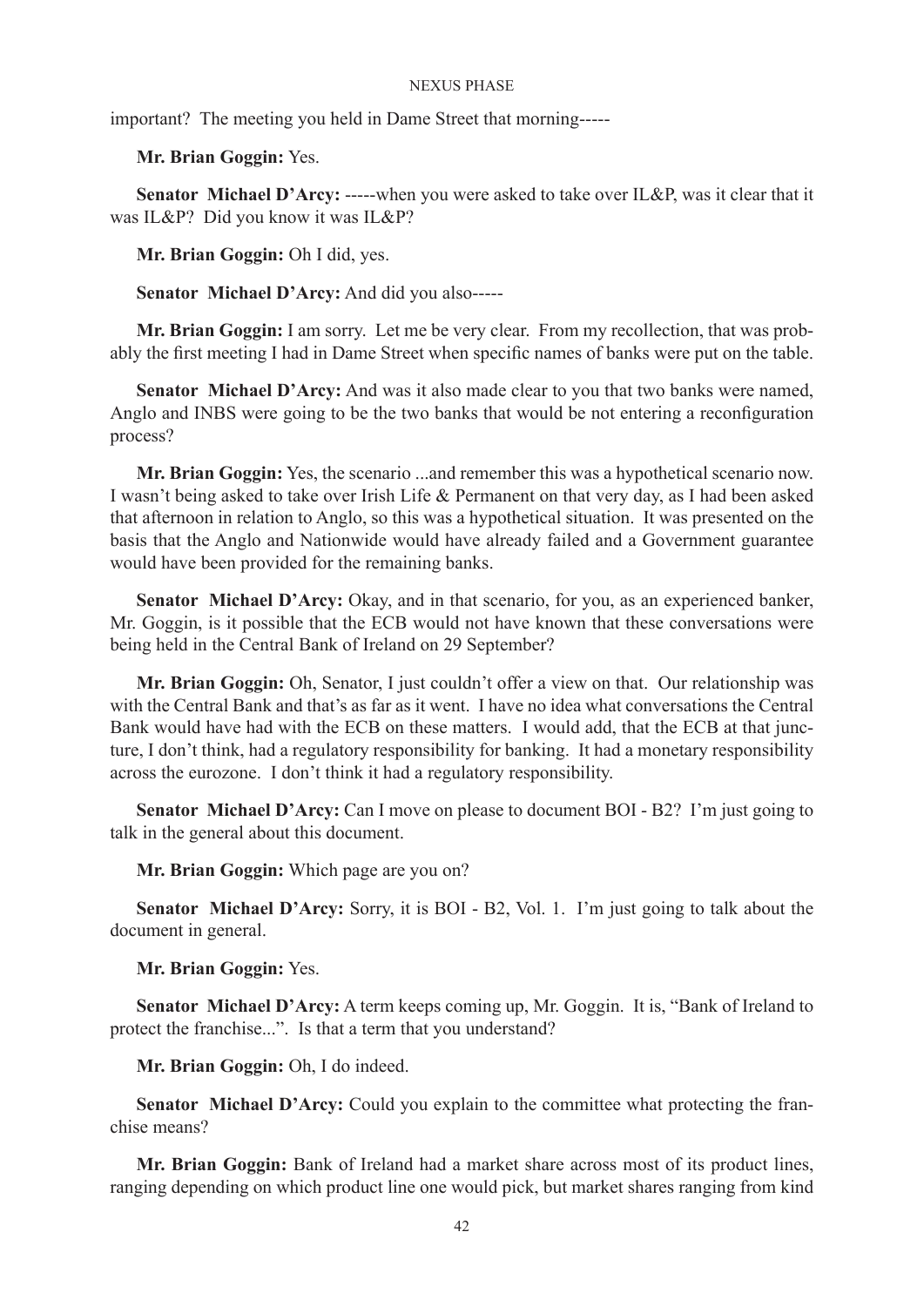important? The meeting you held in Dame Street that morning-----

**Mr. Brian Goggin:** Yes.

**Senator Michael D'Arcy:** -----when you were asked to take over IL&P, was it clear that it was IL&P? Did you know it was IL&P?

**Mr. Brian Goggin:** Oh I did, yes.

**Senator Michael D'Arcy:** And did you also-----

**Mr. Brian Goggin:** I am sorry. Let me be very clear. From my recollection, that was probably the first meeting I had in Dame Street when specific names of banks were put on the table.

**Senator Michael D'Arcy:** And was it also made clear to you that two banks were named, Anglo and INBS were going to be the two banks that would be not entering a reconfiguration process?

**Mr. Brian Goggin:** Yes, the scenario ...and remember this was a hypothetical scenario now. I wasn't being asked to take over Irish Life & Permanent on that very day, as I had been asked that afternoon in relation to Anglo, so this was a hypothetical situation. It was presented on the basis that the Anglo and Nationwide would have already failed and a Government guarantee would have been provided for the remaining banks.

**Senator Michael D'Arcy:** Okay, and in that scenario, for you, as an experienced banker, Mr. Goggin, is it possible that the ECB would not have known that these conversations were being held in the Central Bank of Ireland on 29 September?

**Mr. Brian Goggin:** Oh, Senator, I just couldn't offer a view on that. Our relationship was with the Central Bank and that's as far as it went. I have no idea what conversations the Central Bank would have had with the ECB on these matters. I would add, that the ECB at that juncture, I don't think, had a regulatory responsibility for banking. It had a monetary responsibility across the eurozone. I don't think it had a regulatory responsibility.

**Senator Michael D'Arcy:** Can I move on please to document BOI - B2? I'm just going to talk in the general about this document.

**Mr. Brian Goggin:** Which page are you on?

**Senator Michael D'Arcy:** Sorry, it is BOI - B2, Vol. 1. I'm just going to talk about the document in general.

**Mr. Brian Goggin:** Yes.

**Senator Michael D'Arcy:** A term keeps coming up, Mr. Goggin. It is, "Bank of Ireland to protect the franchise...". Is that a term that you understand?

**Mr. Brian Goggin:** Oh, I do indeed.

**Senator Michael D'Arcy:** Could you explain to the committee what protecting the franchise means?

**Mr. Brian Goggin:** Bank of Ireland had a market share across most of its product lines, ranging depending on which product line one would pick, but market shares ranging from kind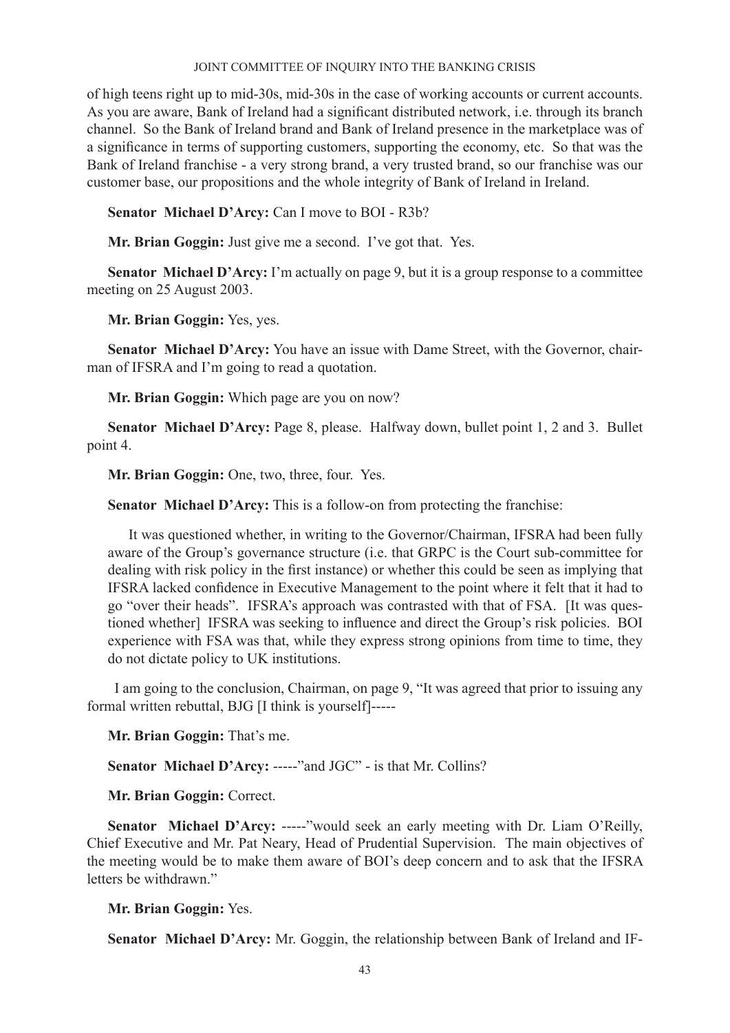of high teens right up to mid-30s, mid-30s in the case of working accounts or current accounts. As you are aware, Bank of Ireland had a significant distributed network, i.e. through its branch channel. So the Bank of Ireland brand and Bank of Ireland presence in the marketplace was of a significance in terms of supporting customers, supporting the economy, etc. So that was the Bank of Ireland franchise - a very strong brand, a very trusted brand, so our franchise was our customer base, our propositions and the whole integrity of Bank of Ireland in Ireland.

**Senator Michael D'Arcy:** Can I move to BOI - R3b?

**Mr. Brian Goggin:** Just give me a second. I've got that. Yes.

**Senator Michael D'Arcy:** I'm actually on page 9, but it is a group response to a committee meeting on 25 August 2003.

**Mr. Brian Goggin:** Yes, yes.

**Senator Michael D'Arcy:** You have an issue with Dame Street, with the Governor, chairman of IFSRA and I'm going to read a quotation.

**Mr. Brian Goggin:** Which page are you on now?

**Senator Michael D'Arcy:** Page 8, please. Halfway down, bullet point 1, 2 and 3. Bullet point 4.

**Mr. Brian Goggin:** One, two, three, four. Yes.

**Senator Michael D'Arcy:** This is a follow-on from protecting the franchise:

> It was questioned whether, in writing to the Governor/Chairman, IFSRA had been fully aware of the Group's governance structure (i.e. that GRPC is the Court sub-committee for dealing with risk policy in the first instance) or whether this could be seen as implying that IFSRA lacked confidence in Executive Management to the point where it felt that it had to go "over their heads". IFSRA's approach was contrasted with that of FSA. [It was questioned whether] IFSRA was seeking to influence and direct the Group's risk policies. BOI experience with FSA was that, while they express strong opinions from time to time, they do not dictate policy to UK institutions.

I am going to the conclusion, Chairman, on page 9, "It was agreed that prior to issuing any formal written rebuttal, BJG [I think is yourself]-----

**Mr. Brian Goggin:** That's me.

**Senator Michael D'Arcy:** -----"and JGC" - is that Mr. Collins?

**Mr. Brian Goggin:** Correct.

**Senator Michael D'Arcy:** -----"would seek an early meeting with Dr. Liam O'Reilly, Chief Executive and Mr. Pat Neary, Head of Prudential Supervision. The main objectives of the meeting would be to make them aware of BOI's deep concern and to ask that the IFSRA letters be withdrawn."

**Mr. Brian Goggin:** Yes.

**Senator Michael D'Arcy:** Mr. Goggin, the relationship between Bank of Ireland and IF-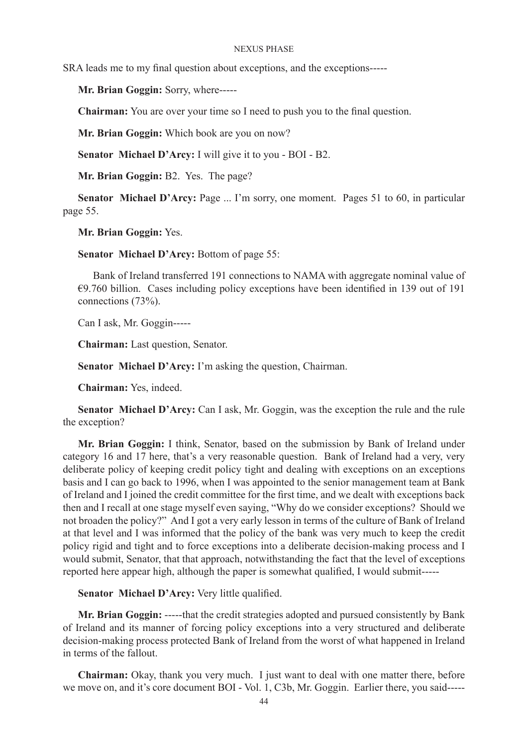SRA leads me to my final question about exceptions, and the exceptions-----

**Mr. Brian Goggin:** Sorry, where-----

**Chairman:** You are over your time so I need to push you to the final question.

**Mr. Brian Goggin:** Which book are you on now?

**Senator Michael D'Arcy:** I will give it to you - BOI - B2.

**Mr. Brian Goggin:** B2. Yes. The page?

**Senator Michael D'Arcy:** Page ... I'm sorry, one moment. Pages 51 to 60, in particular page 55.

**Mr. Brian Goggin:** Yes.

**Senator Michael D'Arcy:** Bottom of page 55:

> Bank of Ireland transferred 191 connections to NAMA with aggregate nominal value of €9.760 billion. Cases including policy exceptions have been identified in 139 out of 191 connections (73%).

Can I ask, Mr. Goggin-----

**Chairman:** Last question, Senator.

**Senator Michael D'Arcy:** I'm asking the question, Chairman.

**Chairman:** Yes, indeed.

**Senator Michael D'Arcy:** Can I ask, Mr. Goggin, was the exception the rule and the rule the exception?

**Mr. Brian Goggin:** I think, Senator, based on the submission by Bank of Ireland under category 16 and 17 here, that's a very reasonable question. Bank of Ireland had a very, very deliberate policy of keeping credit policy tight and dealing with exceptions on an exceptions basis and I can go back to 1996, when I was appointed to the senior management team at Bank of Ireland and I joined the credit committee for the first time, and we dealt with exceptions back then and I recall at one stage myself even saying, "Why do we consider exceptions? Should we not broaden the policy?" And I got a very early lesson in terms of the culture of Bank of Ireland at that level and I was informed that the policy of the bank was very much to keep the credit policy rigid and tight and to force exceptions into a deliberate decision-making process and I would submit, Senator, that that approach, notwithstanding the fact that the level of exceptions reported here appear high, although the paper is somewhat qualified, I would submit-----

**Senator Michael D'Arcy:** Very little qualified.

**Mr. Brian Goggin:** -----that the credit strategies adopted and pursued consistently by Bank of Ireland and its manner of forcing policy exceptions into a very structured and deliberate decision-making process protected Bank of Ireland from the worst of what happened in Ireland in terms of the fallout.

**Chairman:** Okay, thank you very much. I just want to deal with one matter there, before we move on, and it's core document BOI - Vol. 1, C3b, Mr. Goggin. Earlier there, you said-----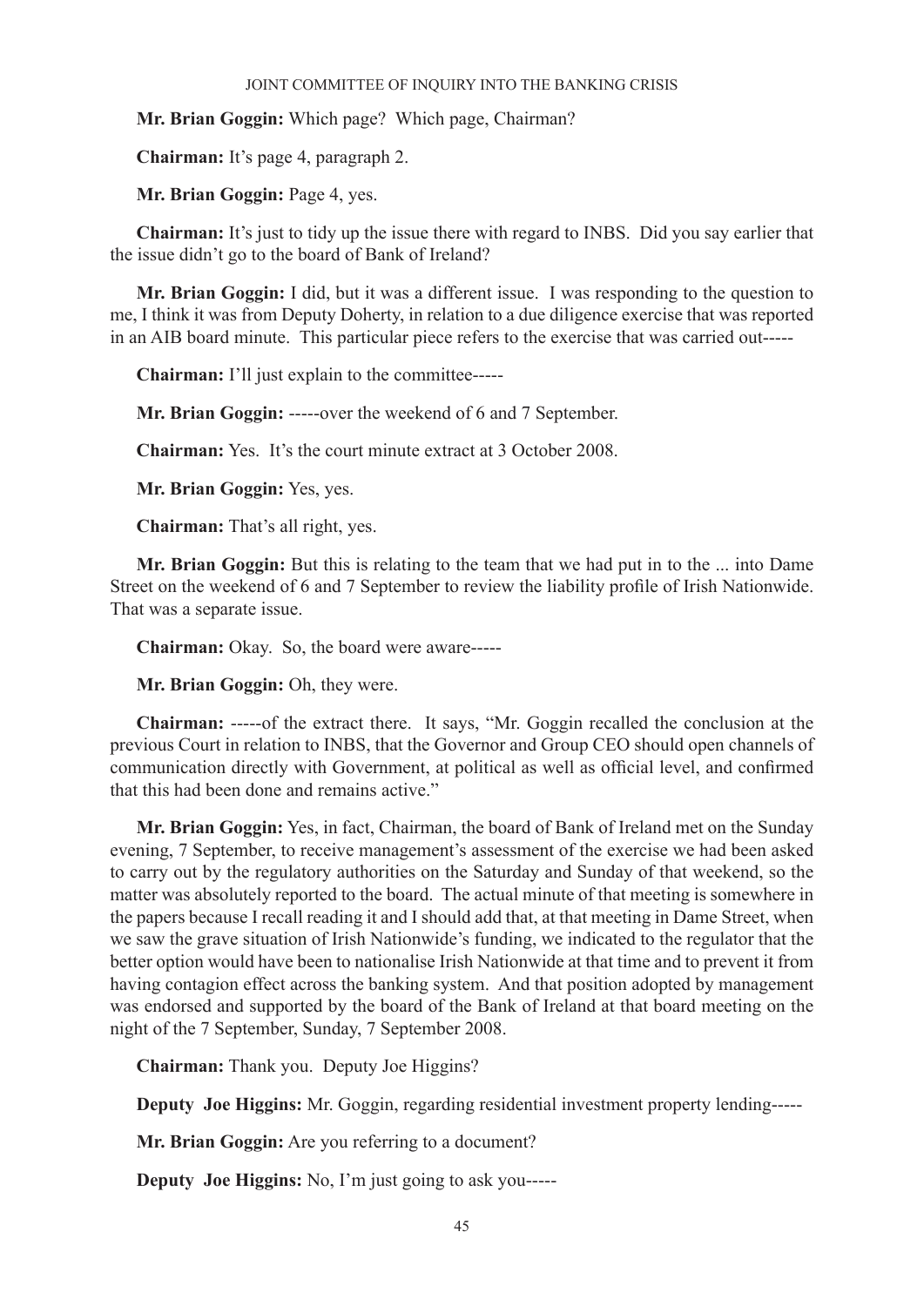**Mr. Brian Goggin:** Which page? Which page, Chairman?

**Chairman:** It's page 4, paragraph 2.

**Mr. Brian Goggin:** Page 4, yes.

**Chairman:** It's just to tidy up the issue there with regard to INBS. Did you say earlier that the issue didn't go to the board of Bank of Ireland?

**Mr. Brian Goggin:** I did, but it was a different issue. I was responding to the question to me, I think it was from Deputy Doherty, in relation to a due diligence exercise that was reported in an AIB board minute. This particular piece refers to the exercise that was carried out-----

**Chairman:** I'll just explain to the committee-----

**Mr. Brian Goggin:** -----over the weekend of 6 and 7 September.

**Chairman:** Yes. It's the court minute extract at 3 October 2008.

**Mr. Brian Goggin:** Yes, yes.

**Chairman:** That's all right, yes.

**Mr. Brian Goggin:** But this is relating to the team that we had put in to the ... into Dame Street on the weekend of 6 and 7 September to review the liability profile of Irish Nationwide. That was a separate issue.

**Chairman:** Okay. So, the board were aware-----

**Mr. Brian Goggin:** Oh, they were.

**Chairman:** -----of the extract there. It says, "Mr. Goggin recalled the conclusion at the previous Court in relation to INBS, that the Governor and Group CEO should open channels of communication directly with Government, at political as well as official level, and confirmed that this had been done and remains active."

**Mr. Brian Goggin:** Yes, in fact, Chairman, the board of Bank of Ireland met on the Sunday evening, 7 September, to receive management's assessment of the exercise we had been asked to carry out by the regulatory authorities on the Saturday and Sunday of that weekend, so the matter was absolutely reported to the board. The actual minute of that meeting is somewhere in the papers because I recall reading it and I should add that, at that meeting in Dame Street, when we saw the grave situation of Irish Nationwide's funding, we indicated to the regulator that the better option would have been to nationalise Irish Nationwide at that time and to prevent it from having contagion effect across the banking system. And that position adopted by management was endorsed and supported by the board of the Bank of Ireland at that board meeting on the night of the 7 September, Sunday, 7 September 2008.

**Chairman:** Thank you. Deputy Joe Higgins?

**Deputy Joe Higgins:** Mr. Goggin, regarding residential investment property lending-----

**Mr. Brian Goggin:** Are you referring to a document?

**Deputy Joe Higgins:** No, I'm just going to ask you-----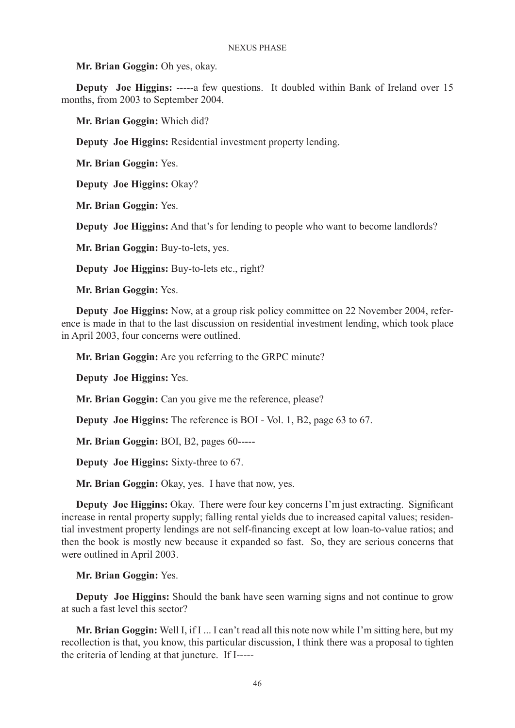**Mr. Brian Goggin:** Oh yes, okay.

**Deputy Joe Higgins:** -----a few questions. It doubled within Bank of Ireland over 15 months, from 2003 to September 2004.

**Mr. Brian Goggin:** Which did?

**Deputy Joe Higgins:** Residential investment property lending.

**Mr. Brian Goggin:** Yes.

**Deputy Joe Higgins:** Okay?

**Mr. Brian Goggin:** Yes.

**Deputy Joe Higgins:** And that's for lending to people who want to become landlords?

**Mr. Brian Goggin:** Buy-to-lets, yes.

**Deputy Joe Higgins:** Buy-to-lets etc., right?

**Mr. Brian Goggin:** Yes.

**Deputy Joe Higgins:** Now, at a group risk policy committee on 22 November 2004, reference is made in that to the last discussion on residential investment lending, which took place in April 2003, four concerns were outlined.

**Mr. Brian Goggin:** Are you referring to the GRPC minute?

**Deputy Joe Higgins:** Yes.

**Mr. Brian Goggin:** Can you give me the reference, please?

**Deputy Joe Higgins:** The reference is BOI - Vol. 1, B2, page 63 to 67.

**Mr. Brian Goggin:** BOI, B2, pages 60-----

**Deputy Joe Higgins:** Sixty-three to 67.

**Mr. Brian Goggin:** Okay, yes. I have that now, yes.

**Deputy Joe Higgins:** Okay. There were four key concerns I'm just extracting. Significant increase in rental property supply; falling rental yields due to increased capital values; residential investment property lendings are not self-financing except at low loan-to-value ratios; and then the book is mostly new because it expanded so fast. So, they are serious concerns that were outlined in April 2003.

**Mr. Brian Goggin:** Yes.

**Deputy Joe Higgins:** Should the bank have seen warning signs and not continue to grow at such a fast level this sector?

**Mr. Brian Goggin:** Well I, if I ... I can't read all this note now while I'm sitting here, but my recollection is that, you know, this particular discussion, I think there was a proposal to tighten the criteria of lending at that juncture. If I-----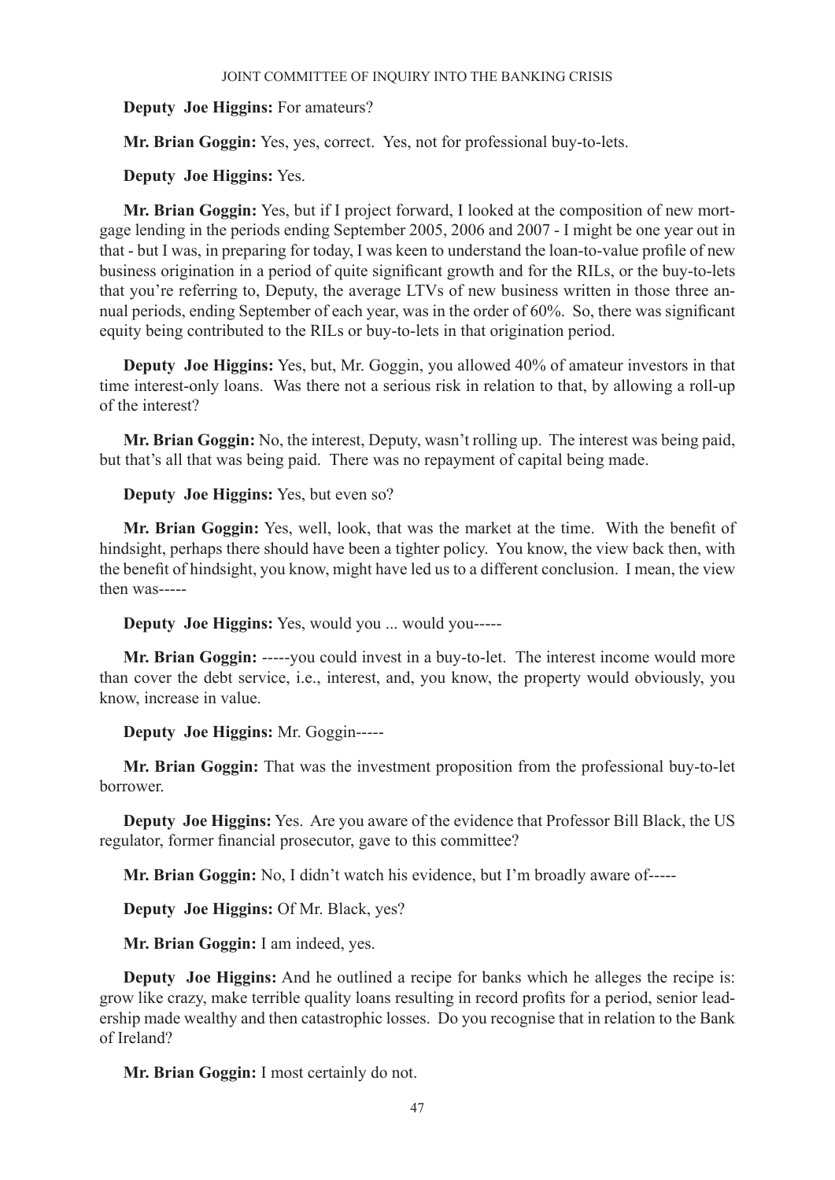**Deputy Joe Higgins:** For amateurs?

**Mr. Brian Goggin:** Yes, yes, correct. Yes, not for professional buy-to-lets.

**Deputy Joe Higgins:** Yes.

**Mr. Brian Goggin:** Yes, but if I project forward, I looked at the composition of new mortgage lending in the periods ending September 2005, 2006 and 2007 - I might be one year out in that - but I was, in preparing for today, I was keen to understand the loan-to-value profile of new business origination in a period of quite significant growth and for the RILs, or the buy-to-lets that you're referring to, Deputy, the average LTVs of new business written in those three annual periods, ending September of each year, was in the order of 60%. So, there was significant equity being contributed to the RILs or buy-to-lets in that origination period.

**Deputy Joe Higgins:** Yes, but, Mr. Goggin, you allowed 40% of amateur investors in that time interest-only loans. Was there not a serious risk in relation to that, by allowing a roll-up of the interest?

**Mr. Brian Goggin:** No, the interest, Deputy, wasn't rolling up. The interest was being paid, but that's all that was being paid. There was no repayment of capital being made.

**Deputy Joe Higgins:** Yes, but even so?

**Mr. Brian Goggin:** Yes, well, look, that was the market at the time. With the benefit of hindsight, perhaps there should have been a tighter policy. You know, the view back then, with the benefit of hindsight, you know, might have led us to a different conclusion. I mean, the view then was-----

**Deputy Joe Higgins:** Yes, would you ... would you-----

**Mr. Brian Goggin:** -----you could invest in a buy-to-let. The interest income would more than cover the debt service, i.e., interest, and, you know, the property would obviously, you know, increase in value.

**Deputy Joe Higgins:** Mr. Goggin-----

**Mr. Brian Goggin:** That was the investment proposition from the professional buy-to-let borrower.

**Deputy Joe Higgins:** Yes. Are you aware of the evidence that Professor Bill Black, the US regulator, former financial prosecutor, gave to this committee?

**Mr. Brian Goggin:** No, I didn't watch his evidence, but I'm broadly aware of-----

**Deputy Joe Higgins:** Of Mr. Black, yes?

**Mr. Brian Goggin:** I am indeed, yes.

**Deputy Joe Higgins:** And he outlined a recipe for banks which he alleges the recipe is: grow like crazy, make terrible quality loans resulting in record profits for a period, senior leadership made wealthy and then catastrophic losses. Do you recognise that in relation to the Bank of Ireland?

**Mr. Brian Goggin:** I most certainly do not.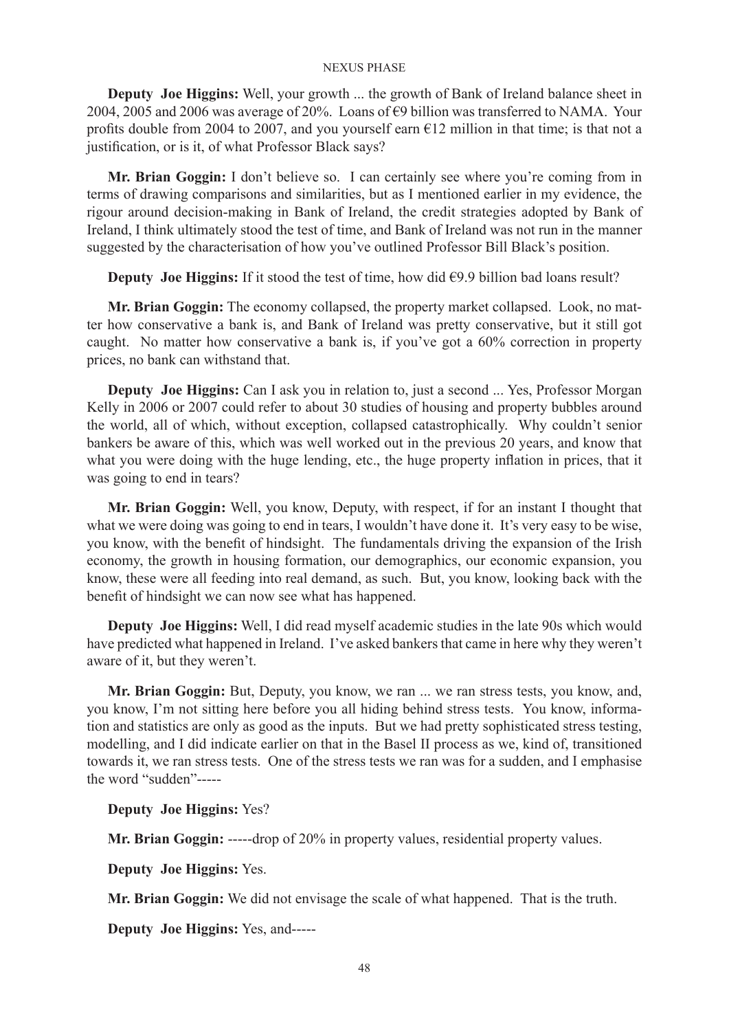**Deputy Joe Higgins:** Well, your growth ... the growth of Bank of Ireland balance sheet in 2004, 2005 and 2006 was average of 20%. Loans of €9 billion was transferred to NAMA. Your profits double from 2004 to 2007, and you yourself earn €12 million in that time; is that not a justification, or is it, of what Professor Black says?

**Mr. Brian Goggin:** I don't believe so. I can certainly see where you're coming from in terms of drawing comparisons and similarities, but as I mentioned earlier in my evidence, the rigour around decision-making in Bank of Ireland, the credit strategies adopted by Bank of Ireland, I think ultimately stood the test of time, and Bank of Ireland was not run in the manner suggested by the characterisation of how you've outlined Professor Bill Black's position.

**Deputy Joe Higgins:** If it stood the test of time, how did €9.9 billion bad loans result?

**Mr. Brian Goggin:** The economy collapsed, the property market collapsed. Look, no matter how conservative a bank is, and Bank of Ireland was pretty conservative, but it still got caught. No matter how conservative a bank is, if you've got a 60% correction in property prices, no bank can withstand that.

**Deputy Joe Higgins:** Can I ask you in relation to, just a second ... Yes, Professor Morgan Kelly in 2006 or 2007 could refer to about 30 studies of housing and property bubbles around the world, all of which, without exception, collapsed catastrophically. Why couldn't senior bankers be aware of this, which was well worked out in the previous 20 years, and know that what you were doing with the huge lending, etc., the huge property inflation in prices, that it was going to end in tears?

**Mr. Brian Goggin:** Well, you know, Deputy, with respect, if for an instant I thought that what we were doing was going to end in tears, I wouldn't have done it. It's very easy to be wise, you know, with the benefit of hindsight. The fundamentals driving the expansion of the Irish economy, the growth in housing formation, our demographics, our economic expansion, you know, these were all feeding into real demand, as such. But, you know, looking back with the benefit of hindsight we can now see what has happened.

**Deputy Joe Higgins:** Well, I did read myself academic studies in the late 90s which would have predicted what happened in Ireland. I've asked bankers that came in here why they weren't aware of it, but they weren't.

**Mr. Brian Goggin:** But, Deputy, you know, we ran ... we ran stress tests, you know, and, you know, I'm not sitting here before you all hiding behind stress tests. You know, information and statistics are only as good as the inputs. But we had pretty sophisticated stress testing, modelling, and I did indicate earlier on that in the Basel II process as we, kind of, transitioned towards it, we ran stress tests. One of the stress tests we ran was for a sudden, and I emphasise the word "sudden"-----

**Deputy Joe Higgins:** Yes?

**Mr. Brian Goggin:** -----drop of 20% in property values, residential property values.

**Deputy Joe Higgins:** Yes.

**Mr. Brian Goggin:** We did not envisage the scale of what happened. That is the truth.

**Deputy Joe Higgins:** Yes, and-----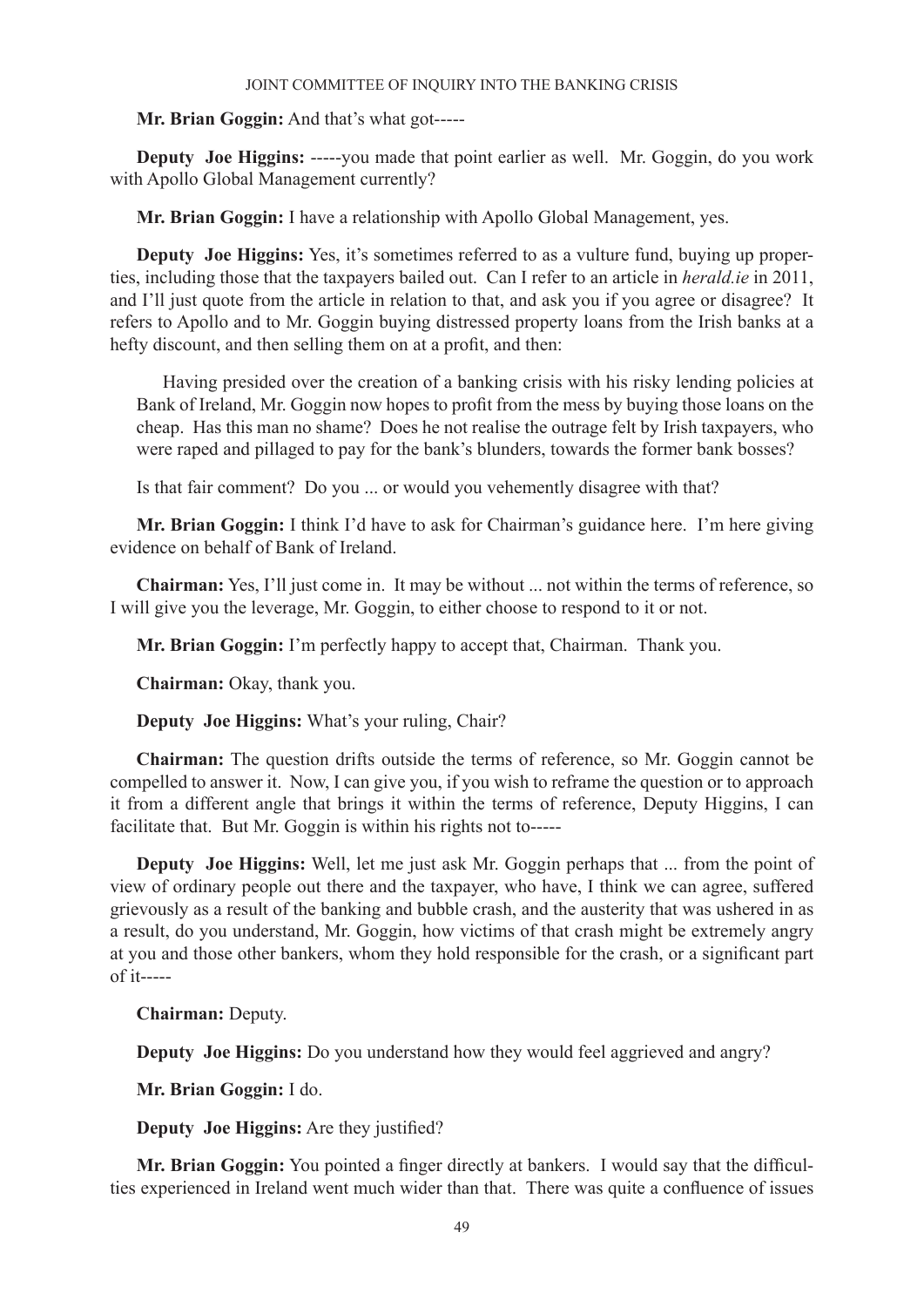**Mr. Brian Goggin:** And that's what got-----

**Deputy Joe Higgins:** -----you made that point earlier as well. Mr. Goggin, do you work with Apollo Global Management currently?

**Mr. Brian Goggin:** I have a relationship with Apollo Global Management, yes.

**Deputy Joe Higgins:** Yes, it's sometimes referred to as a vulture fund, buying up properties, including those that the taxpayers bailed out. Can I refer to an article in *herald.ie* in 2011, and I'll just quote from the article in relation to that, and ask you if you agree or disagree? It refers to Apollo and to Mr. Goggin buying distressed property loans from the Irish banks at a hefty discount, and then selling them on at a profit, and then:

> Having presided over the creation of a banking crisis with his risky lending policies at Bank of Ireland, Mr. Goggin now hopes to profit from the mess by buying those loans on the cheap. Has this man no shame? Does he not realise the outrage felt by Irish taxpayers, who were raped and pillaged to pay for the bank's blunders, towards the former bank bosses?

Is that fair comment? Do you ... or would you vehemently disagree with that?

**Mr. Brian Goggin:** I think I'd have to ask for Chairman's guidance here. I'm here giving evidence on behalf of Bank of Ireland.

**Chairman:** Yes, I'll just come in. It may be without ... not within the terms of reference, so I will give you the leverage, Mr. Goggin, to either choose to respond to it or not.

**Mr. Brian Goggin:** I'm perfectly happy to accept that, Chairman. Thank you.

**Chairman:** Okay, thank you.

**Deputy Joe Higgins:** What's your ruling, Chair?

**Chairman:** The question drifts outside the terms of reference, so Mr. Goggin cannot be compelled to answer it. Now, I can give you, if you wish to reframe the question or to approach it from a different angle that brings it within the terms of reference, Deputy Higgins, I can facilitate that. But Mr. Goggin is within his rights not to-----

**Deputy Joe Higgins:** Well, let me just ask Mr. Goggin perhaps that ... from the point of view of ordinary people out there and the taxpayer, who have, I think we can agree, suffered grievously as a result of the banking and bubble crash, and the austerity that was ushered in as a result, do you understand, Mr. Goggin, how victims of that crash might be extremely angry at you and those other bankers, whom they hold responsible for the crash, or a significant part of it-----

**Chairman:** Deputy.

**Deputy Joe Higgins:** Do you understand how they would feel aggrieved and angry?

**Mr. Brian Goggin:** I do.

**Deputy Joe Higgins:** Are they justified?

**Mr. Brian Goggin:** You pointed a finger directly at bankers. I would say that the difficulties experienced in Ireland went much wider than that. There was quite a confluence of issues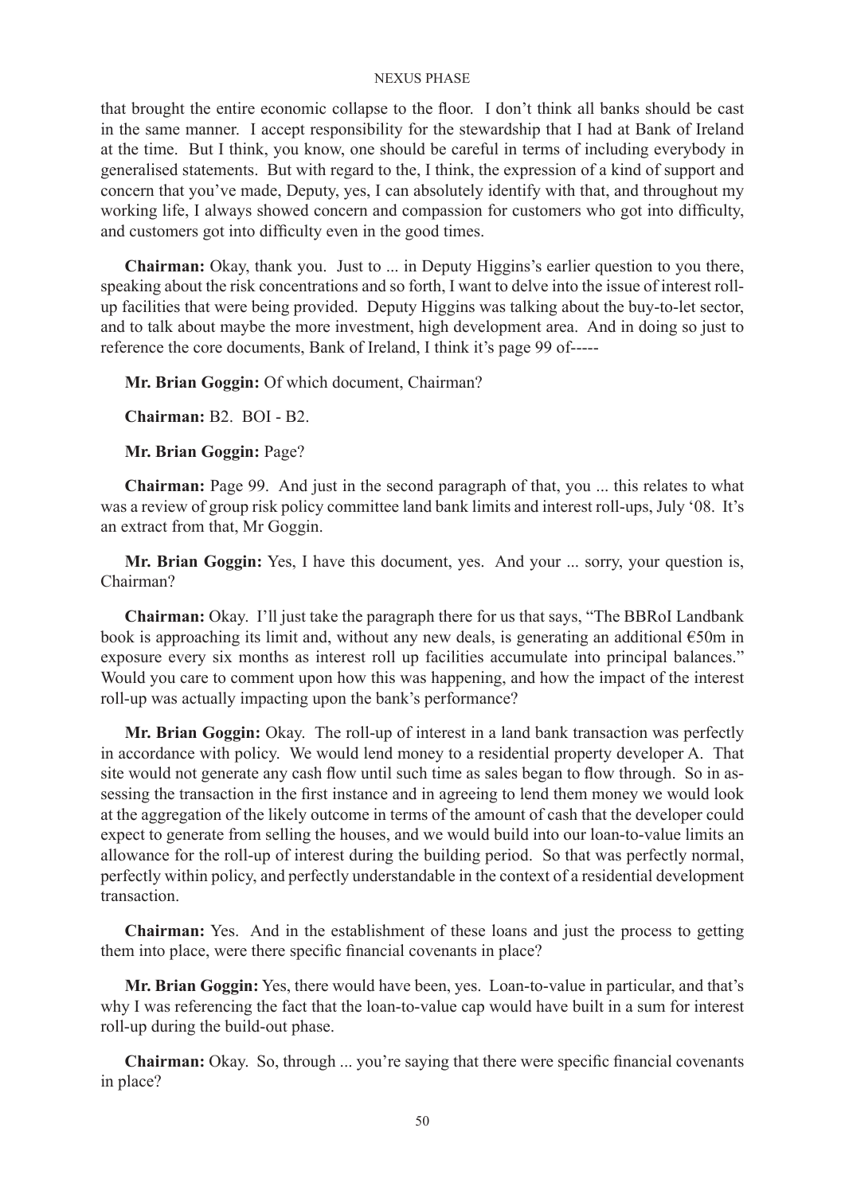that brought the entire economic collapse to the floor. I don't think all banks should be cast in the same manner. I accept responsibility for the stewardship that I had at Bank of Ireland at the time. But I think, you know, one should be careful in terms of including everybody in generalised statements. But with regard to the, I think, the expression of a kind of support and concern that you've made, Deputy, yes, I can absolutely identify with that, and throughout my working life, I always showed concern and compassion for customers who got into difficulty, and customers got into difficulty even in the good times.

**Chairman:** Okay, thank you. Just to ... in Deputy Higgins's earlier question to you there, speaking about the risk concentrations and so forth, I want to delve into the issue of interest roll-up facilities that were being provided. Deputy Higgins was talking about the buy-to-let sector, and to talk about maybe the more investment, high development area. And in doing so just to reference the core documents, Bank of Ireland, I think it's page 99 of-----

**Mr. Brian Goggin:** Of which document, Chairman?

**Chairman:** B2. BOI - B2.

**Mr. Brian Goggin:** Page?

**Chairman:** Page 99. And just in the second paragraph of that, you ... this relates to what was a review of group risk policy committee land bank limits and interest roll-ups, July '08. It's an extract from that, Mr Goggin.

**Mr. Brian Goggin:** Yes, I have this document, yes. And your ... sorry, your question is, Chairman?

**Chairman:** Okay. I'll just take the paragraph there for us that says, "The BBRoI Landbank book is approaching its limit and, without any new deals, is generating an additional €50m in exposure every six months as interest roll up facilities accumulate into principal balances." Would you care to comment upon how this was happening, and how the impact of the interest roll-up was actually impacting upon the bank's performance?

**Mr. Brian Goggin:** Okay. The roll-up of interest in a land bank transaction was perfectly in accordance with policy. We would lend money to a residential property developer A. That site would not generate any cash flow until such time as sales began to flow through. So in assessing the transaction in the first instance and in agreeing to lend them money we would look at the aggregation of the likely outcome in terms of the amount of cash that the developer could expect to generate from selling the houses, and we would build into our loan-to-value limits an allowance for the roll-up of interest during the building period. So that was perfectly normal, perfectly within policy, and perfectly understandable in the context of a residential development transaction.

**Chairman:** Yes. And in the establishment of these loans and just the process to getting them into place, were there specific financial covenants in place?

**Mr. Brian Goggin:** Yes, there would have been, yes. Loan-to-value in particular, and that's why I was referencing the fact that the loan-to-value cap would have built in a sum for interest roll-up during the build-out phase.

**Chairman:** Okay. So, through ... you're saying that there were specific financial covenants in place?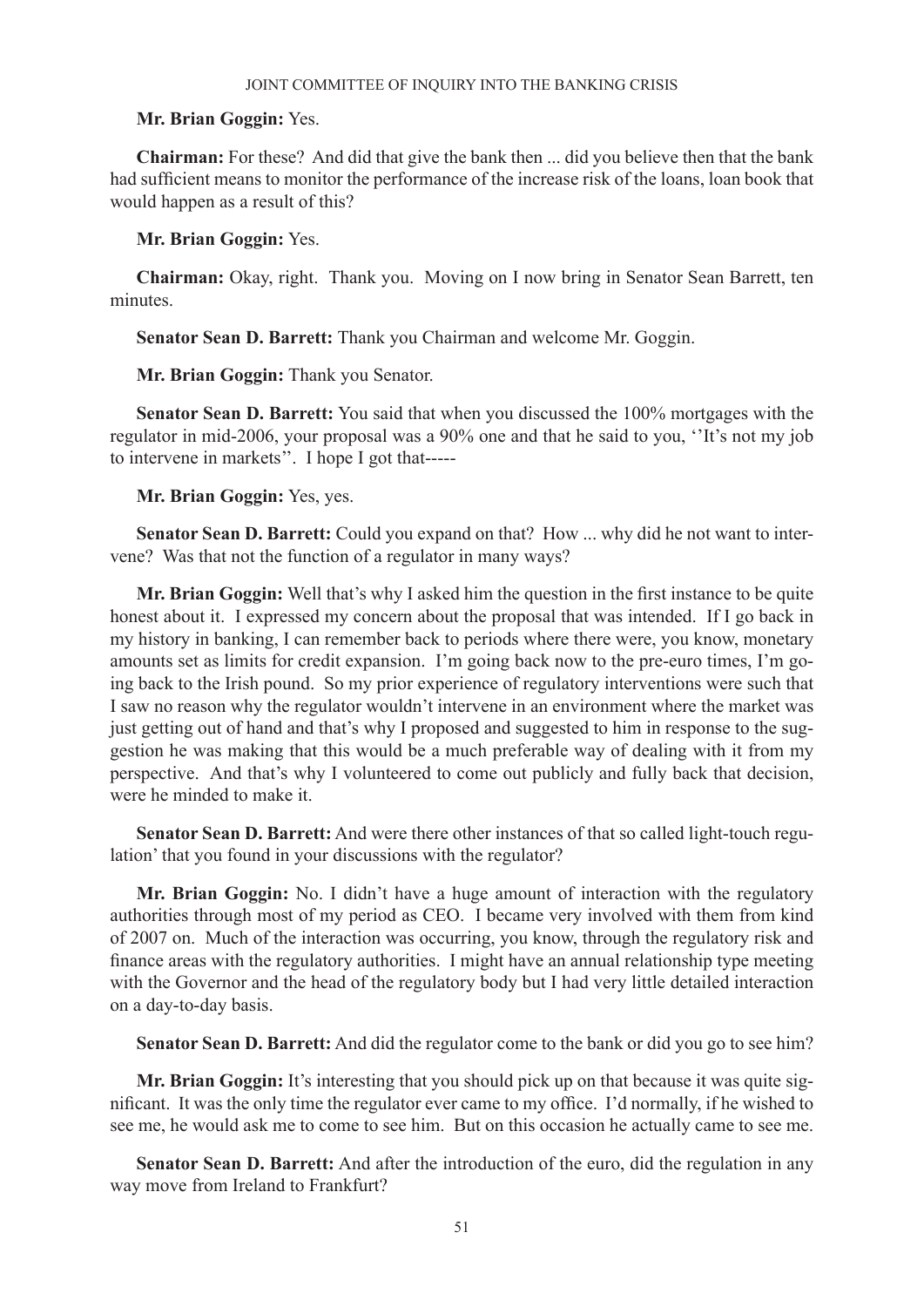**Mr. Brian Goggin:** Yes.

**Chairman:** For these? And did that give the bank then ... did you believe then that the bank had sufficient means to monitor the performance of the increase risk of the loans, loan book that would happen as a result of this?

**Mr. Brian Goggin:** Yes.

**Chairman:** Okay, right. Thank you. Moving on I now bring in Senator Sean Barrett, ten minutes.

**Senator Sean D. Barrett:** Thank you Chairman and welcome Mr. Goggin.

**Mr. Brian Goggin:** Thank you Senator.

**Senator Sean D. Barrett:** You said that when you discussed the 100% mortgages with the regulator in mid-2006, your proposal was a 90% one and that he said to you, ''It's not my job to intervene in markets''. I hope I got that-----

**Mr. Brian Goggin:** Yes, yes.

**Senator Sean D. Barrett:** Could you expand on that? How ... why did he not want to intervene? Was that not the function of a regulator in many ways?

**Mr. Brian Goggin:** Well that's why I asked him the question in the first instance to be quite honest about it. I expressed my concern about the proposal that was intended. If I go back in my history in banking, I can remember back to periods where there were, you know, monetary amounts set as limits for credit expansion. I'm going back now to the pre-euro times, I'm going back to the Irish pound. So my prior experience of regulatory interventions were such that I saw no reason why the regulator wouldn't intervene in an environment where the market was just getting out of hand and that's why I proposed and suggested to him in response to the suggestion he was making that this would be a much preferable way of dealing with it from my perspective. And that's why I volunteered to come out publicly and fully back that decision, were he minded to make it.

**Senator Sean D. Barrett:** And were there other instances of that so called light-touch regulation' that you found in your discussions with the regulator?

**Mr. Brian Goggin:** No. I didn't have a huge amount of interaction with the regulatory authorities through most of my period as CEO. I became very involved with them from kind of 2007 on. Much of the interaction was occurring, you know, through the regulatory risk and finance areas with the regulatory authorities. I might have an annual relationship type meeting with the Governor and the head of the regulatory body but I had very little detailed interaction on a day-to-day basis.

**Senator Sean D. Barrett:** And did the regulator come to the bank or did you go to see him?

**Mr. Brian Goggin:** It's interesting that you should pick up on that because it was quite significant. It was the only time the regulator ever came to my office. I'd normally, if he wished to see me, he would ask me to come to see him. But on this occasion he actually came to see me.

**Senator Sean D. Barrett:** And after the introduction of the euro, did the regulation in any way move from Ireland to Frankfurt?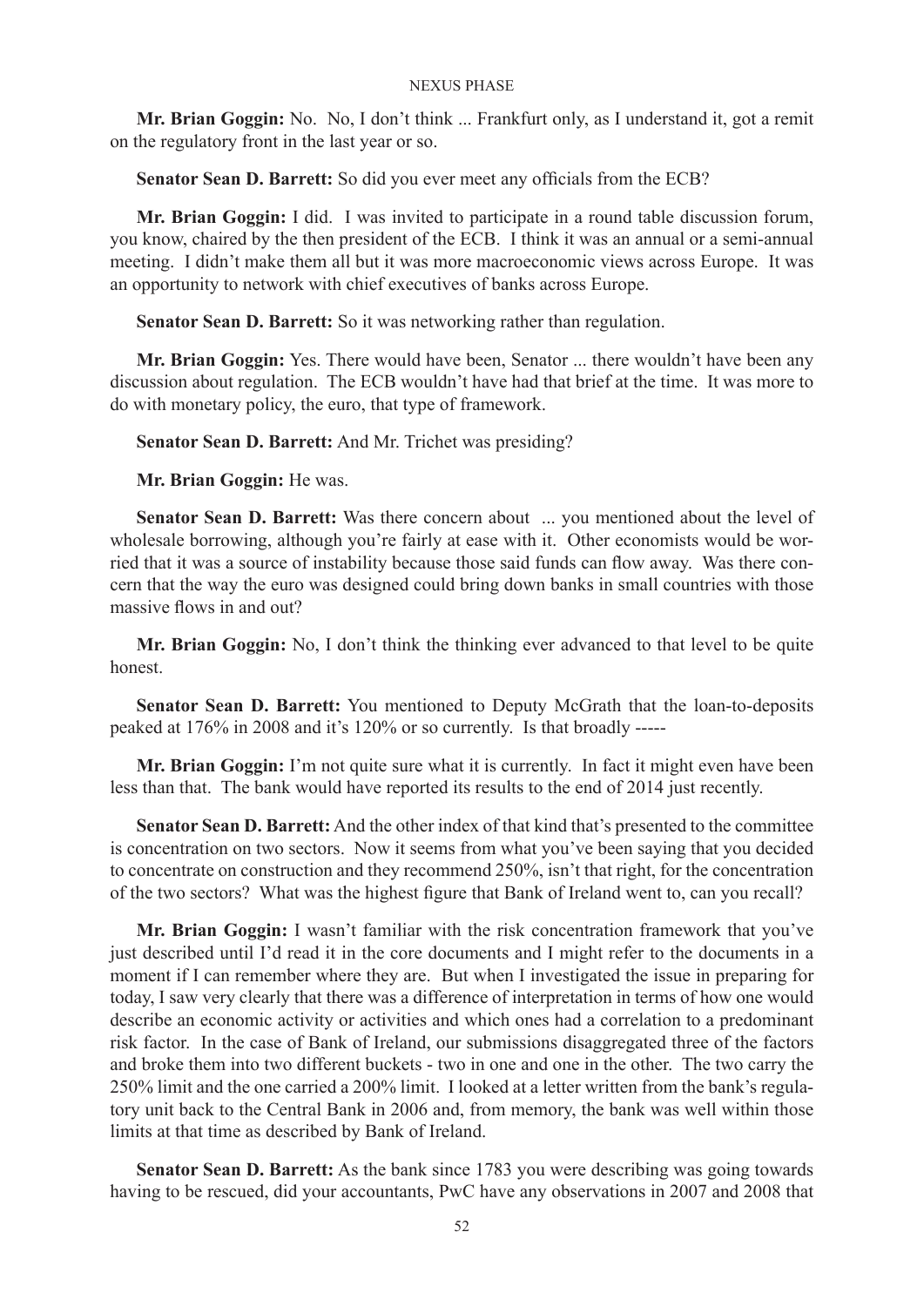**Mr. Brian Goggin:** No. No, I don't think ... Frankfurt only, as I understand it, got a remit on the regulatory front in the last year or so.

**Senator Sean D. Barrett:** So did you ever meet any officials from the ECB?

**Mr. Brian Goggin:** I did. I was invited to participate in a round table discussion forum, you know, chaired by the then president of the ECB. I think it was an annual or a semi-annual meeting. I didn't make them all but it was more macroeconomic views across Europe. It was an opportunity to network with chief executives of banks across Europe.

**Senator Sean D. Barrett:** So it was networking rather than regulation.

**Mr. Brian Goggin:** Yes. There would have been, Senator ... there wouldn't have been any discussion about regulation. The ECB wouldn't have had that brief at the time. It was more to do with monetary policy, the euro, that type of framework.

**Senator Sean D. Barrett:** And Mr. Trichet was presiding?

**Mr. Brian Goggin:** He was.

**Senator Sean D. Barrett:** Was there concern about ... you mentioned about the level of wholesale borrowing, although you're fairly at ease with it. Other economists would be worried that it was a source of instability because those said funds can flow away. Was there concern that the way the euro was designed could bring down banks in small countries with those massive flows in and out?

**Mr. Brian Goggin:** No, I don't think the thinking ever advanced to that level to be quite honest.

**Senator Sean D. Barrett:** You mentioned to Deputy McGrath that the loan-to-deposits peaked at 176% in 2008 and it's 120% or so currently. Is that broadly -----

**Mr. Brian Goggin:** I'm not quite sure what it is currently. In fact it might even have been less than that. The bank would have reported its results to the end of 2014 just recently.

**Senator Sean D. Barrett:** And the other index of that kind that's presented to the committee is concentration on two sectors. Now it seems from what you've been saying that you decided to concentrate on construction and they recommend 250%, isn't that right, for the concentration of the two sectors? What was the highest figure that Bank of Ireland went to, can you recall?

**Mr. Brian Goggin:** I wasn't familiar with the risk concentration framework that you've just described until I'd read it in the core documents and I might refer to the documents in a moment if I can remember where they are. But when I investigated the issue in preparing for today, I saw very clearly that there was a difference of interpretation in terms of how one would describe an economic activity or activities and which ones had a correlation to a predominant risk factor. In the case of Bank of Ireland, our submissions disaggregated three of the factors and broke them into two different buckets - two in one and one in the other. The two carry the 250% limit and the one carried a 200% limit. I looked at a letter written from the bank's regulatory unit back to the Central Bank in 2006 and, from memory, the bank was well within those limits at that time as described by Bank of Ireland.

**Senator Sean D. Barrett:** As the bank since 1783 you were describing was going towards having to be rescued, did your accountants, PwC have any observations in 2007 and 2008 that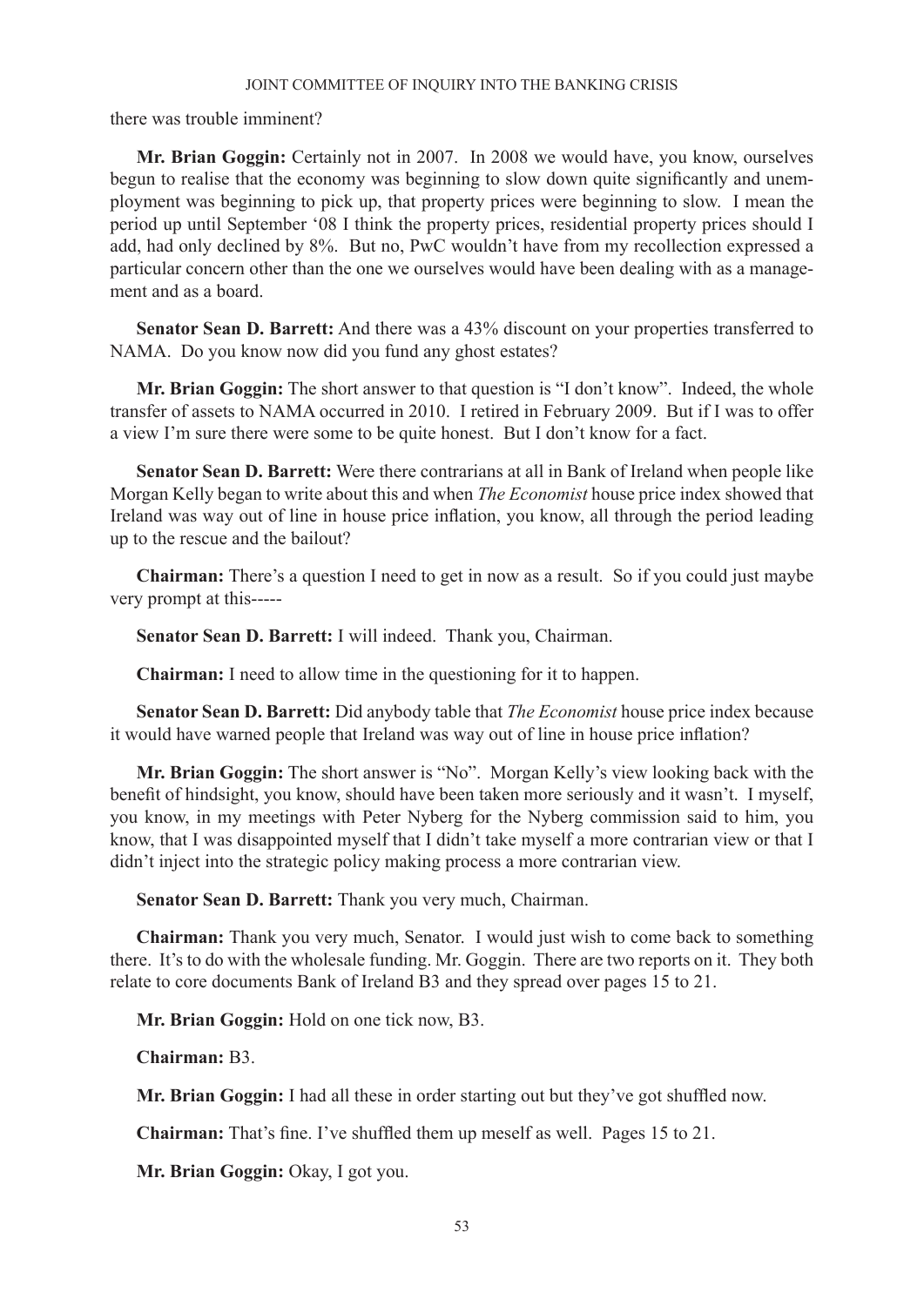there was trouble imminent?

**Mr. Brian Goggin:** Certainly not in 2007. In 2008 we would have, you know, ourselves begun to realise that the economy was beginning to slow down quite significantly and unemployment was beginning to pick up, that property prices were beginning to slow. I mean the period up until September '08 I think the property prices, residential property prices should I add, had only declined by 8%. But no, PwC wouldn't have from my recollection expressed a particular concern other than the one we ourselves would have been dealing with as a management and as a board.

**Senator Sean D. Barrett:** And there was a 43% discount on your properties transferred to NAMA. Do you know now did you fund any ghost estates?

**Mr. Brian Goggin:** The short answer to that question is "I don't know". Indeed, the whole transfer of assets to NAMA occurred in 2010. I retired in February 2009. But if I was to offer a view I'm sure there were some to be quite honest. But I don't know for a fact.

**Senator Sean D. Barrett:** Were there contrarians at all in Bank of Ireland when people like Morgan Kelly began to write about this and when *The Economist* house price index showed that Ireland was way out of line in house price inflation, you know, all through the period leading up to the rescue and the bailout?

**Chairman:** There's a question I need to get in now as a result. So if you could just maybe very prompt at this-----

**Senator Sean D. Barrett:** I will indeed. Thank you, Chairman.

**Chairman:** I need to allow time in the questioning for it to happen.

**Senator Sean D. Barrett:** Did anybody table that *The Economist* house price index because it would have warned people that Ireland was way out of line in house price inflation?

**Mr. Brian Goggin:** The short answer is "No". Morgan Kelly's view looking back with the benefit of hindsight, you know, should have been taken more seriously and it wasn't. I myself, you know, in my meetings with Peter Nyberg for the Nyberg commission said to him, you know, that I was disappointed myself that I didn't take myself a more contrarian view or that I didn't inject into the strategic policy making process a more contrarian view.

**Senator Sean D. Barrett:** Thank you very much, Chairman.

**Chairman:** Thank you very much, Senator. I would just wish to come back to something there. It's to do with the wholesale funding. Mr. Goggin. There are two reports on it. They both relate to core documents Bank of Ireland B3 and they spread over pages 15 to 21.

**Mr. Brian Goggin:** Hold on one tick now, B3.

**Chairman:** B3.

**Mr. Brian Goggin:** I had all these in order starting out but they've got shuffled now.

**Chairman:** That's fine. I've shuffled them up meself as well. Pages 15 to 21.

**Mr. Brian Goggin:** Okay, I got you.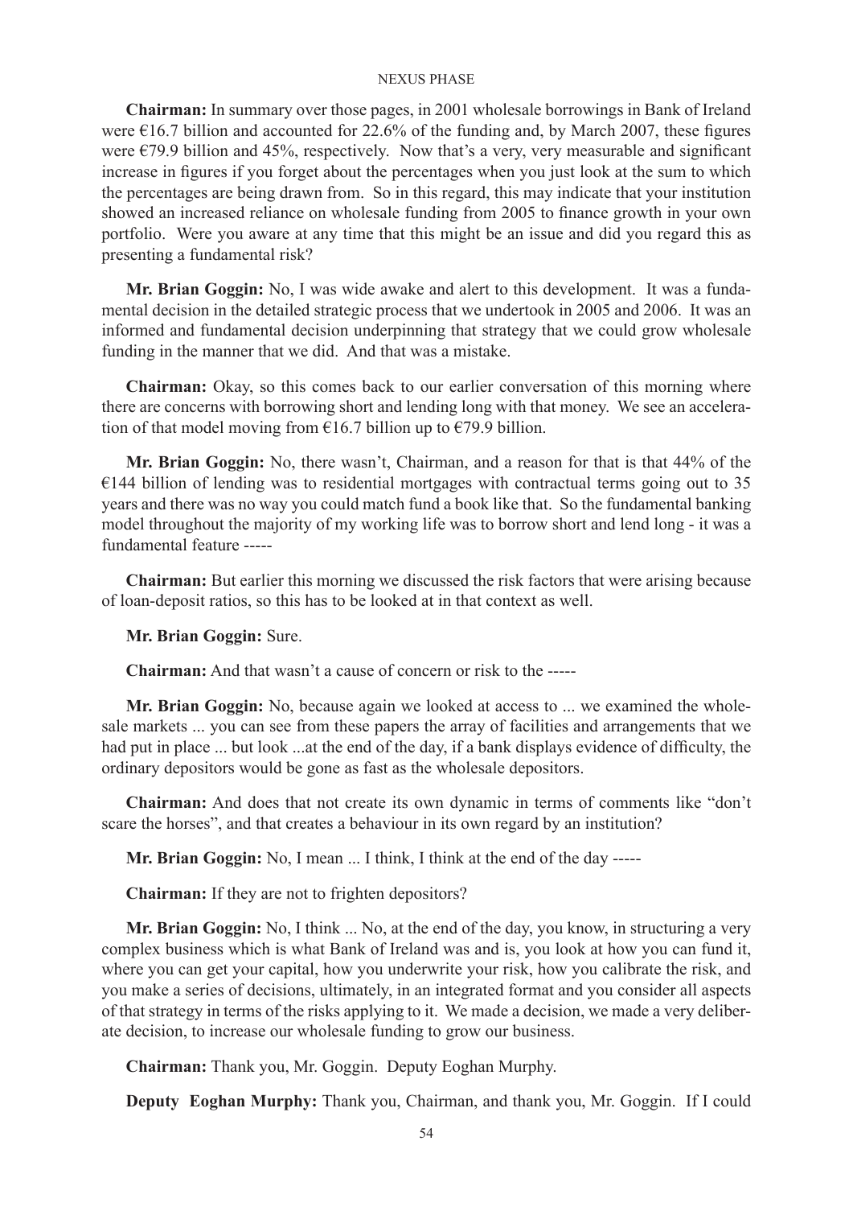**Chairman:** In summary over those pages, in 2001 wholesale borrowings in Bank of Ireland were €16.7 billion and accounted for 22.6% of the funding and, by March 2007, these figures were €79.9 billion and 45%, respectively. Now that's a very, very measurable and significant increase in figures if you forget about the percentages when you just look at the sum to which the percentages are being drawn from. So in this regard, this may indicate that your institution showed an increased reliance on wholesale funding from 2005 to finance growth in your own portfolio. Were you aware at any time that this might be an issue and did you regard this as presenting a fundamental risk?

**Mr. Brian Goggin:** No, I was wide awake and alert to this development. It was a fundamental decision in the detailed strategic process that we undertook in 2005 and 2006. It was an informed and fundamental decision underpinning that strategy that we could grow wholesale funding in the manner that we did. And that was a mistake.

**Chairman:** Okay, so this comes back to our earlier conversation of this morning where there are concerns with borrowing short and lending long with that money. We see an acceleration of that model moving from €16.7 billion up to €79.9 billion.

**Mr. Brian Goggin:** No, there wasn't, Chairman, and a reason for that is that 44% of the €144 billion of lending was to residential mortgages with contractual terms going out to 35 years and there was no way you could match fund a book like that. So the fundamental banking model throughout the majority of my working life was to borrow short and lend long - it was a fundamental feature -----

**Chairman:** But earlier this morning we discussed the risk factors that were arising because of loan-deposit ratios, so this has to be looked at in that context as well.

**Mr. Brian Goggin:** Sure.

**Chairman:** And that wasn't a cause of concern or risk to the -----

**Mr. Brian Goggin:** No, because again we looked at access to ... we examined the wholesale markets ... you can see from these papers the array of facilities and arrangements that we had put in place ... but look ...at the end of the day, if a bank displays evidence of difficulty, the ordinary depositors would be gone as fast as the wholesale depositors.

**Chairman:** And does that not create its own dynamic in terms of comments like "don't scare the horses", and that creates a behaviour in its own regard by an institution?

**Mr. Brian Goggin:** No, I mean ... I think, I think at the end of the day -----

**Chairman:** If they are not to frighten depositors?

**Mr. Brian Goggin:** No, I think ... No, at the end of the day, you know, in structuring a very complex business which is what Bank of Ireland was and is, you look at how you can fund it, where you can get your capital, how you underwrite your risk, how you calibrate the risk, and you make a series of decisions, ultimately, in an integrated format and you consider all aspects of that strategy in terms of the risks applying to it. We made a decision, we made a very deliberate decision, to increase our wholesale funding to grow our business.

**Chairman:** Thank you, Mr. Goggin. Deputy Eoghan Murphy.

**Deputy Eoghan Murphy:** Thank you, Chairman, and thank you, Mr. Goggin. If I could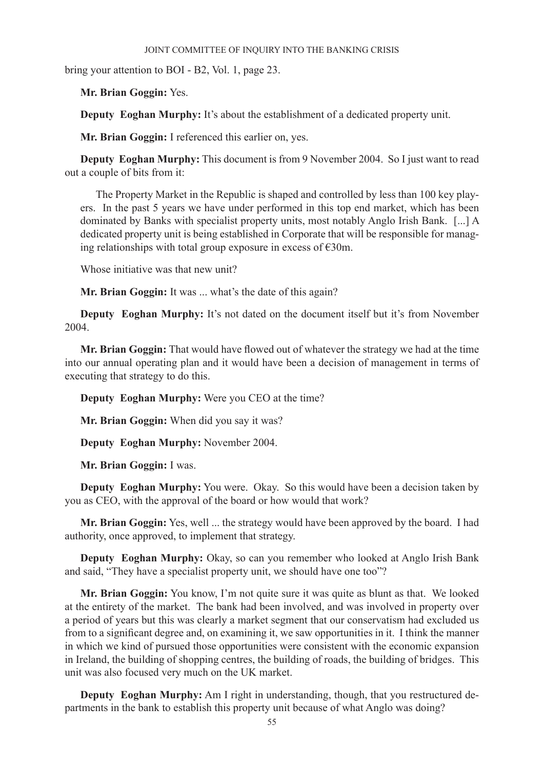bring your attention to BOI - B2, Vol. 1, page 23.

**Mr. Brian Goggin:** Yes.

**Deputy Eoghan Murphy:** It's about the establishment of a dedicated property unit.

**Mr. Brian Goggin:** I referenced this earlier on, yes.

**Deputy Eoghan Murphy:** This document is from 9 November 2004. So I just want to read out a couple of bits from it:

> The Property Market in the Republic is shaped and controlled by less than 100 key players. In the past 5 years we have under performed in this top end market, which has been dominated by Banks with specialist property units, most notably Anglo Irish Bank. [...] A dedicated property unit is being established in Corporate that will be responsible for managing relationships with total group exposure in excess of €30m.

Whose initiative was that new unit?

**Mr. Brian Goggin:** It was ... what's the date of this again?

**Deputy Eoghan Murphy:** It's not dated on the document itself but it's from November 2004.

**Mr. Brian Goggin:** That would have flowed out of whatever the strategy we had at the time into our annual operating plan and it would have been a decision of management in terms of executing that strategy to do this.

**Deputy Eoghan Murphy:** Were you CEO at the time?

**Mr. Brian Goggin:** When did you say it was?

**Deputy Eoghan Murphy:** November 2004.

**Mr. Brian Goggin:** I was.

**Deputy Eoghan Murphy:** You were. Okay. So this would have been a decision taken by you as CEO, with the approval of the board or how would that work?

**Mr. Brian Goggin:** Yes, well ... the strategy would have been approved by the board. I had authority, once approved, to implement that strategy.

**Deputy Eoghan Murphy:** Okay, so can you remember who looked at Anglo Irish Bank and said, "They have a specialist property unit, we should have one too"?

**Mr. Brian Goggin:** You know, I'm not quite sure it was quite as blunt as that. We looked at the entirety of the market. The bank had been involved, and was involved in property over a period of years but this was clearly a market segment that our conservatism had excluded us from to a significant degree and, on examining it, we saw opportunities in it. I think the manner in which we kind of pursued those opportunities were consistent with the economic expansion in Ireland, the building of shopping centres, the building of roads, the building of bridges. This unit was also focused very much on the UK market.

**Deputy Eoghan Murphy:** Am I right in understanding, though, that you restructured departments in the bank to establish this property unit because of what Anglo was doing?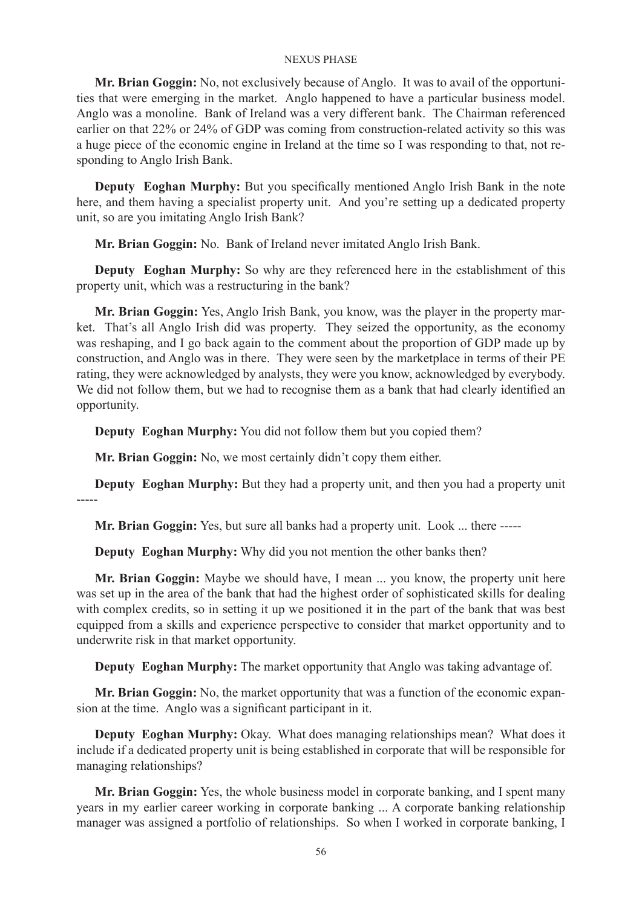**Mr. Brian Goggin:** No, not exclusively because of Anglo. It was to avail of the opportunities that were emerging in the market. Anglo happened to have a particular business model. Anglo was a monoline. Bank of Ireland was a very different bank. The Chairman referenced earlier on that 22% or 24% of GDP was coming from construction-related activity so this was a huge piece of the economic engine in Ireland at the time so I was responding to that, not responding to Anglo Irish Bank.

**Deputy Eoghan Murphy:** But you specifically mentioned Anglo Irish Bank in the note here, and them having a specialist property unit. And you're setting up a dedicated property unit, so are you imitating Anglo Irish Bank?

**Mr. Brian Goggin:** No. Bank of Ireland never imitated Anglo Irish Bank.

**Deputy Eoghan Murphy:** So why are they referenced here in the establishment of this property unit, which was a restructuring in the bank?

**Mr. Brian Goggin:** Yes, Anglo Irish Bank, you know, was the player in the property market. That's all Anglo Irish did was property. They seized the opportunity, as the economy was reshaping, and I go back again to the comment about the proportion of GDP made up by construction, and Anglo was in there. They were seen by the marketplace in terms of their PE rating, they were acknowledged by analysts, they were you know, acknowledged by everybody. We did not follow them, but we had to recognise them as a bank that had clearly identified an opportunity.

**Deputy Eoghan Murphy:** You did not follow them but you copied them?

**Mr. Brian Goggin:** No, we most certainly didn't copy them either.

**Deputy Eoghan Murphy:** But they had a property unit, and then you had a property unit -----

**Mr. Brian Goggin:** Yes, but sure all banks had a property unit. Look ... there -----

**Deputy Eoghan Murphy:** Why did you not mention the other banks then?

**Mr. Brian Goggin:** Maybe we should have, I mean ... you know, the property unit here was set up in the area of the bank that had the highest order of sophisticated skills for dealing with complex credits, so in setting it up we positioned it in the part of the bank that was best equipped from a skills and experience perspective to consider that market opportunity and to underwrite risk in that market opportunity.

**Deputy Eoghan Murphy:** The market opportunity that Anglo was taking advantage of.

**Mr. Brian Goggin:** No, the market opportunity that was a function of the economic expansion at the time. Anglo was a significant participant in it.

**Deputy Eoghan Murphy:** Okay. What does managing relationships mean? What does it include if a dedicated property unit is being established in corporate that will be responsible for managing relationships?

**Mr. Brian Goggin:** Yes, the whole business model in corporate banking, and I spent many years in my earlier career working in corporate banking ... A corporate banking relationship manager was assigned a portfolio of relationships. So when I worked in corporate banking, I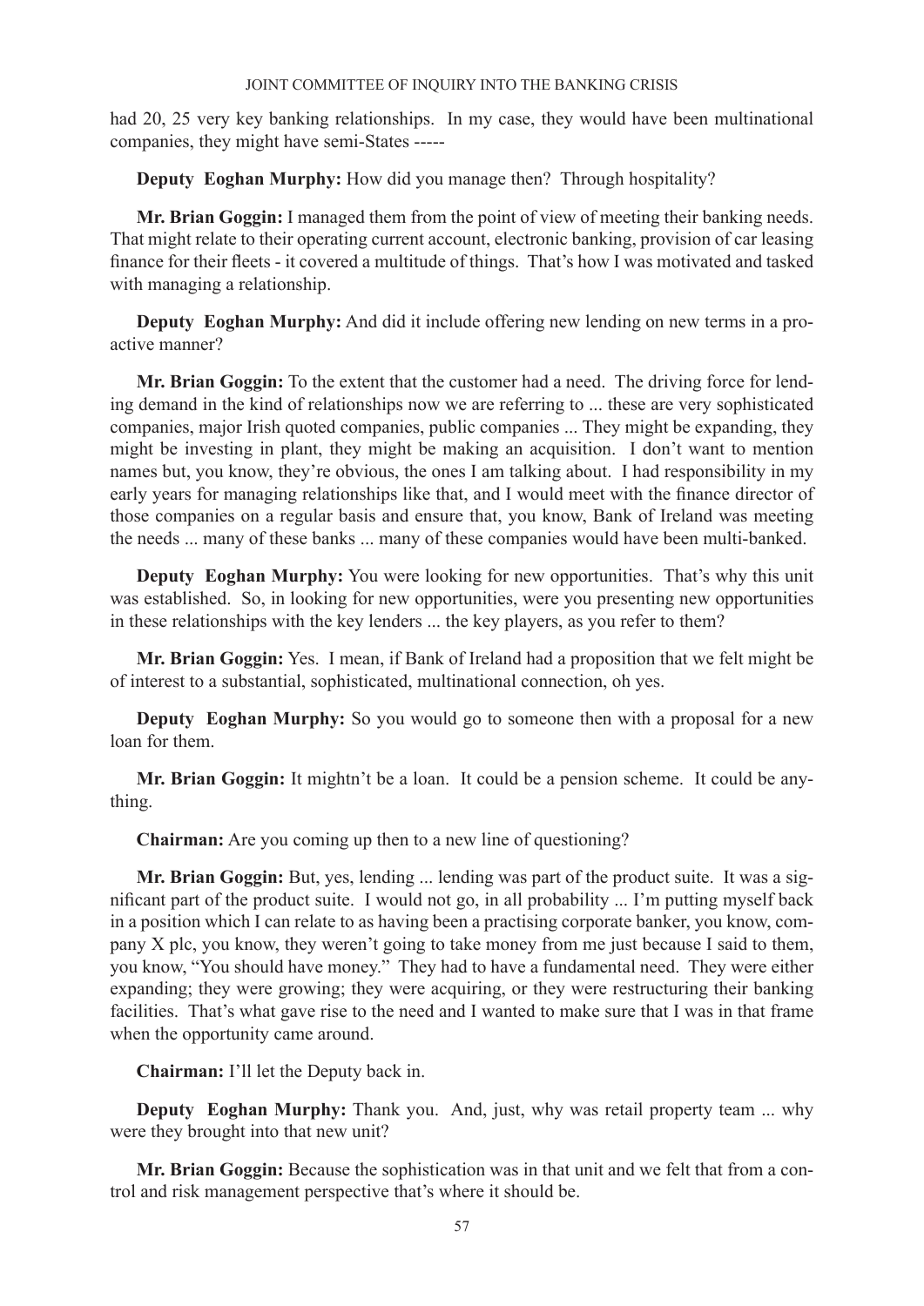had 20, 25 very key banking relationships. In my case, they would have been multinational companies, they might have semi-States -----

**Deputy Eoghan Murphy:** How did you manage then? Through hospitality?

**Mr. Brian Goggin:** I managed them from the point of view of meeting their banking needs. That might relate to their operating current account, electronic banking, provision of car leasing finance for their fleets - it covered a multitude of things. That's how I was motivated and tasked with managing a relationship.

**Deputy Eoghan Murphy:** And did it include offering new lending on new terms in a proactive manner?

**Mr. Brian Goggin:** To the extent that the customer had a need. The driving force for lending demand in the kind of relationships now we are referring to ... these are very sophisticated companies, major Irish quoted companies, public companies ... They might be expanding, they might be investing in plant, they might be making an acquisition. I don't want to mention names but, you know, they're obvious, the ones I am talking about. I had responsibility in my early years for managing relationships like that, and I would meet with the finance director of those companies on a regular basis and ensure that, you know, Bank of Ireland was meeting the needs ... many of these banks ... many of these companies would have been multi-banked.

**Deputy Eoghan Murphy:** You were looking for new opportunities. That's why this unit was established. So, in looking for new opportunities, were you presenting new opportunities in these relationships with the key lenders ... the key players, as you refer to them?

**Mr. Brian Goggin:** Yes. I mean, if Bank of Ireland had a proposition that we felt might be of interest to a substantial, sophisticated, multinational connection, oh yes.

**Deputy Eoghan Murphy:** So you would go to someone then with a proposal for a new loan for them.

**Mr. Brian Goggin:** It mightn't be a loan. It could be a pension scheme. It could be anything.

**Chairman:** Are you coming up then to a new line of questioning?

**Mr. Brian Goggin:** But, yes, lending ... lending was part of the product suite. It was a significant part of the product suite. I would not go, in all probability ... I'm putting myself back in a position which I can relate to as having been a practising corporate banker, you know, company X plc, you know, they weren't going to take money from me just because I said to them, you know, "You should have money." They had to have a fundamental need. They were either expanding; they were growing; they were acquiring, or they were restructuring their banking facilities. That's what gave rise to the need and I wanted to make sure that I was in that frame when the opportunity came around.

**Chairman:** I'll let the Deputy back in.

**Deputy Eoghan Murphy:** Thank you. And, just, why was retail property team ... why were they brought into that new unit?

**Mr. Brian Goggin:** Because the sophistication was in that unit and we felt that from a control and risk management perspective that's where it should be.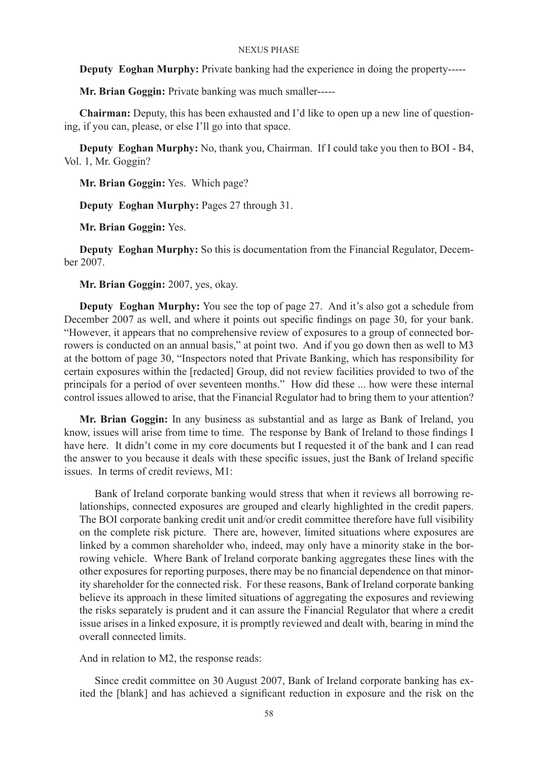**Deputy Eoghan Murphy:** Private banking had the experience in doing the property-----

**Mr. Brian Goggin:** Private banking was much smaller-----

**Chairman:** Deputy, this has been exhausted and I'd like to open up a new line of questioning, if you can, please, or else I'll go into that space.

**Deputy Eoghan Murphy:** No, thank you, Chairman. If I could take you then to BOI - B4, Vol. 1, Mr. Goggin?

**Mr. Brian Goggin:** Yes. Which page?

**Deputy Eoghan Murphy:** Pages 27 through 31.

**Mr. Brian Goggin:** Yes.

**Deputy Eoghan Murphy:** So this is documentation from the Financial Regulator, December 2007.

**Mr. Brian Goggin:** 2007, yes, okay.

**Deputy Eoghan Murphy:** You see the top of page 27. And it's also got a schedule from December 2007 as well, and where it points out specific findings on page 30, for your bank. "However, it appears that no comprehensive review of exposures to a group of connected borrowers is conducted on an annual basis," at point two. And if you go down then as well to M3 at the bottom of page 30, "Inspectors noted that Private Banking, which has responsibility for certain exposures within the [redacted] Group, did not review facilities provided to two of the principals for a period of over seventeen months." How did these ... how were these internal control issues allowed to arise, that the Financial Regulator had to bring them to your attention?

**Mr. Brian Goggin:** In any business as substantial and as large as Bank of Ireland, you know, issues will arise from time to time. The response by Bank of Ireland to those findings I have here. It didn't come in my core documents but I requested it of the bank and I can read the answer to you because it deals with these specific issues, just the Bank of Ireland specific issues. In terms of credit reviews, M1:

> Bank of Ireland corporate banking would stress that when it reviews all borrowing relationships, connected exposures are grouped and clearly highlighted in the credit papers. The BOI corporate banking credit unit and/or credit committee therefore have full visibility on the complete risk picture. There are, however, limited situations where exposures are linked by a common shareholder who, indeed, may only have a minority stake in the borrowing vehicle. Where Bank of Ireland corporate banking aggregates these lines with the other exposures for reporting purposes, there may be no financial dependence on that minority shareholder for the connected risk. For these reasons, Bank of Ireland corporate banking believe its approach in these limited situations of aggregating the exposures and reviewing the risks separately is prudent and it can assure the Financial Regulator that where a credit issue arises in a linked exposure, it is promptly reviewed and dealt with, bearing in mind the overall connected limits.

And in relation to M2, the response reads:

> Since credit committee on 30 August 2007, Bank of Ireland corporate banking has exited the [blank] and has achieved a significant reduction in exposure and the risk on the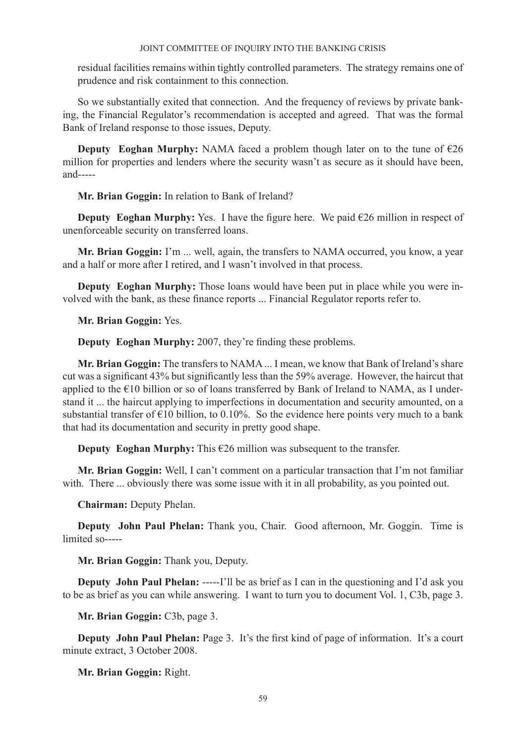residual facilities remains within tightly controlled parameters. The strategy remains one of prudence and risk containment to this connection.

So we substantially exited that connection. And the frequency of reviews by private banking, the Financial Regulator's recommendation is accepted and agreed. That was the formal Bank of Ireland response to those issues, Deputy.

**Deputy Eoghan Murphy:** NAMA faced a problem though later on to the tune of €26 million for properties and lenders where the security wasn't as secure as it should have been, and-----

**Mr. Brian Goggin:** In relation to Bank of Ireland?

**Deputy Eoghan Murphy:** Yes. I have the figure here. We paid €26 million in respect of unenforceable security on transferred loans.

**Mr. Brian Goggin:** I'm ... well, again, the transfers to NAMA occurred, you know, a year and a half or more after I retired, and I wasn't involved in that process.

**Deputy Eoghan Murphy:** Those loans would have been put in place while you were involved with the bank, as these finance reports ... Financial Regulator reports refer to.

**Mr. Brian Goggin:** Yes.

**Deputy Eoghan Murphy:** 2007, they're finding these problems.

**Mr. Brian Goggin:** The transfers to NAMA ... I mean, we know that Bank of Ireland's share cut was a significant 43% but significantly less than the 59% average. However, the haircut that applied to the €10 billion or so of loans transferred by Bank of Ireland to NAMA, as I understand it ... the haircut applying to imperfections in documentation and security amounted, on a substantial transfer of €10 billion, to 0.10%. So the evidence here points very much to a bank that had its documentation and security in pretty good shape.

**Deputy Eoghan Murphy:** This €26 million was subsequent to the transfer.

**Mr. Brian Goggin:** Well, I can't comment on a particular transaction that I'm not familiar with. There ... obviously there was some issue with it in all probability, as you pointed out.

**Chairman:** Deputy Phelan.

**Deputy John Paul Phelan:** Thank you, Chair. Good afternoon, Mr. Goggin. Time is limited so-----

**Mr. Brian Goggin:** Thank you, Deputy.

**Deputy John Paul Phelan:** -----I'll be as brief as I can in the questioning and I'd ask you to be as brief as you can while answering. I want to turn you to document Vol. 1, C3b, page 3.

**Mr. Brian Goggin:** C3b, page 3.

**Deputy John Paul Phelan:** Page 3. It's the first kind of page of information. It's a court minute extract, 3 October 2008.

**Mr. Brian Goggin:** Right.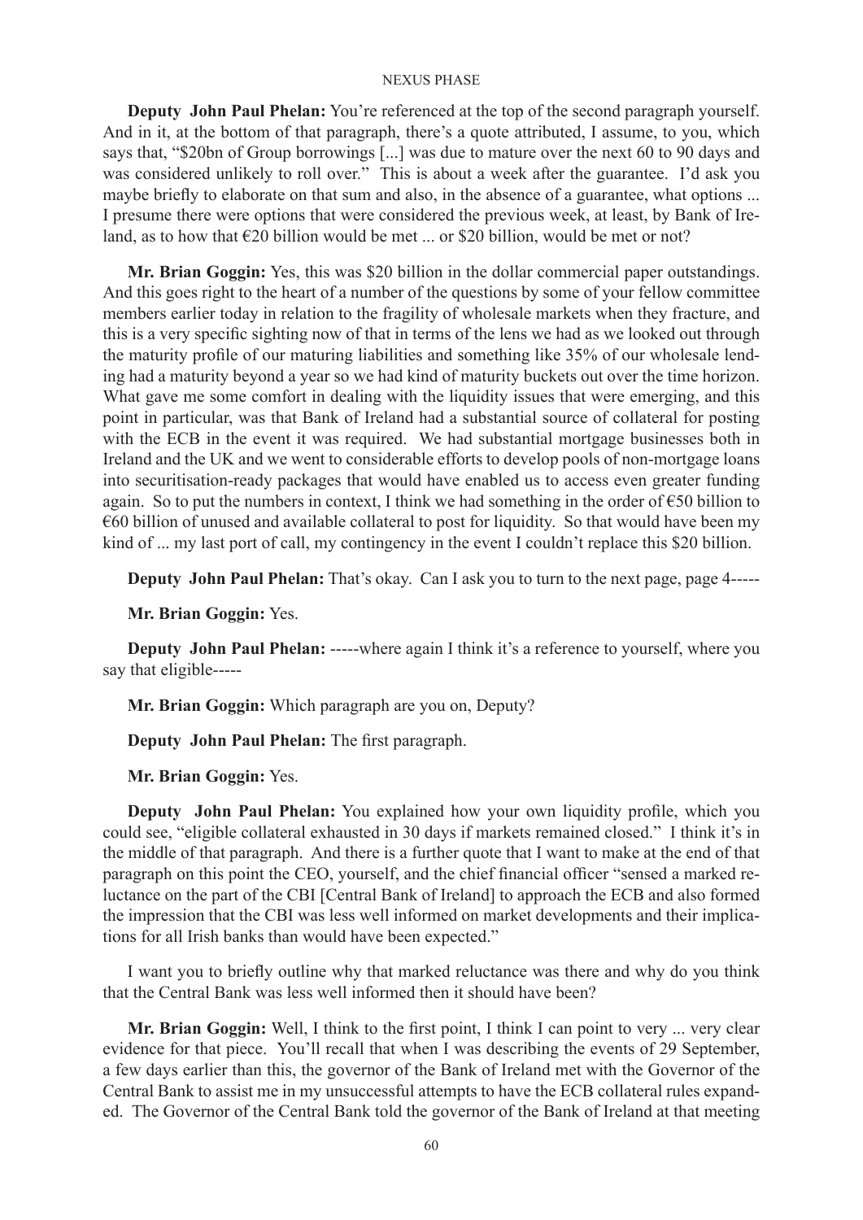**Deputy John Paul Phelan:** You're referenced at the top of the second paragraph yourself. And in it, at the bottom of that paragraph, there's a quote attributed, I assume, to you, which says that, "\$20bn of Group borrowings [...] was due to mature over the next 60 to 90 days and was considered unlikely to roll over." This is about a week after the guarantee. I'd ask you maybe briefly to elaborate on that sum and also, in the absence of a guarantee, what options ... I presume there were options that were considered the previous week, at least, by Bank of Ireland, as to how that €20 billion would be met ... or \$20 billion, would be met or not?

**Mr. Brian Goggin:** Yes, this was \$20 billion in the dollar commercial paper outstandings. And this goes right to the heart of a number of the questions by some of your fellow committee members earlier today in relation to the fragility of wholesale markets when they fracture, and this is a very specific sighting now of that in terms of the lens we had as we looked out through the maturity profile of our maturing liabilities and something like 35% of our wholesale lending had a maturity beyond a year so we had kind of maturity buckets out over the time horizon. What gave me some comfort in dealing with the liquidity issues that were emerging, and this point in particular, was that Bank of Ireland had a substantial source of collateral for posting with the ECB in the event it was required. We had substantial mortgage businesses both in Ireland and the UK and we went to considerable efforts to develop pools of non-mortgage loans into securitisation-ready packages that would have enabled us to access even greater funding again. So to put the numbers in context, I think we had something in the order of €50 billion to €60 billion of unused and available collateral to post for liquidity. So that would have been my kind of ... my last port of call, my contingency in the event I couldn't replace this \$20 billion.

**Deputy John Paul Phelan:** That's okay. Can I ask you to turn to the next page, page 4-----

**Mr. Brian Goggin:** Yes.

**Deputy John Paul Phelan:** -----where again I think it's a reference to yourself, where you say that eligible-----

**Mr. Brian Goggin:** Which paragraph are you on, Deputy?

**Deputy John Paul Phelan:** The first paragraph.

**Mr. Brian Goggin:** Yes.

**Deputy John Paul Phelan:** You explained how your own liquidity profile, which you could see, "eligible collateral exhausted in 30 days if markets remained closed." I think it's in the middle of that paragraph. And there is a further quote that I want to make at the end of that paragraph on this point the CEO, yourself, and the chief financial officer "sensed a marked reluctance on the part of the CBI [Central Bank of Ireland] to approach the ECB and also formed the impression that the CBI was less well informed on market developments and their implications for all Irish banks than would have been expected."

I want you to briefly outline why that marked reluctance was there and why do you think that the Central Bank was less well informed then it should have been?

**Mr. Brian Goggin:** Well, I think to the first point, I think I can point to very ... very clear evidence for that piece. You'll recall that when I was describing the events of 29 September, a few days earlier than this, the governor of the Bank of Ireland met with the Governor of the Central Bank to assist me in my unsuccessful attempts to have the ECB collateral rules expanded. The Governor of the Central Bank told the governor of the Bank of Ireland at that meeting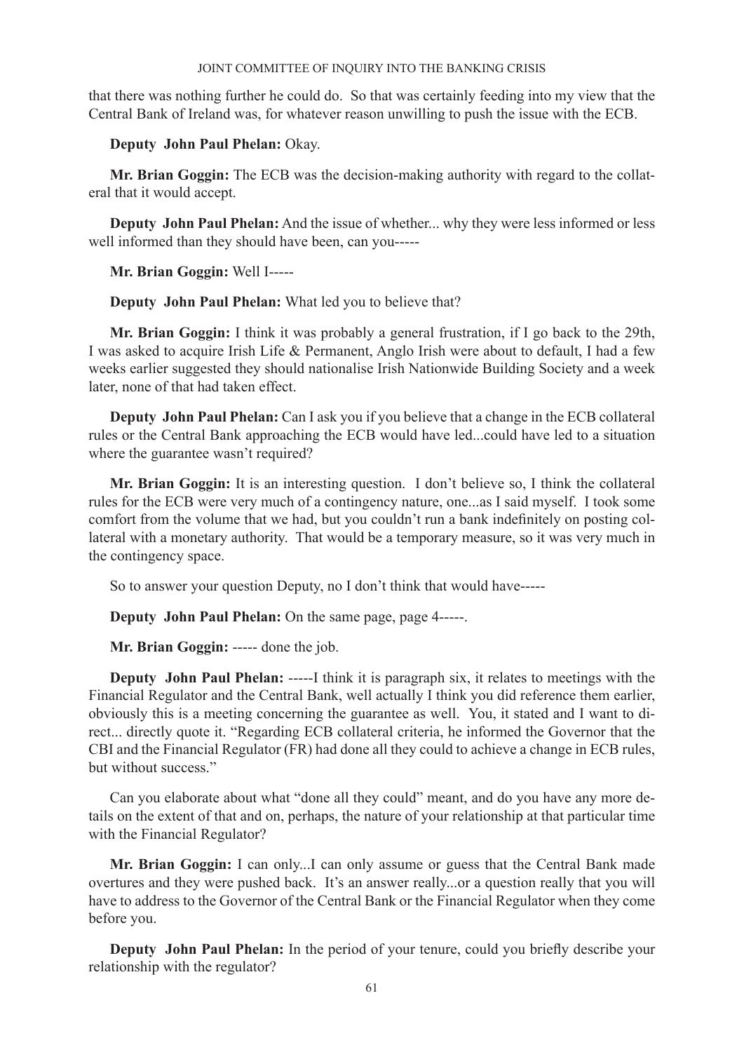that there was nothing further he could do. So that was certainly feeding into my view that the Central Bank of Ireland was, for whatever reason unwilling to push the issue with the ECB.

**Deputy John Paul Phelan:** Okay.

**Mr. Brian Goggin:** The ECB was the decision-making authority with regard to the collateral that it would accept.

**Deputy John Paul Phelan:** And the issue of whether... why they were less informed or less well informed than they should have been, can you-----

**Mr. Brian Goggin:** Well I-----

**Deputy John Paul Phelan:** What led you to believe that?

**Mr. Brian Goggin:** I think it was probably a general frustration, if I go back to the 29th, I was asked to acquire Irish Life & Permanent, Anglo Irish were about to default, I had a few weeks earlier suggested they should nationalise Irish Nationwide Building Society and a week later, none of that had taken effect.

**Deputy John Paul Phelan:** Can I ask you if you believe that a change in the ECB collateral rules or the Central Bank approaching the ECB would have led...could have led to a situation where the guarantee wasn't required?

**Mr. Brian Goggin:** It is an interesting question. I don't believe so, I think the collateral rules for the ECB were very much of a contingency nature, one...as I said myself. I took some comfort from the volume that we had, but you couldn't run a bank indefinitely on posting collateral with a monetary authority. That would be a temporary measure, so it was very much in the contingency space.

So to answer your question Deputy, no I don't think that would have-----

**Deputy John Paul Phelan:** On the same page, page 4-----.

**Mr. Brian Goggin:** ----- done the job.

**Deputy John Paul Phelan:** -----I think it is paragraph six, it relates to meetings with the Financial Regulator and the Central Bank, well actually I think you did reference them earlier, obviously this is a meeting concerning the guarantee as well. You, it stated and I want to direct... directly quote it. "Regarding ECB collateral criteria, he informed the Governor that the CBI and the Financial Regulator (FR) had done all they could to achieve a change in ECB rules, but without success."

Can you elaborate about what "done all they could" meant, and do you have any more details on the extent of that and on, perhaps, the nature of your relationship at that particular time with the Financial Regulator?

**Mr. Brian Goggin:** I can only...I can only assume or guess that the Central Bank made overtures and they were pushed back. It's an answer really...or a question really that you will have to address to the Governor of the Central Bank or the Financial Regulator when they come before you.

**Deputy John Paul Phelan:** In the period of your tenure, could you briefly describe your relationship with the regulator?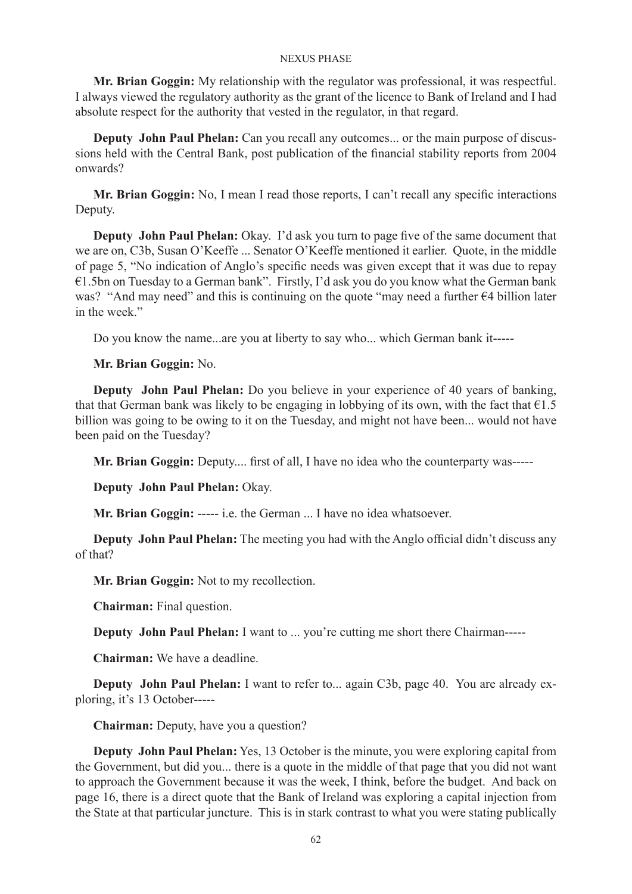**Mr. Brian Goggin:** My relationship with the regulator was professional, it was respectful. I always viewed the regulatory authority as the grant of the licence to Bank of Ireland and I had absolute respect for the authority that vested in the regulator, in that regard.

**Deputy John Paul Phelan:** Can you recall any outcomes... or the main purpose of discussions held with the Central Bank, post publication of the financial stability reports from 2004 onwards?

**Mr. Brian Goggin:** No, I mean I read those reports, I can't recall any specific interactions Deputy.

**Deputy John Paul Phelan:** Okay. I'd ask you turn to page five of the same document that we are on, C3b, Susan O'Keeffe ... Senator O'Keeffe mentioned it earlier. Quote, in the middle of page 5, "No indication of Anglo's specific needs was given except that it was due to repay €1.5bn on Tuesday to a German bank". Firstly, I'd ask you do you know what the German bank was? "And may need" and this is continuing on the quote "may need a further €4 billion later in the week."

Do you know the name...are you at liberty to say who... which German bank it-----

**Mr. Brian Goggin:** No.

**Deputy John Paul Phelan:** Do you believe in your experience of 40 years of banking, that that German bank was likely to be engaging in lobbying of its own, with the fact that €1.5 billion was going to be owing to it on the Tuesday, and might not have been... would not have been paid on the Tuesday?

**Mr. Brian Goggin:** Deputy.... first of all, I have no idea who the counterparty was-----

**Deputy John Paul Phelan:** Okay.

**Mr. Brian Goggin:** ----- i.e. the German ... I have no idea whatsoever.

**Deputy John Paul Phelan:** The meeting you had with the Anglo official didn't discuss any of that?

**Mr. Brian Goggin:** Not to my recollection.

**Chairman:** Final question.

**Deputy John Paul Phelan:** I want to ... you're cutting me short there Chairman-----

**Chairman:** We have a deadline.

**Deputy John Paul Phelan:** I want to refer to... again C3b, page 40. You are already exploring, it's 13 October-----

**Chairman:** Deputy, have you a question?

**Deputy John Paul Phelan:** Yes, 13 October is the minute, you were exploring capital from the Government, but did you... there is a quote in the middle of that page that you did not want to approach the Government because it was the week, I think, before the budget. And back on page 16, there is a direct quote that the Bank of Ireland was exploring a capital injection from the State at that particular juncture. This is in stark contrast to what you were stating publically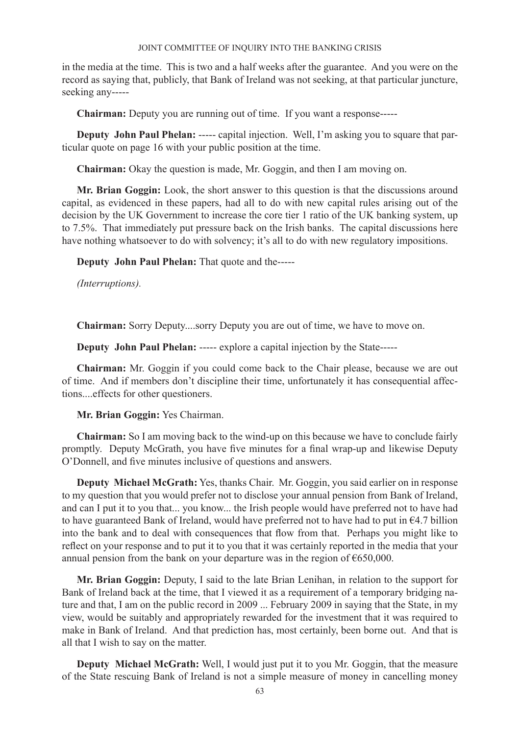in the media at the time. This is two and a half weeks after the guarantee. And you were on the record as saying that, publicly, that Bank of Ireland was not seeking, at that particular juncture, seeking any-----

**Chairman:** Deputy you are running out of time. If you want a response-----

**Deputy John Paul Phelan:** ----- capital injection. Well, I'm asking you to square that particular quote on page 16 with your public position at the time.

**Chairman:** Okay the question is made, Mr. Goggin, and then I am moving on.

**Mr. Brian Goggin:** Look, the short answer to this question is that the discussions around capital, as evidenced in these papers, had all to do with new capital rules arising out of the decision by the UK Government to increase the core tier 1 ratio of the UK banking system, up to 7.5%. That immediately put pressure back on the Irish banks. The capital discussions here have nothing whatsoever to do with solvency; it's all to do with new regulatory impositions.

**Deputy John Paul Phelan:** That quote and the-----

*(Interruptions).*

**Chairman:** Sorry Deputy....sorry Deputy you are out of time, we have to move on.

**Deputy John Paul Phelan:** ----- explore a capital injection by the State-----

**Chairman:** Mr. Goggin if you could come back to the Chair please, because we are out of time. And if members don't discipline their time, unfortunately it has consequential affections....effects for other questioners.

**Mr. Brian Goggin:** Yes Chairman.

**Chairman:** So I am moving back to the wind-up on this because we have to conclude fairly promptly. Deputy McGrath, you have five minutes for a final wrap-up and likewise Deputy O'Donnell, and five minutes inclusive of questions and answers.

**Deputy Michael McGrath:** Yes, thanks Chair. Mr. Goggin, you said earlier on in response to my question that you would prefer not to disclose your annual pension from Bank of Ireland, and can I put it to you that... you know... the Irish people would have preferred not to have had to have guaranteed Bank of Ireland, would have preferred not to have had to put in €4.7 billion into the bank and to deal with consequences that flow from that. Perhaps you might like to reflect on your response and to put it to you that it was certainly reported in the media that your annual pension from the bank on your departure was in the region of €650,000.

**Mr. Brian Goggin:** Deputy, I said to the late Brian Lenihan, in relation to the support for Bank of Ireland back at the time, that I viewed it as a requirement of a temporary bridging nature and that, I am on the public record in 2009 ... February 2009 in saying that the State, in my view, would be suitably and appropriately rewarded for the investment that it was required to make in Bank of Ireland. And that prediction has, most certainly, been borne out. And that is all that I wish to say on the matter.

**Deputy Michael McGrath:** Well, I would just put it to you Mr. Goggin, that the measure of the State rescuing Bank of Ireland is not a simple measure of money in cancelling money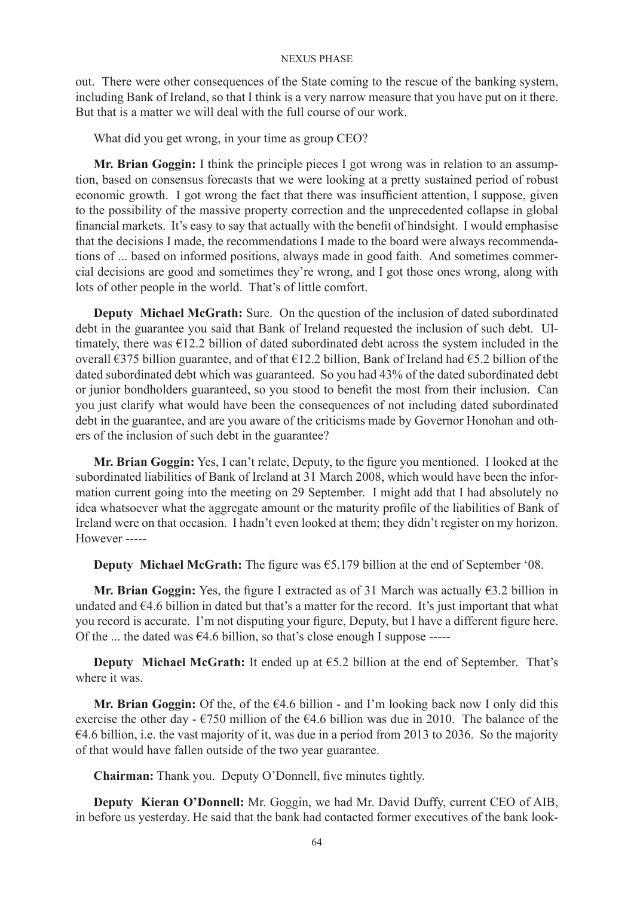out. There were other consequences of the State coming to the rescue of the banking system, including Bank of Ireland, so that I think is a very narrow measure that you have put on it there. But that is a matter we will deal with the full course of our work.

What did you get wrong, in your time as group CEO?

**Mr. Brian Goggin:** I think the principle pieces I got wrong was in relation to an assumption, based on consensus forecasts that we were looking at a pretty sustained period of robust economic growth. I got wrong the fact that there was insufficient attention, I suppose, given to the possibility of the massive property correction and the unprecedented collapse in global financial markets. It's easy to say that actually with the benefit of hindsight. I would emphasise that the decisions I made, the recommendations I made to the board were always recommendations of ... based on informed positions, always made in good faith. And sometimes commercial decisions are good and sometimes they're wrong, and I got those ones wrong, along with lots of other people in the world. That's of little comfort.

**Deputy Michael McGrath:** Sure. On the question of the inclusion of dated subordinated debt in the guarantee you said that Bank of Ireland requested the inclusion of such debt. Ultimately, there was €12.2 billion of dated subordinated debt across the system included in the overall €375 billion guarantee, and of that €12.2 billion, Bank of Ireland had €5.2 billion of the dated subordinated debt which was guaranteed. So you had 43% of the dated subordinated debt or junior bondholders guaranteed, so you stood to benefit the most from their inclusion. Can you just clarify what would have been the consequences of not including dated subordinated debt in the guarantee, and are you aware of the criticisms made by Governor Honohan and others of the inclusion of such debt in the guarantee?

**Mr. Brian Goggin:** Yes, I can't relate, Deputy, to the figure you mentioned. I looked at the subordinated liabilities of Bank of Ireland at 31 March 2008, which would have been the information current going into the meeting on 29 September. I might add that I had absolutely no idea whatsoever what the aggregate amount or the maturity profile of the liabilities of Bank of Ireland were on that occasion. I hadn't even looked at them; they didn't register on my horizon. However -----

**Deputy Michael McGrath:** The figure was €5.179 billion at the end of September '08.

**Mr. Brian Goggin:** Yes, the figure I extracted as of 31 March was actually €3.2 billion in undated and €4.6 billion in dated but that's a matter for the record. It's just important that what you record is accurate. I'm not disputing your figure, Deputy, but I have a different figure here. Of the ... the dated was €4.6 billion, so that's close enough I suppose -----

**Deputy Michael McGrath:** It ended up at €5.2 billion at the end of September. That's where it was.

**Mr. Brian Goggin:** Of the, of the €4.6 billion - and I'm looking back now I only did this exercise the other day - €750 million of the €4.6 billion was due in 2010. The balance of the €4.6 billion, i.e. the vast majority of it, was due in a period from 2013 to 2036. So the majority of that would have fallen outside of the two year guarantee.

**Chairman:** Thank you. Deputy O'Donnell, five minutes tightly.

**Deputy Kieran O'Donnell:** Mr. Goggin, we had Mr. David Duffy, current CEO of AIB, in before us yesterday. He said that the bank had contacted former executives of the bank look-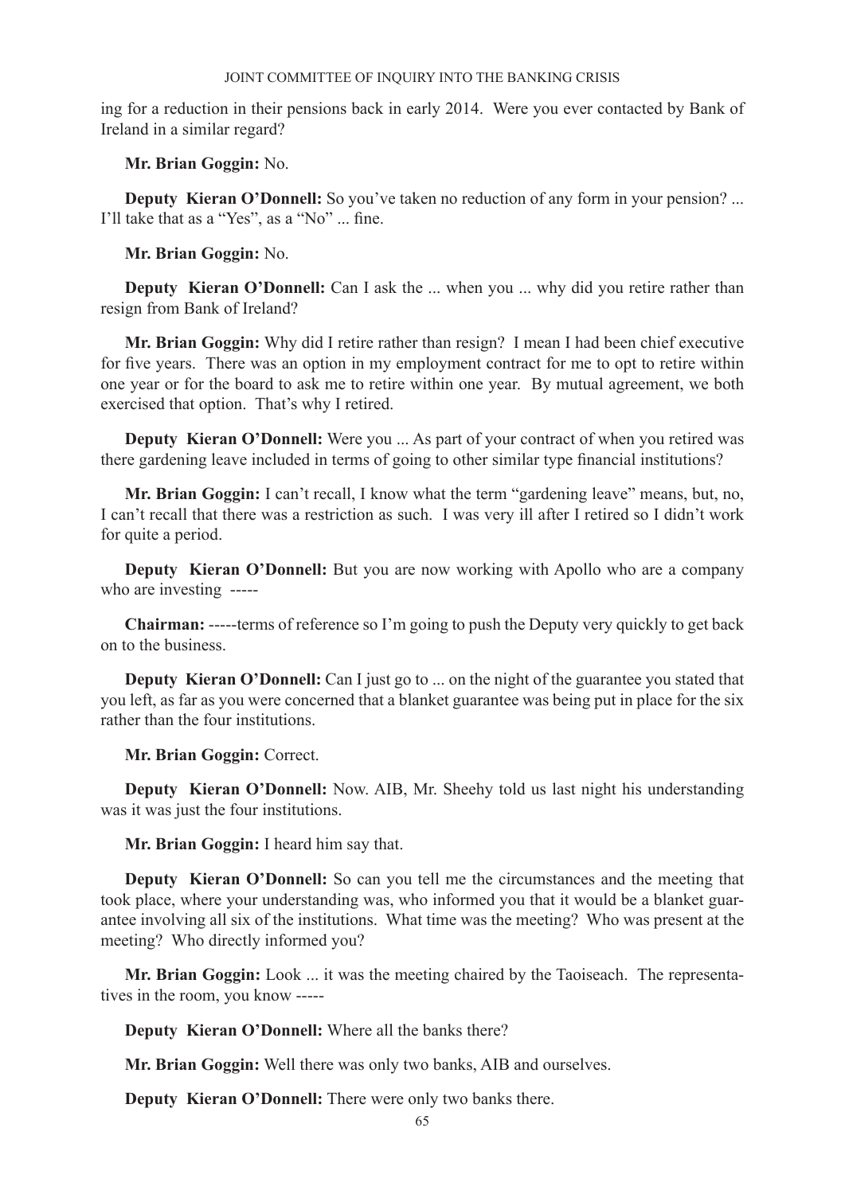ing for a reduction in their pensions back in early 2014. Were you ever contacted by Bank of Ireland in a similar regard?

**Mr. Brian Goggin:** No.

**Deputy Kieran O'Donnell:** So you've taken no reduction of any form in your pension? ... I'll take that as a "Yes", as a "No" ... fine.

**Mr. Brian Goggin:** No.

**Deputy Kieran O'Donnell:** Can I ask the ... when you ... why did you retire rather than resign from Bank of Ireland?

**Mr. Brian Goggin:** Why did I retire rather than resign? I mean I had been chief executive for five years. There was an option in my employment contract for me to opt to retire within one year or for the board to ask me to retire within one year. By mutual agreement, we both exercised that option. That's why I retired.

**Deputy Kieran O'Donnell:** Were you ... As part of your contract of when you retired was there gardening leave included in terms of going to other similar type financial institutions?

**Mr. Brian Goggin:** I can't recall, I know what the term "gardening leave" means, but, no, I can't recall that there was a restriction as such. I was very ill after I retired so I didn't work for quite a period.

**Deputy Kieran O'Donnell:** But you are now working with Apollo who are a company who are investing -----

**Chairman:** -----terms of reference so I'm going to push the Deputy very quickly to get back on to the business.

**Deputy Kieran O'Donnell:** Can I just go to ... on the night of the guarantee you stated that you left, as far as you were concerned that a blanket guarantee was being put in place for the six rather than the four institutions.

**Mr. Brian Goggin:** Correct.

**Deputy Kieran O'Donnell:** Now. AIB, Mr. Sheehy told us last night his understanding was it was just the four institutions.

**Mr. Brian Goggin:** I heard him say that.

**Deputy Kieran O'Donnell:** So can you tell me the circumstances and the meeting that took place, where your understanding was, who informed you that it would be a blanket guarantee involving all six of the institutions. What time was the meeting? Who was present at the meeting? Who directly informed you?

**Mr. Brian Goggin:** Look ... it was the meeting chaired by the Taoiseach. The representatives in the room, you know -----

**Deputy Kieran O'Donnell:** Where all the banks there?

**Mr. Brian Goggin:** Well there was only two banks, AIB and ourselves.

**Deputy Kieran O'Donnell:** There were only two banks there.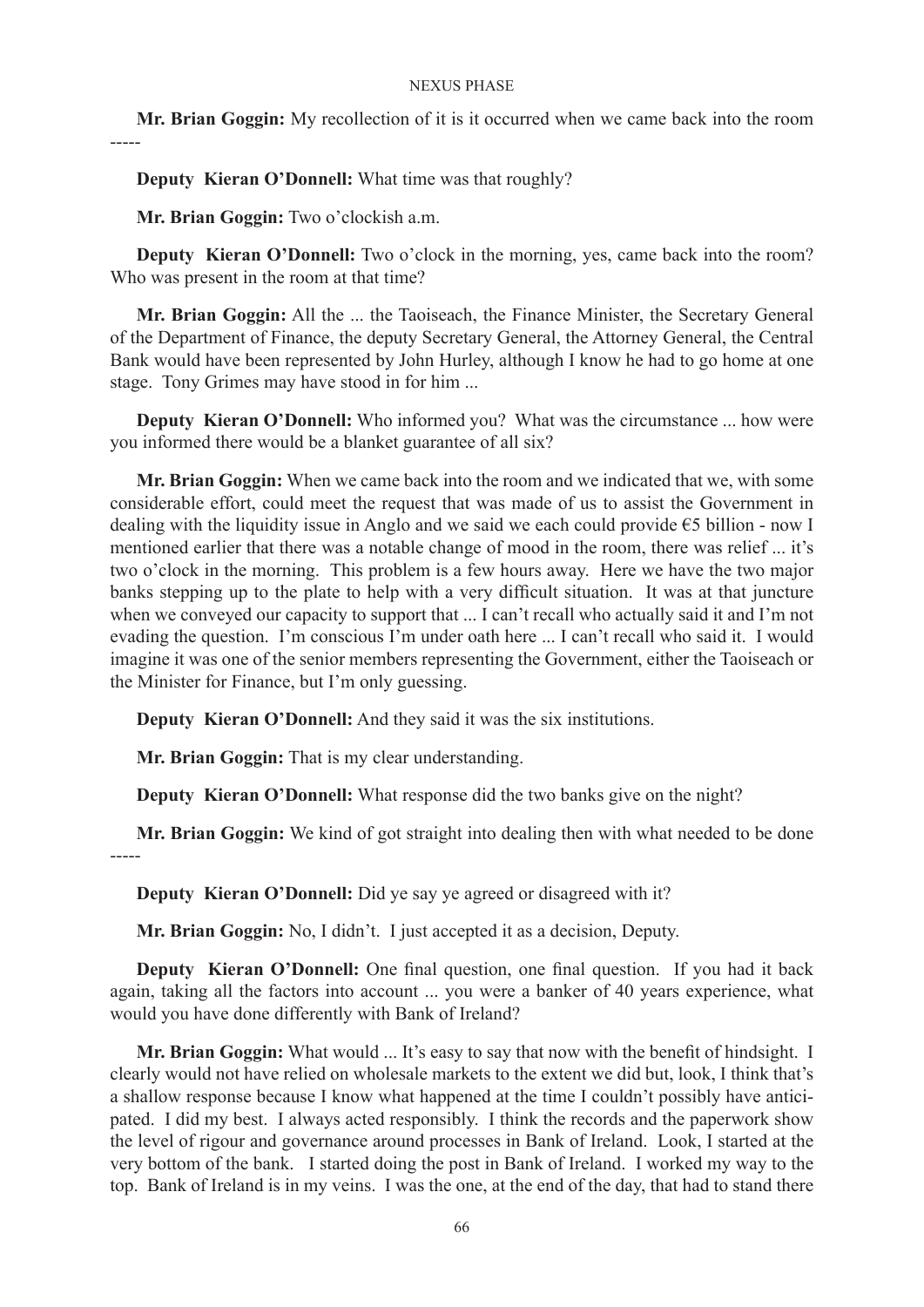**Mr. Brian Goggin:** My recollection of it is it occurred when we came back into the room -----

**Deputy Kieran O'Donnell:** What time was that roughly?

**Mr. Brian Goggin:** Two o'clockish a.m.

**Deputy Kieran O'Donnell:** Two o'clock in the morning, yes, came back into the room? Who was present in the room at that time?

**Mr. Brian Goggin:** All the ... the Taoiseach, the Finance Minister, the Secretary General of the Department of Finance, the deputy Secretary General, the Attorney General, the Central Bank would have been represented by John Hurley, although I know he had to go home at one stage. Tony Grimes may have stood in for him ...

**Deputy Kieran O'Donnell:** Who informed you? What was the circumstance ... how were you informed there would be a blanket guarantee of all six?

**Mr. Brian Goggin:** When we came back into the room and we indicated that we, with some considerable effort, could meet the request that was made of us to assist the Government in dealing with the liquidity issue in Anglo and we said we each could provide €5 billion - now I mentioned earlier that there was a notable change of mood in the room, there was relief ... it's two o'clock in the morning. This problem is a few hours away. Here we have the two major banks stepping up to the plate to help with a very difficult situation. It was at that juncture when we conveyed our capacity to support that ... I can't recall who actually said it and I'm not evading the question. I'm conscious I'm under oath here ... I can't recall who said it. I would imagine it was one of the senior members representing the Government, either the Taoiseach or the Minister for Finance, but I'm only guessing.

**Deputy Kieran O'Donnell:** And they said it was the six institutions.

**Mr. Brian Goggin:** That is my clear understanding.

**Deputy Kieran O'Donnell:** What response did the two banks give on the night?

**Mr. Brian Goggin:** We kind of got straight into dealing then with what needed to be done -----

**Deputy Kieran O'Donnell:** Did ye say ye agreed or disagreed with it?

**Mr. Brian Goggin:** No, I didn't. I just accepted it as a decision, Deputy.

**Deputy Kieran O'Donnell:** One final question, one final question. If you had it back again, taking all the factors into account ... you were a banker of 40 years experience, what would you have done differently with Bank of Ireland?

**Mr. Brian Goggin:** What would ... It's easy to say that now with the benefit of hindsight. I clearly would not have relied on wholesale markets to the extent we did but, look, I think that's a shallow response because I know what happened at the time I couldn't possibly have anticipated. I did my best. I always acted responsibly. I think the records and the paperwork show the level of rigour and governance around processes in Bank of Ireland. Look, I started at the very bottom of the bank. I started doing the post in Bank of Ireland. I worked my way to the top. Bank of Ireland is in my veins. I was the one, at the end of the day, that had to stand there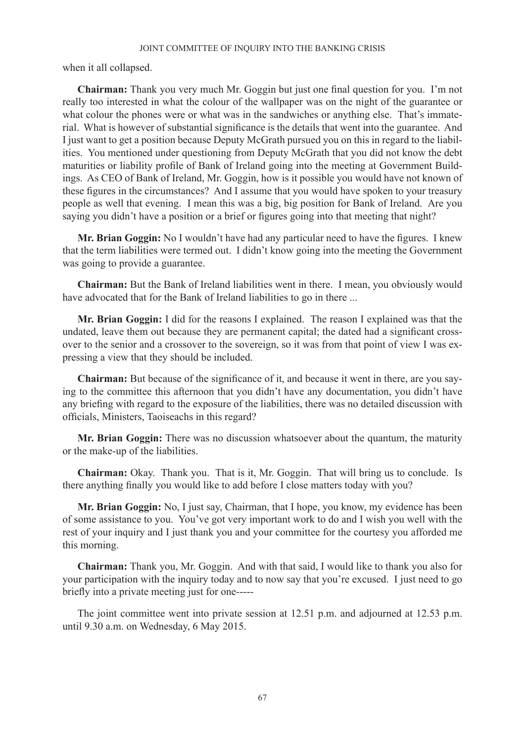when it all collapsed.

**Chairman:** Thank you very much Mr. Goggin but just one final question for you. I'm not really too interested in what the colour of the wallpaper was on the night of the guarantee or what colour the phones were or what was in the sandwiches or anything else. That's immaterial. What is however of substantial significance is the details that went into the guarantee. And I just want to get a position because Deputy McGrath pursued you on this in regard to the liabilities. You mentioned under questioning from Deputy McGrath that you did not know the debt maturities or liability profile of Bank of Ireland going into the meeting at Government Buildings. As CEO of Bank of Ireland, Mr. Goggin, how is it possible you would have not known of these figures in the circumstances? And I assume that you would have spoken to your treasury people as well that evening. I mean this was a big, big position for Bank of Ireland. Are you saying you didn't have a position or a brief or figures going into that meeting that night?

**Mr. Brian Goggin:** No I wouldn't have had any particular need to have the figures. I knew that the term liabilities were termed out. I didn't know going into the meeting the Government was going to provide a guarantee.

**Chairman:** But the Bank of Ireland liabilities went in there. I mean, you obviously would have advocated that for the Bank of Ireland liabilities to go in there ...

**Mr. Brian Goggin:** I did for the reasons I explained. The reason I explained was that the undated, leave them out because they are permanent capital; the dated had a significant crossover to the senior and a crossover to the sovereign, so it was from that point of view I was expressing a view that they should be included.

**Chairman:** But because of the significance of it, and because it went in there, are you saying to the committee this afternoon that you didn't have any documentation, you didn't have any briefing with regard to the exposure of the liabilities, there was no detailed discussion with officials, Ministers, Taoiseachs in this regard?

**Mr. Brian Goggin:** There was no discussion whatsoever about the quantum, the maturity or the make-up of the liabilities.

**Chairman:** Okay. Thank you. That is it, Mr. Goggin. That will bring us to conclude. Is there anything finally you would like to add before I close matters today with you?

**Mr. Brian Goggin:** No, I just say, Chairman, that I hope, you know, my evidence has been of some assistance to you. You've got very important work to do and I wish you well with the rest of your inquiry and I just thank you and your committee for the courtesy you afforded me this morning.

**Chairman:** Thank you, Mr. Goggin. And with that said, I would like to thank you also for your participation with the inquiry today and to now say that you're excused. I just need to go briefly into a private meeting just for one-----

The joint committee went into private session at 12.51 p.m. and adjourned at 12.53 p.m. until 9.30 a.m. on Wednesday, 6 May 2015.